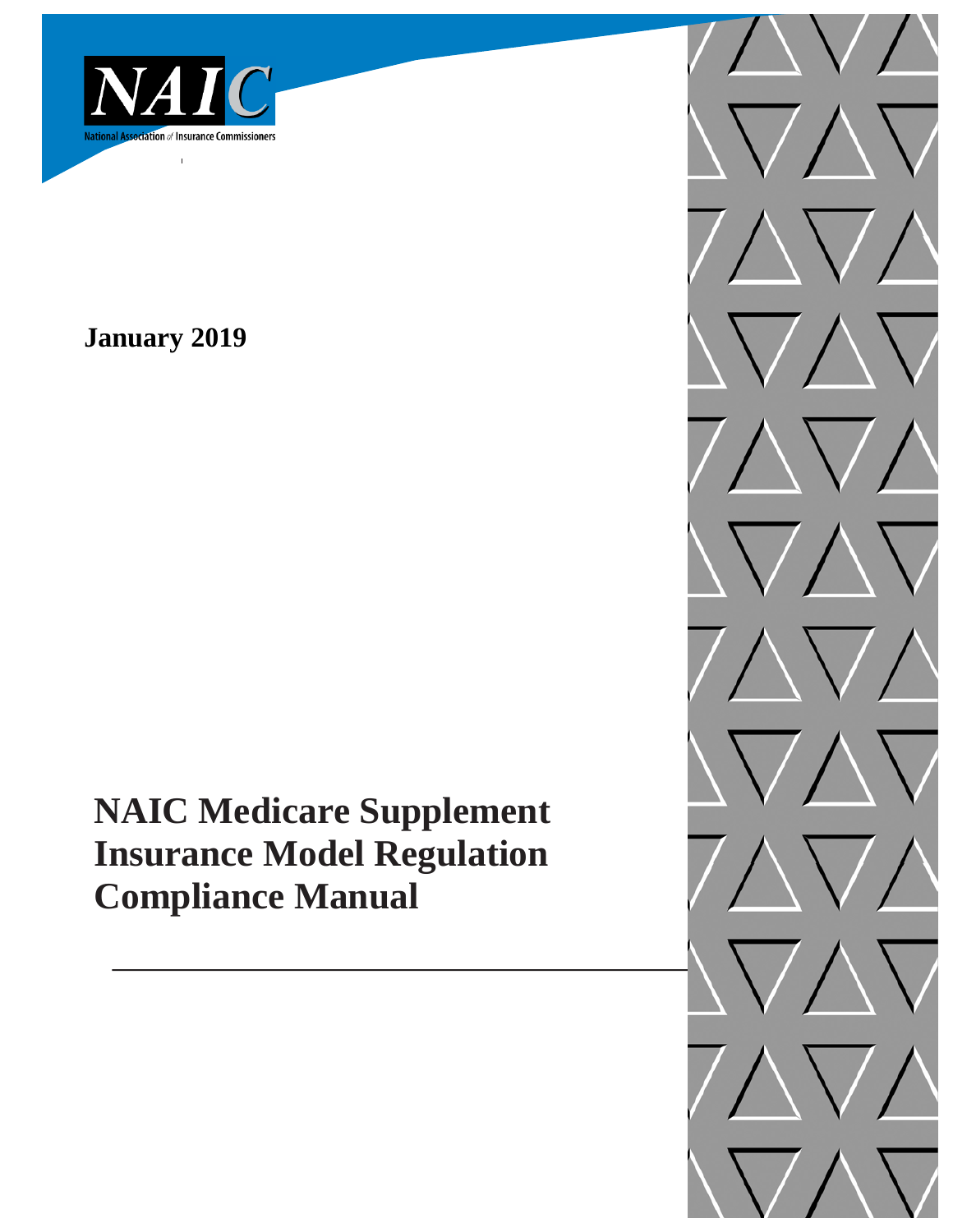NAIC

National Association of Insurance Commissioners

**January 2019**

# NAIC Medicare Supplement Insurance Model Regulation Compliance Manual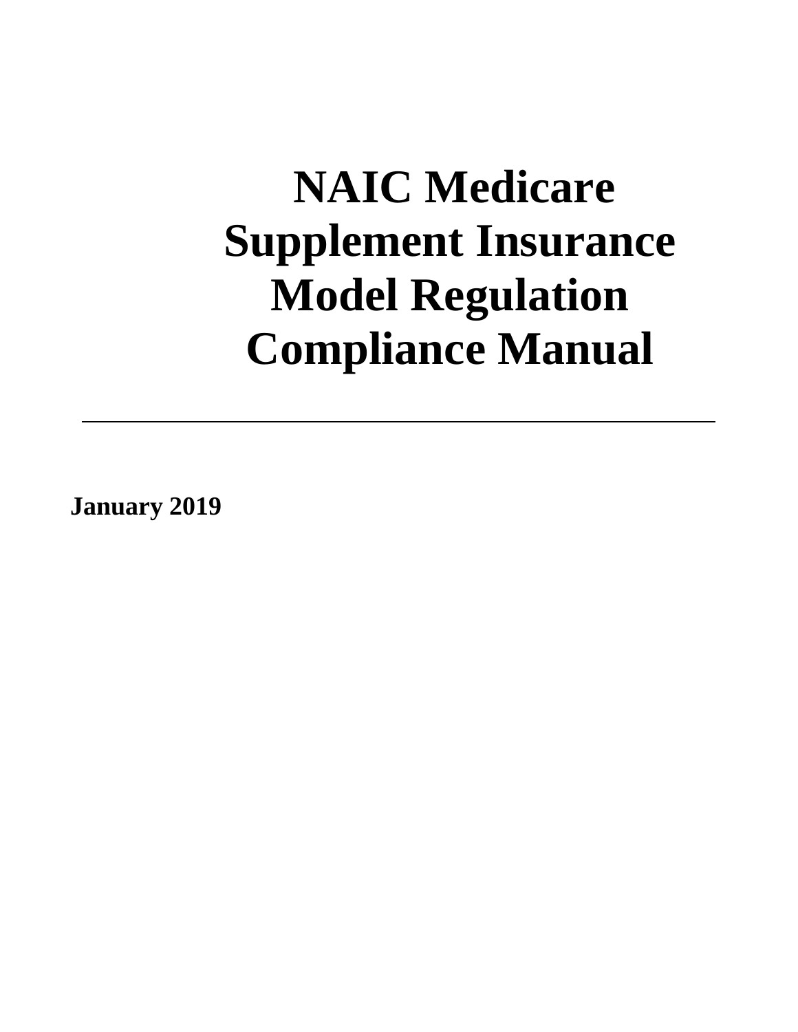# NAIC Medicare Supplement Insurance Model Regulation Compliance Manual

---

**January 2019**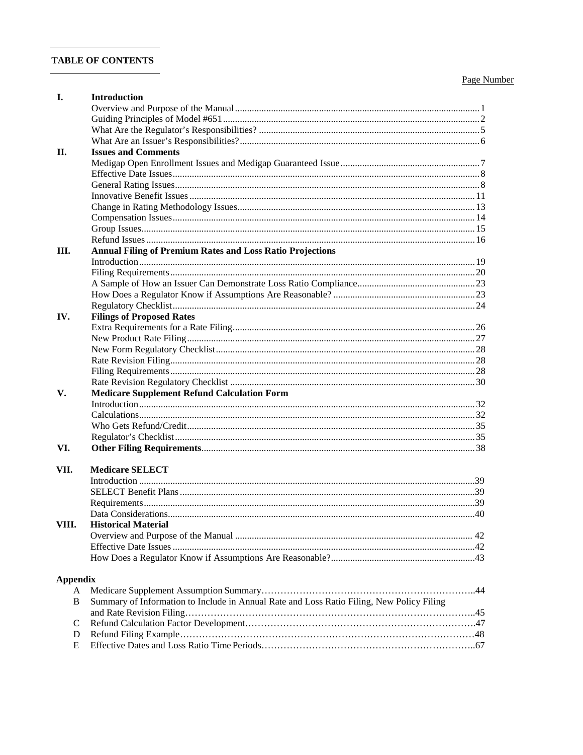## TABLE OF CONTENTS

| | | Page Number |
|---|---|---|
| **I.** | **Introduction** | |
| | Overview and Purpose of the Manual | 1 |
| | Guiding Principles of Model #651 | 2 |
| | What Are the Regulator's Responsibilities? | 5 |
| | What Are an Issuer's Responsibilities? | 6 |
| **II.** | **Issues and Comments** | |
| | Medigap Open Enrollment Issues and Medigap Guaranteed Issue | 7 |
| | Effective Date Issues | 8 |
| | General Rating Issues | 8 |
| | Innovative Benefit Issues | 11 |
| | Change in Rating Methodology Issues | 13 |
| | Compensation Issues | 14 |
| | Group Issues | 15 |
| | Refund Issues | 16 |
| **III.** | **Annual Filing of Premium Rates and Loss Ratio Projections** | |
| | Introduction | 19 |
| | Filing Requirements | 20 |
| | A Sample of How an Issuer Can Demonstrate Loss Ratio Compliance | 23 |
| | How Does a Regulator Know if Assumptions Are Reasonable? | 23 |
| | Regulatory Checklist | 24 |
| **IV.** | **Filings of Proposed Rates** | |
| | Extra Requirements for a Rate Filing | 26 |
| | New Product Rate Filing | 27 |
| | New Form Regulatory Checklist | 28 |
| | Rate Revision Filing | 28 |
| | Filing Requirements | 28 |
| | Rate Revision Regulatory Checklist | 30 |
| **V.** | **Medicare Supplement Refund Calculation Form** | |
| | Introduction | 32 |
| | Calculations | 32 |
| | Who Gets Refund/Credit | 35 |
| | Regulator's Checklist | 35 |
| **VI.** | **Other Filing Requirements** | 38 |
| **VII.** | **Medicare SELECT** | |
| | Introduction | 39 |
| | SELECT Benefit Plans | 39 |
| | Requirements | 39 |
| | Data Considerations | 40 |
| **VIII.** | **Historical Material** | |
| | Overview and Purpose of the Manual | 42 |
| | Effective Date Issues | 42 |
| | How Does a Regulator Know if Assumptions Are Reasonable? | 43 |
| **Appendix** | | |
| A | Medicare Supplement Assumption Summary | 44 |
| B | Summary of Information to Include in Annual Rate and Loss Ratio Filing, New Policy Filing and Rate Revision Filing | 45 |
| C | Refund Calculation Factor Development | 47 |
| D | Refund Filing Example | 48 |
| E | Effective Dates and Loss Ratio Time Periods | 67 |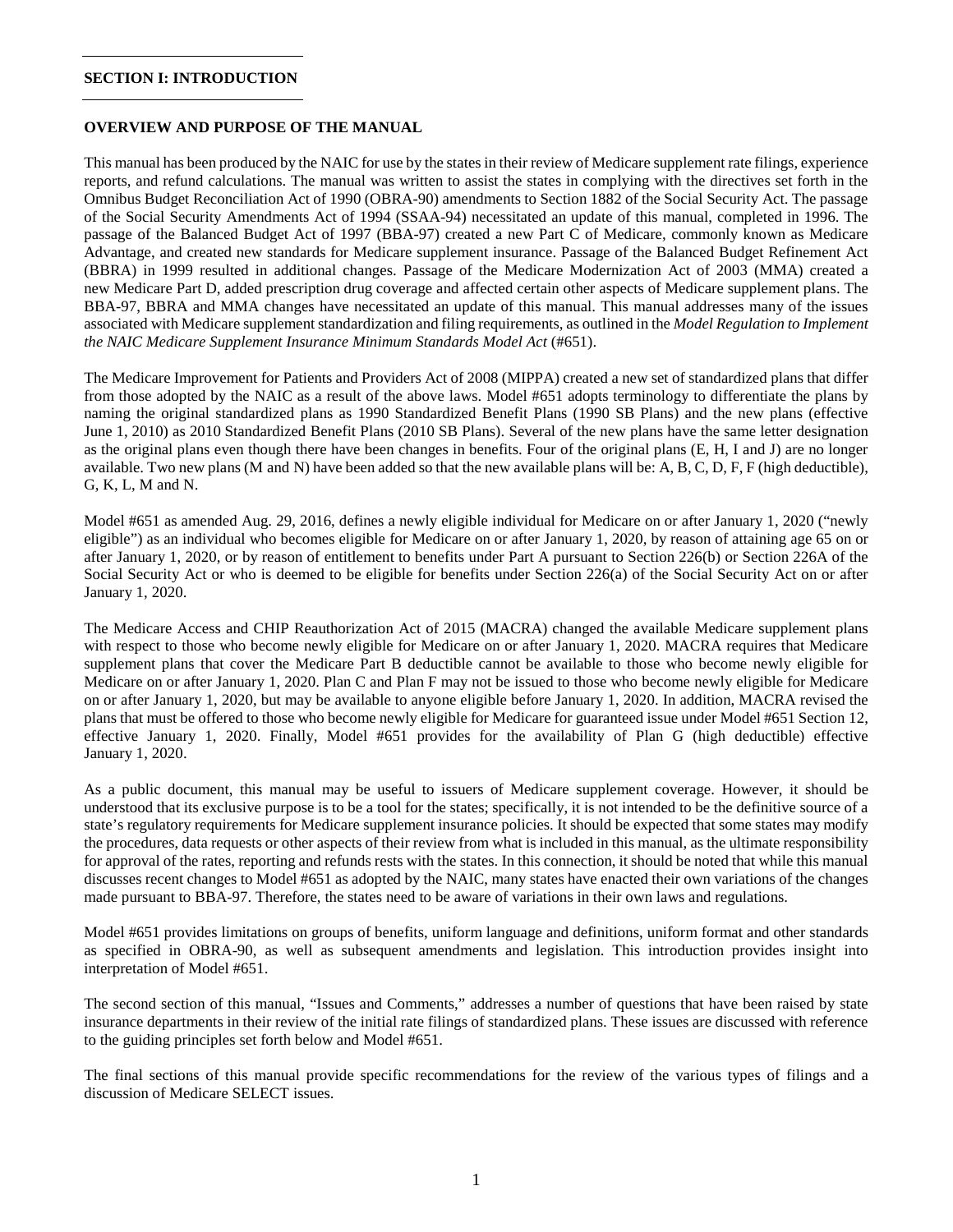## SECTION I: INTRODUCTION

### OVERVIEW AND PURPOSE OF THE MANUAL

This manual has been produced by the NAIC for use by the states in their review of Medicare supplement rate filings, experience reports, and refund calculations. The manual was written to assist the states in complying with the directives set forth in the Omnibus Budget Reconciliation Act of 1990 (OBRA-90) amendments to Section 1882 of the Social Security Act. The passage of the Social Security Amendments Act of 1994 (SSAA-94) necessitated an update of this manual, completed in 1996. The passage of the Balanced Budget Act of 1997 (BBA-97) created a new Part C of Medicare, commonly known as Medicare Advantage, and created new standards for Medicare supplement insurance. Passage of the Balanced Budget Refinement Act (BBRA) in 1999 resulted in additional changes. Passage of the Medicare Modernization Act of 2003 (MMA) created a new Medicare Part D, added prescription drug coverage and affected certain other aspects of Medicare supplement plans. The BBA-97, BBRA and MMA changes have necessitated an update of this manual. This manual addresses many of the issues associated with Medicare supplement standardization and filing requirements, as outlined in the *Model Regulation to Implement the NAIC Medicare Supplement Insurance Minimum Standards Model Act* (#651).

The Medicare Improvement for Patients and Providers Act of 2008 (MIPPA) created a new set of standardized plans that differ from those adopted by the NAIC as a result of the above laws. Model #651 adopts terminology to differentiate the plans by naming the original standardized plans as 1990 Standardized Benefit Plans (1990 SB Plans) and the new plans (effective June 1, 2010) as 2010 Standardized Benefit Plans (2010 SB Plans). Several of the new plans have the same letter designation as the original plans even though there have been changes in benefits. Four of the original plans (E, H, I and J) are no longer available. Two new plans (M and N) have been added so that the new available plans will be: A, B, C, D, F, F (high deductible), G, K, L, M and N.

Model #651 as amended Aug. 29, 2016, defines a newly eligible individual for Medicare on or after January 1, 2020 ("newly eligible") as an individual who becomes eligible for Medicare on or after January 1, 2020, by reason of attaining age 65 on or after January 1, 2020, or by reason of entitlement to benefits under Part A pursuant to Section 226(b) or Section 226A of the Social Security Act or who is deemed to be eligible for benefits under Section 226(a) of the Social Security Act on or after January 1, 2020.

The Medicare Access and CHIP Reauthorization Act of 2015 (MACRA) changed the available Medicare supplement plans with respect to those who become newly eligible for Medicare on or after January 1, 2020. MACRA requires that Medicare supplement plans that cover the Medicare Part B deductible cannot be available to those who become newly eligible for Medicare on or after January 1, 2020. Plan C and Plan F may not be issued to those who become newly eligible for Medicare on or after January 1, 2020, but may be available to anyone eligible before January 1, 2020. In addition, MACRA revised the plans that must be offered to those who become newly eligible for Medicare for guaranteed issue under Model #651 Section 12, effective January 1, 2020. Finally, Model #651 provides for the availability of Plan G (high deductible) effective January 1, 2020.

As a public document, this manual may be useful to issuers of Medicare supplement coverage. However, it should be understood that its exclusive purpose is to be a tool for the states; specifically, it is not intended to be the definitive source of a state's regulatory requirements for Medicare supplement insurance policies. It should be expected that some states may modify the procedures, data requests or other aspects of their review from what is included in this manual, as the ultimate responsibility for approval of the rates, reporting and refunds rests with the states. In this connection, it should be noted that while this manual discusses recent changes to Model #651 as adopted by the NAIC, many states have enacted their own variations of the changes made pursuant to BBA-97. Therefore, the states need to be aware of variations in their own laws and regulations.

Model #651 provides limitations on groups of benefits, uniform language and definitions, uniform format and other standards as specified in OBRA-90, as well as subsequent amendments and legislation. This introduction provides insight into interpretation of Model #651.

The second section of this manual, "Issues and Comments," addresses a number of questions that have been raised by state insurance departments in their review of the initial rate filings of standardized plans. These issues are discussed with reference to the guiding principles set forth below and Model #651.

The final sections of this manual provide specific recommendations for the review of the various types of filings and a discussion of Medicare SELECT issues.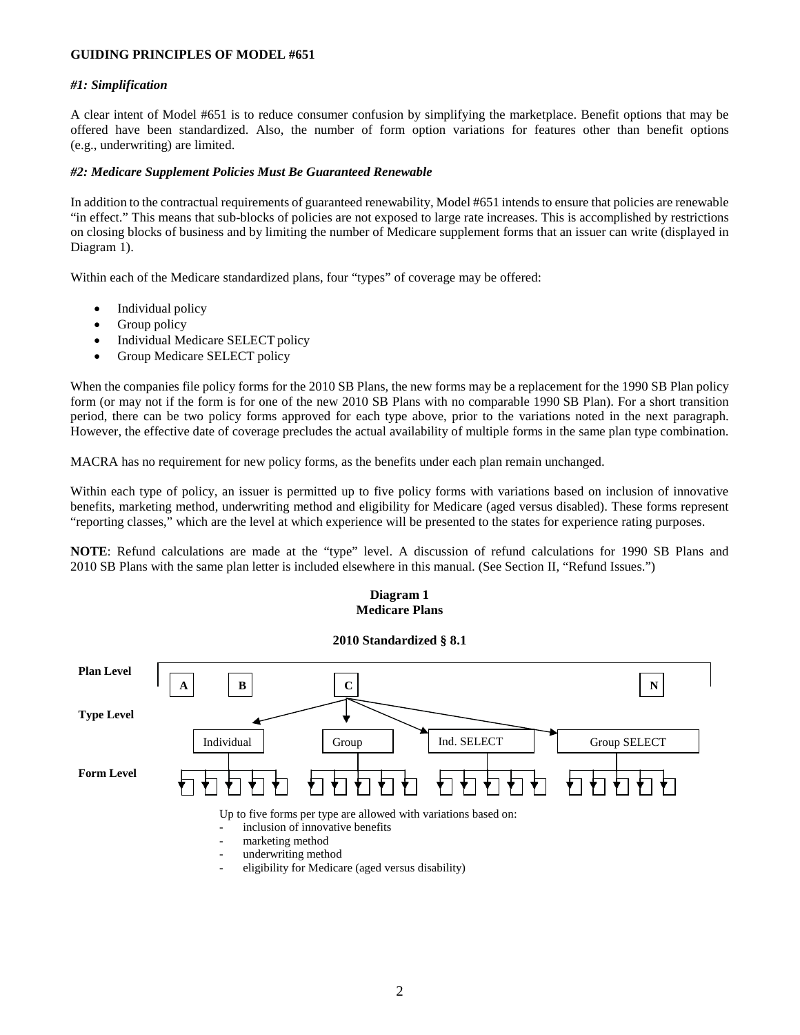**GUIDING PRINCIPLES OF MODEL #651**

***#1: Simplification***

A clear intent of Model #651 is to reduce consumer confusion by simplifying the marketplace. Benefit options that may be offered have been standardized. Also, the number of form option variations for features other than benefit options (e.g., underwriting) are limited.

***#2: Medicare Supplement Policies Must Be Guaranteed Renewable***

In addition to the contractual requirements of guaranteed renewability, Model #651 intends to ensure that policies are renewable "in effect." This means that sub-blocks of policies are not exposed to large rate increases. This is accomplished by restrictions on closing blocks of business and by limiting the number of Medicare supplement forms that an issuer can write (displayed in Diagram 1).

Within each of the Medicare standardized plans, four "types" of coverage may be offered:

- Individual policy
- Group policy
- Individual Medicare SELECT policy
- Group Medicare SELECT policy

When the companies file policy forms for the 2010 SB Plans, the new forms may be a replacement for the 1990 SB Plan policy form (or may not if the form is for one of the new 2010 SB Plans with no comparable 1990 SB Plan). For a short transition period, there can be two policy forms approved for each type above, prior to the variations noted in the next paragraph. However, the effective date of coverage precludes the actual availability of multiple forms in the same plan type combination.

MACRA has no requirement for new policy forms, as the benefits under each plan remain unchanged.

Within each type of policy, an issuer is permitted up to five policy forms with variations based on inclusion of innovative benefits, marketing method, underwriting method and eligibility for Medicare (aged versus disabled). These forms represent "reporting classes," which are the level at which experience will be presented to the states for experience rating purposes.

**NOTE**: Refund calculations are made at the "type" level. A discussion of refund calculations for 1990 SB Plans and 2010 SB Plans with the same plan letter is included elsewhere in this manual. (See Section II, "Refund Issues.")

**Diagram 1**
**Medicare Plans**

**2010 Standardized § 8.1**

**Plan Level**: A, B, C, N

**Type Level**: Individual, Group, Ind. SELECT, Group SELECT

**Form Level**

Up to five forms per type are allowed with variations based on:

- inclusion of innovative benefits
- marketing method
- underwriting method
- eligibility for Medicare (aged versus disability)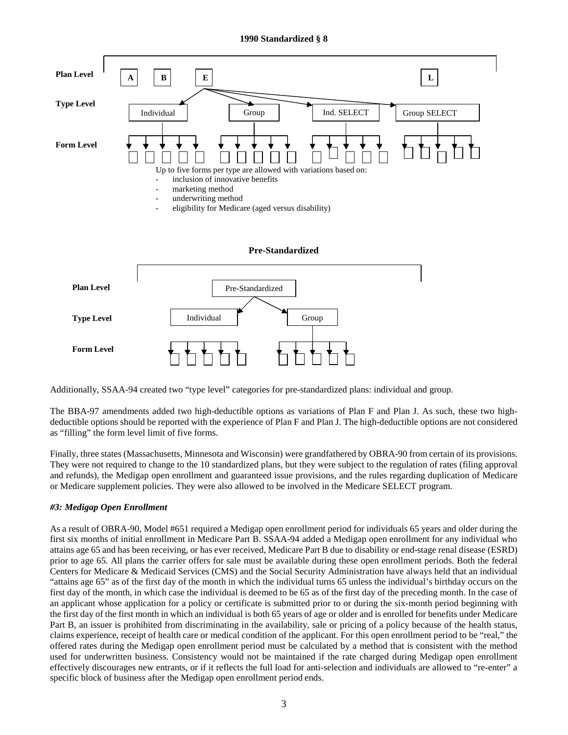**1990 Standardized § 8**

Plan Level: A, B, E, L

Type Level: Individual, Group, Ind. SELECT, Group SELECT

Form Level

Up to five forms per type are allowed with variations based on:

- inclusion of innovative benefits
- marketing method
- underwriting method
- eligibility for Medicare (aged versus disability)

**Pre-Standardized**

Plan Level: Pre-Standardized

Type Level: Individual, Group

Form Level

Additionally, SSAA-94 created two "type level" categories for pre-standardized plans: individual and group.

The BBA-97 amendments added two high-deductible options as variations of Plan F and Plan J. As such, these two high-deductible options should be reported with the experience of Plan F and Plan J. The high-deductible options are not considered as "filling" the form level limit of five forms.

Finally, three states (Massachusetts, Minnesota and Wisconsin) were grandfathered by OBRA-90 from certain of its provisions. They were not required to change to the 10 standardized plans, but they were subject to the regulation of rates (filing approval and refunds), the Medigap open enrollment and guaranteed issue provisions, and the rules regarding duplication of Medicare or Medicare supplement policies. They were also allowed to be involved in the Medicare SELECT program.

***#3: Medigap Open Enrollment***

As a result of OBRA-90, Model #651 required a Medigap open enrollment period for individuals 65 years and older during the first six months of initial enrollment in Medicare Part B. SSAA-94 added a Medigap open enrollment for any individual who attains age 65 and has been receiving, or has ever received, Medicare Part B due to disability or end-stage renal disease (ESRD) prior to age 65. All plans the carrier offers for sale must be available during these open enrollment periods. Both the federal Centers for Medicare & Medicaid Services (CMS) and the Social Security Administration have always held that an individual "attains age 65" as of the first day of the month in which the individual turns 65 unless the individual's birthday occurs on the first day of the month, in which case the individual is deemed to be 65 as of the first day of the preceding month. In the case of an applicant whose application for a policy or certificate is submitted prior to or during the six-month period beginning with the first day of the first month in which an individual is both 65 years of age or older and is enrolled for benefits under Medicare Part B, an issuer is prohibited from discriminating in the availability, sale or pricing of a policy because of the health status, claims experience, receipt of health care or medical condition of the applicant. For this open enrollment period to be "real," the offered rates during the Medigap open enrollment period must be calculated by a method that is consistent with the method used for underwritten business. Consistency would not be maintained if the rate charged during Medigap open enrollment effectively discourages new entrants, or if it reflects the full load for anti-selection and individuals are allowed to "re-enter" a specific block of business after the Medigap open enrollment period ends.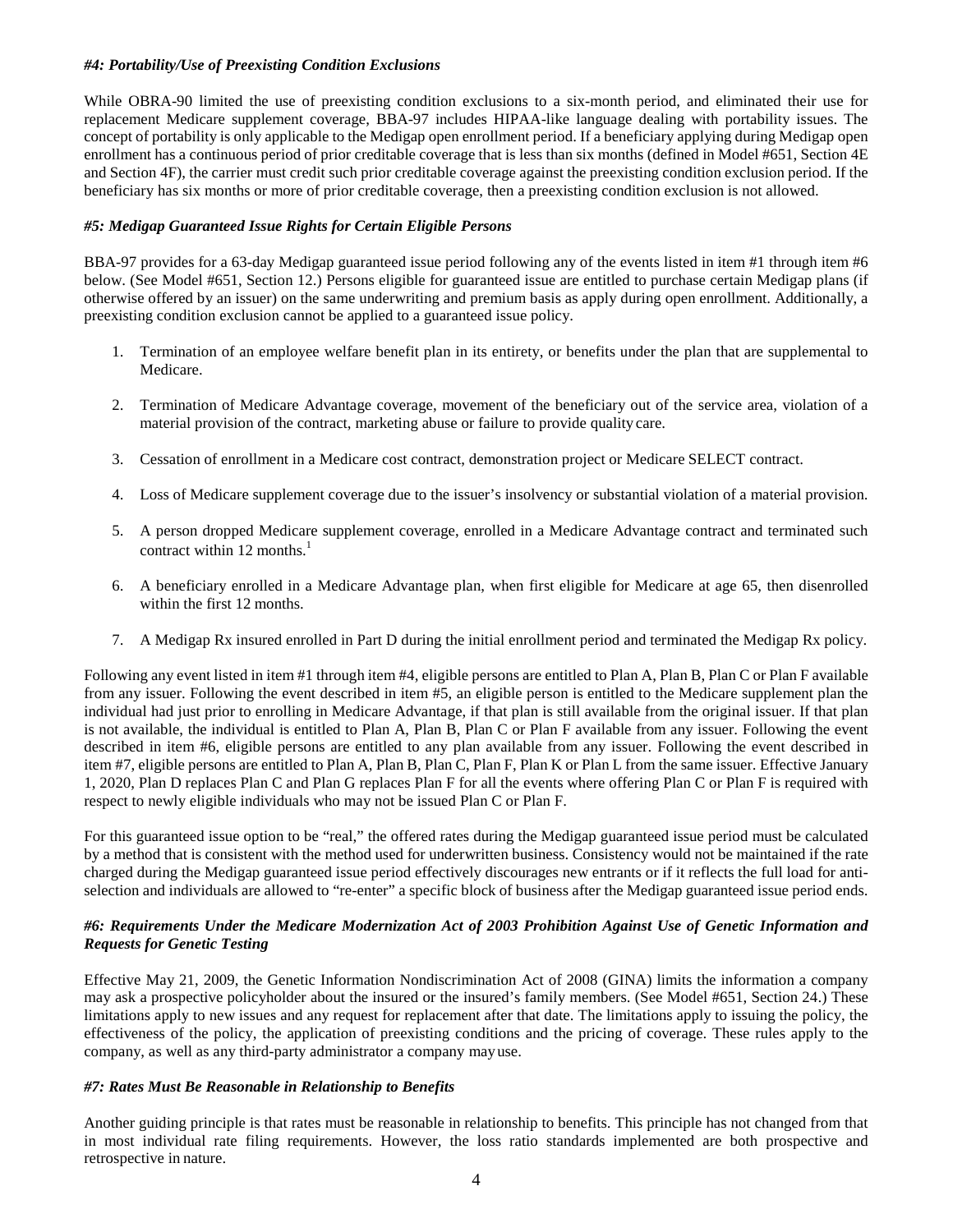#### *#4: Portability/Use of Preexisting Condition Exclusions*

While OBRA-90 limited the use of preexisting condition exclusions to a six-month period, and eliminated their use for replacement Medicare supplement coverage, BBA-97 includes HIPAA-like language dealing with portability issues. The concept of portability is only applicable to the Medigap open enrollment period. If a beneficiary applying during Medigap open enrollment has a continuous period of prior creditable coverage that is less than six months (defined in Model #651, Section 4E and Section 4F), the carrier must credit such prior creditable coverage against the preexisting condition exclusion period. If the beneficiary has six months or more of prior creditable coverage, then a preexisting condition exclusion is not allowed.

#### *#5: Medigap Guaranteed Issue Rights for Certain Eligible Persons*

BBA-97 provides for a 63-day Medigap guaranteed issue period following any of the events listed in item #1 through item #6 below. (See Model #651, Section 12.) Persons eligible for guaranteed issue are entitled to purchase certain Medigap plans (if otherwise offered by an issuer) on the same underwriting and premium basis as apply during open enrollment. Additionally, a preexisting condition exclusion cannot be applied to a guaranteed issue policy.

1. Termination of an employee welfare benefit plan in its entirety, or benefits under the plan that are supplemental to Medicare.
2. Termination of Medicare Advantage coverage, movement of the beneficiary out of the service area, violation of a material provision of the contract, marketing abuse or failure to provide quality care.
3. Cessation of enrollment in a Medicare cost contract, demonstration project or Medicare SELECT contract.
4. Loss of Medicare supplement coverage due to the issuer's insolvency or substantial violation of a material provision.
5. A person dropped Medicare supplement coverage, enrolled in a Medicare Advantage contract and terminated such contract within 12 months.[1]
6. A beneficiary enrolled in a Medicare Advantage plan, when first eligible for Medicare at age 65, then disenrolled within the first 12 months.
7. A Medigap Rx insured enrolled in Part D during the initial enrollment period and terminated the Medigap Rx policy.

Following any event listed in item #1 through item #4, eligible persons are entitled to Plan A, Plan B, Plan C or Plan F available from any issuer. Following the event described in item #5, an eligible person is entitled to the Medicare supplement plan the individual had just prior to enrolling in Medicare Advantage, if that plan is still available from the original issuer. If that plan is not available, the individual is entitled to Plan A, Plan B, Plan C or Plan F available from any issuer. Following the event described in item #6, eligible persons are entitled to any plan available from any issuer. Following the event described in item #7, eligible persons are entitled to Plan A, Plan B, Plan C, Plan F, Plan K or Plan L from the same issuer. Effective January 1, 2020, Plan D replaces Plan C and Plan G replaces Plan F for all the events where offering Plan C or Plan F is required with respect to newly eligible individuals who may not be issued Plan C or Plan F.

For this guaranteed issue option to be "real," the offered rates during the Medigap guaranteed issue period must be calculated by a method that is consistent with the method used for underwritten business. Consistency would not be maintained if the rate charged during the Medigap guaranteed issue period effectively discourages new entrants or if it reflects the full load for anti-selection and individuals are allowed to "re-enter" a specific block of business after the Medigap guaranteed issue period ends.

#### *#6: Requirements Under the Medicare Modernization Act of 2003 Prohibition Against Use of Genetic Information and Requests for Genetic Testing*

Effective May 21, 2009, the Genetic Information Nondiscrimination Act of 2008 (GINA) limits the information a company may ask a prospective policyholder about the insured or the insured's family members. (See Model #651, Section 24.) These limitations apply to new issues and any request for replacement after that date. The limitations apply to issuing the policy, the effectiveness of the policy, the application of preexisting conditions and the pricing of coverage. These rules apply to the company, as well as any third-party administrator a company may use.

#### *#7: Rates Must Be Reasonable in Relationship to Benefits*

Another guiding principle is that rates must be reasonable in relationship to benefits. This principle has not changed from that in most individual rate filing requirements. However, the loss ratio standards implemented are both prospective and retrospective in nature.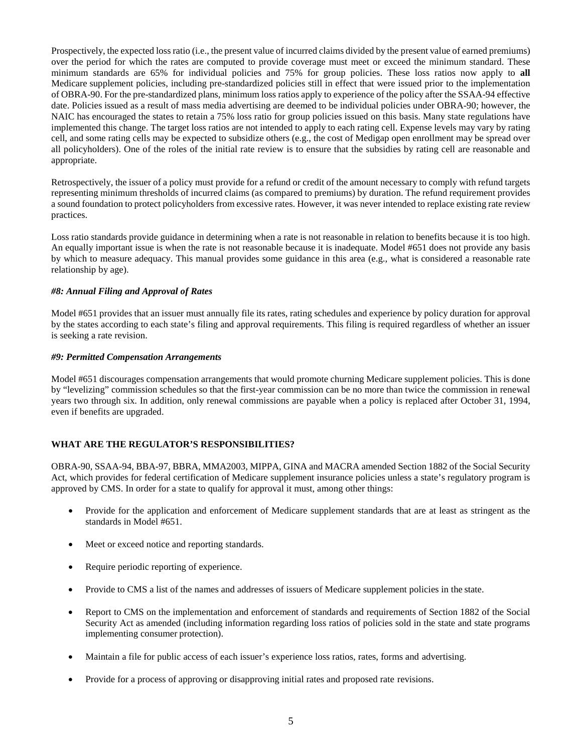Prospectively, the expected loss ratio (i.e., the present value of incurred claims divided by the present value of earned premiums) over the period for which the rates are computed to provide coverage must meet or exceed the minimum standard. These minimum standards are 65% for individual policies and 75% for group policies. These loss ratios now apply to **all** Medicare supplement policies, including pre-standardized policies still in effect that were issued prior to the implementation of OBRA-90. For the pre-standardized plans, minimum loss ratios apply to experience of the policy after the SSAA-94 effective date. Policies issued as a result of mass media advertising are deemed to be individual policies under OBRA-90; however, the NAIC has encouraged the states to retain a 75% loss ratio for group policies issued on this basis. Many state regulations have implemented this change. The target loss ratios are not intended to apply to each rating cell. Expense levels may vary by rating cell, and some rating cells may be expected to subsidize others (e.g., the cost of Medigap open enrollment may be spread over all policyholders). One of the roles of the initial rate review is to ensure that the subsidies by rating cell are reasonable and appropriate.

Retrospectively, the issuer of a policy must provide for a refund or credit of the amount necessary to comply with refund targets representing minimum thresholds of incurred claims (as compared to premiums) by duration. The refund requirement provides a sound foundation to protect policyholders from excessive rates. However, it was never intended to replace existing rate review practices.

Loss ratio standards provide guidance in determining when a rate is not reasonable in relation to benefits because it is too high. An equally important issue is when the rate is not reasonable because it is inadequate. Model #651 does not provide any basis by which to measure adequacy. This manual provides some guidance in this area (e.g., what is considered a reasonable rate relationship by age).

#### *#8: Annual Filing and Approval of Rates*

Model #651 provides that an issuer must annually file its rates, rating schedules and experience by policy duration for approval by the states according to each state's filing and approval requirements. This filing is required regardless of whether an issuer is seeking a rate revision.

#### *#9: Permitted Compensation Arrangements*

Model #651 discourages compensation arrangements that would promote churning Medicare supplement policies. This is done by "levelizing" commission schedules so that the first-year commission can be no more than twice the commission in renewal years two through six. In addition, only renewal commissions are payable when a policy is replaced after October 31, 1994, even if benefits are upgraded.

## WHAT ARE THE REGULATOR'S RESPONSIBILITIES?

OBRA-90, SSAA-94, BBA-97, BBRA, MMA2003, MIPPA, GINA and MACRA amended Section 1882 of the Social Security Act, which provides for federal certification of Medicare supplement insurance policies unless a state's regulatory program is approved by CMS. In order for a state to qualify for approval it must, among other things:

- Provide for the application and enforcement of Medicare supplement standards that are at least as stringent as the standards in Model #651.
- Meet or exceed notice and reporting standards.
- Require periodic reporting of experience.
- Provide to CMS a list of the names and addresses of issuers of Medicare supplement policies in the state.
- Report to CMS on the implementation and enforcement of standards and requirements of Section 1882 of the Social Security Act as amended (including information regarding loss ratios of policies sold in the state and state programs implementing consumer protection).
- Maintain a file for public access of each issuer's experience loss ratios, rates, forms and advertising.
- Provide for a process of approving or disapproving initial rates and proposed rate revisions.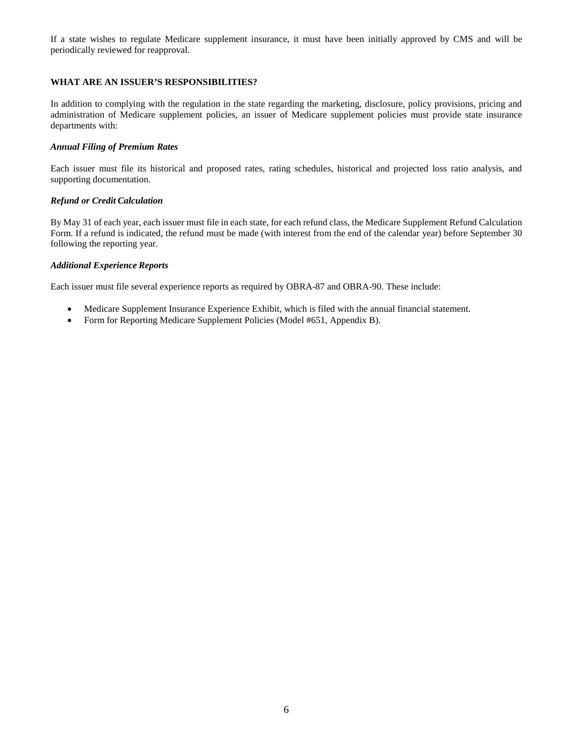If a state wishes to regulate Medicare supplement insurance, it must have been initially approved by CMS and will be periodically reviewed for reapproval.

## WHAT ARE AN ISSUER'S RESPONSIBILITIES?

In addition to complying with the regulation in the state regarding the marketing, disclosure, policy provisions, pricing and administration of Medicare supplement policies, an issuer of Medicare supplement policies must provide state insurance departments with:

### *Annual Filing of Premium Rates*

Each issuer must file its historical and proposed rates, rating schedules, historical and projected loss ratio analysis, and supporting documentation.

### *Refund or Credit Calculation*

By May 31 of each year, each issuer must file in each state, for each refund class, the Medicare Supplement Refund Calculation Form. If a refund is indicated, the refund must be made (with interest from the end of the calendar year) before September 30 following the reporting year.

### *Additional Experience Reports*

Each issuer must file several experience reports as required by OBRA-87 and OBRA-90. These include:

- Medicare Supplement Insurance Experience Exhibit, which is filed with the annual financial statement.
- Form for Reporting Medicare Supplement Policies (Model #651, Appendix B).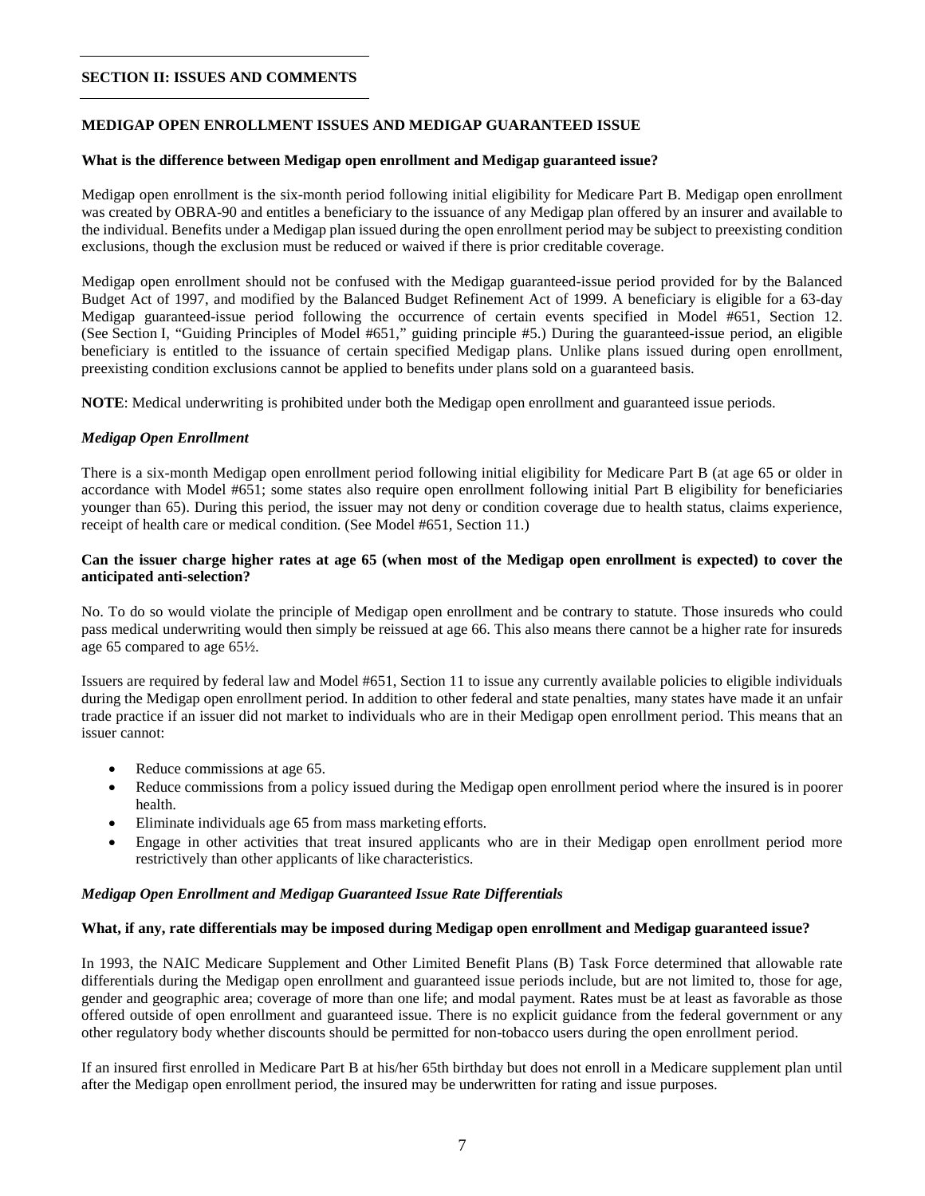## SECTION II: ISSUES AND COMMENTS

### MEDIGAP OPEN ENROLLMENT ISSUES AND MEDIGAP GUARANTEED ISSUE

**What is the difference between Medigap open enrollment and Medigap guaranteed issue?**

Medigap open enrollment is the six-month period following initial eligibility for Medicare Part B. Medigap open enrollment was created by OBRA-90 and entitles a beneficiary to the issuance of any Medigap plan offered by an insurer and available to the individual. Benefits under a Medigap plan issued during the open enrollment period may be subject to preexisting condition exclusions, though the exclusion must be reduced or waived if there is prior creditable coverage.

Medigap open enrollment should not be confused with the Medigap guaranteed-issue period provided for by the Balanced Budget Act of 1997, and modified by the Balanced Budget Refinement Act of 1999. A beneficiary is eligible for a 63-day Medigap guaranteed-issue period following the occurrence of certain events specified in Model #651, Section 12. (See Section I, "Guiding Principles of Model #651," guiding principle #5.) During the guaranteed-issue period, an eligible beneficiary is entitled to the issuance of certain specified Medigap plans. Unlike plans issued during open enrollment, preexisting condition exclusions cannot be applied to benefits under plans sold on a guaranteed basis.

**NOTE**: Medical underwriting is prohibited under both the Medigap open enrollment and guaranteed issue periods.

#### *Medigap Open Enrollment*

There is a six-month Medigap open enrollment period following initial eligibility for Medicare Part B (at age 65 or older in accordance with Model #651; some states also require open enrollment following initial Part B eligibility for beneficiaries younger than 65). During this period, the issuer may not deny or condition coverage due to health status, claims experience, receipt of health care or medical condition. (See Model #651, Section 11.)

**Can the issuer charge higher rates at age 65 (when most of the Medigap open enrollment is expected) to cover the anticipated anti-selection?**

No. To do so would violate the principle of Medigap open enrollment and be contrary to statute. Those insureds who could pass medical underwriting would then simply be reissued at age 66. This also means there cannot be a higher rate for insureds age 65 compared to age 65½.

Issuers are required by federal law and Model #651, Section 11 to issue any currently available policies to eligible individuals during the Medigap open enrollment period. In addition to other federal and state penalties, many states have made it an unfair trade practice if an issuer did not market to individuals who are in their Medigap open enrollment period. This means that an issuer cannot:

- Reduce commissions at age 65.
- Reduce commissions from a policy issued during the Medigap open enrollment period where the insured is in poorer health.
- Eliminate individuals age 65 from mass marketing efforts.
- Engage in other activities that treat insured applicants who are in their Medigap open enrollment period more restrictively than other applicants of like characteristics.

#### *Medigap Open Enrollment and Medigap Guaranteed Issue Rate Differentials*

**What, if any, rate differentials may be imposed during Medigap open enrollment and Medigap guaranteed issue?**

In 1993, the NAIC Medicare Supplement and Other Limited Benefit Plans (B) Task Force determined that allowable rate differentials during the Medigap open enrollment and guaranteed issue periods include, but are not limited to, those for age, gender and geographic area; coverage of more than one life; and modal payment. Rates must be at least as favorable as those offered outside of open enrollment and guaranteed issue. There is no explicit guidance from the federal government or any other regulatory body whether discounts should be permitted for non-tobacco users during the open enrollment period.

If an insured first enrolled in Medicare Part B at his/her 65th birthday but does not enroll in a Medicare supplement plan until after the Medigap open enrollment period, the insured may be underwritten for rating and issue purposes.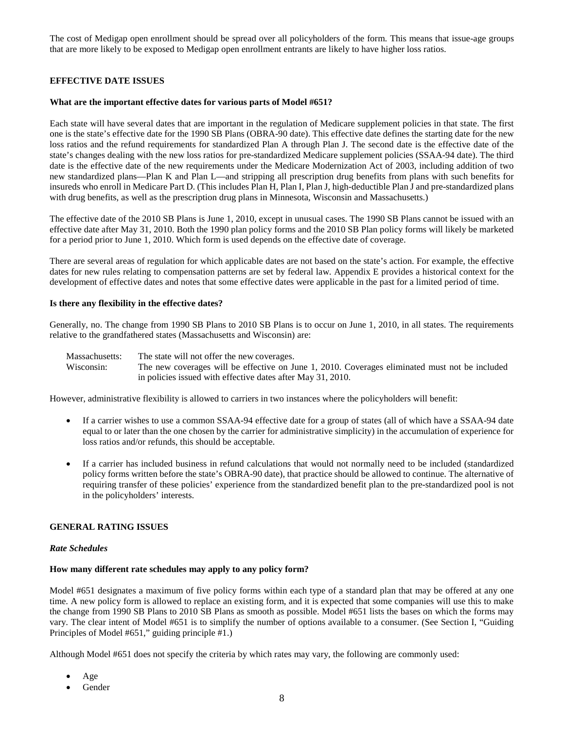The cost of Medigap open enrollment should be spread over all policyholders of the form. This means that issue-age groups that are more likely to be exposed to Medigap open enrollment entrants are likely to have higher loss ratios.

## EFFECTIVE DATE ISSUES

### What are the important effective dates for various parts of Model #651?

Each state will have several dates that are important in the regulation of Medicare supplement policies in that state. The first one is the state's effective date for the 1990 SB Plans (OBRA-90 date). This effective date defines the starting date for the new loss ratios and the refund requirements for standardized Plan A through Plan J. The second date is the effective date of the state's changes dealing with the new loss ratios for pre-standardized Medicare supplement policies (SSAA-94 date). The third date is the effective date of the new requirements under the Medicare Modernization Act of 2003, including addition of two new standardized plans—Plan K and Plan L—and stripping all prescription drug benefits from plans with such benefits for insureds who enroll in Medicare Part D. (This includes Plan H, Plan I, Plan J, high-deductible Plan J and pre-standardized plans with drug benefits, as well as the prescription drug plans in Minnesota, Wisconsin and Massachusetts.)

The effective date of the 2010 SB Plans is June 1, 2010, except in unusual cases. The 1990 SB Plans cannot be issued with an effective date after May 31, 2010. Both the 1990 plan policy forms and the 2010 SB Plan policy forms will likely be marketed for a period prior to June 1, 2010. Which form is used depends on the effective date of coverage.

There are several areas of regulation for which applicable dates are not based on the state's action. For example, the effective dates for new rules relating to compensation patterns are set by federal law. Appendix E provides a historical context for the development of effective dates and notes that some effective dates were applicable in the past for a limited period of time.

### Is there any flexibility in the effective dates?

Generally, no. The change from 1990 SB Plans to 2010 SB Plans is to occur on June 1, 2010, in all states. The requirements relative to the grandfathered states (Massachusetts and Wisconsin) are:

| | |
|---|---|
| Massachusetts: | The state will not offer the new coverages. |
| Wisconsin: | The new coverages will be effective on June 1, 2010. Coverages eliminated must not be included in policies issued with effective dates after May 31, 2010. |

However, administrative flexibility is allowed to carriers in two instances where the policyholders will benefit:

- If a carrier wishes to use a common SSAA-94 effective date for a group of states (all of which have a SSAA-94 date equal to or later than the one chosen by the carrier for administrative simplicity) in the accumulation of experience for loss ratios and/or refunds, this should be acceptable.

- If a carrier has included business in refund calculations that would not normally need to be included (standardized policy forms written before the state's OBRA-90 date), that practice should be allowed to continue. The alternative of requiring transfer of these policies' experience from the standardized benefit plan to the pre-standardized pool is not in the policyholders' interests.

## GENERAL RATING ISSUES

### *Rate Schedules*

### How many different rate schedules may apply to any policy form?

Model #651 designates a maximum of five policy forms within each type of a standard plan that may be offered at any one time. A new policy form is allowed to replace an existing form, and it is expected that some companies will use this to make the change from 1990 SB Plans to 2010 SB Plans as smooth as possible. Model #651 lists the bases on which the forms may vary. The clear intent of Model #651 is to simplify the number of options available to a consumer. (See Section I, "Guiding Principles of Model #651," guiding principle #1.)

Although Model #651 does not specify the criteria by which rates may vary, the following are commonly used:

- Age
- Gender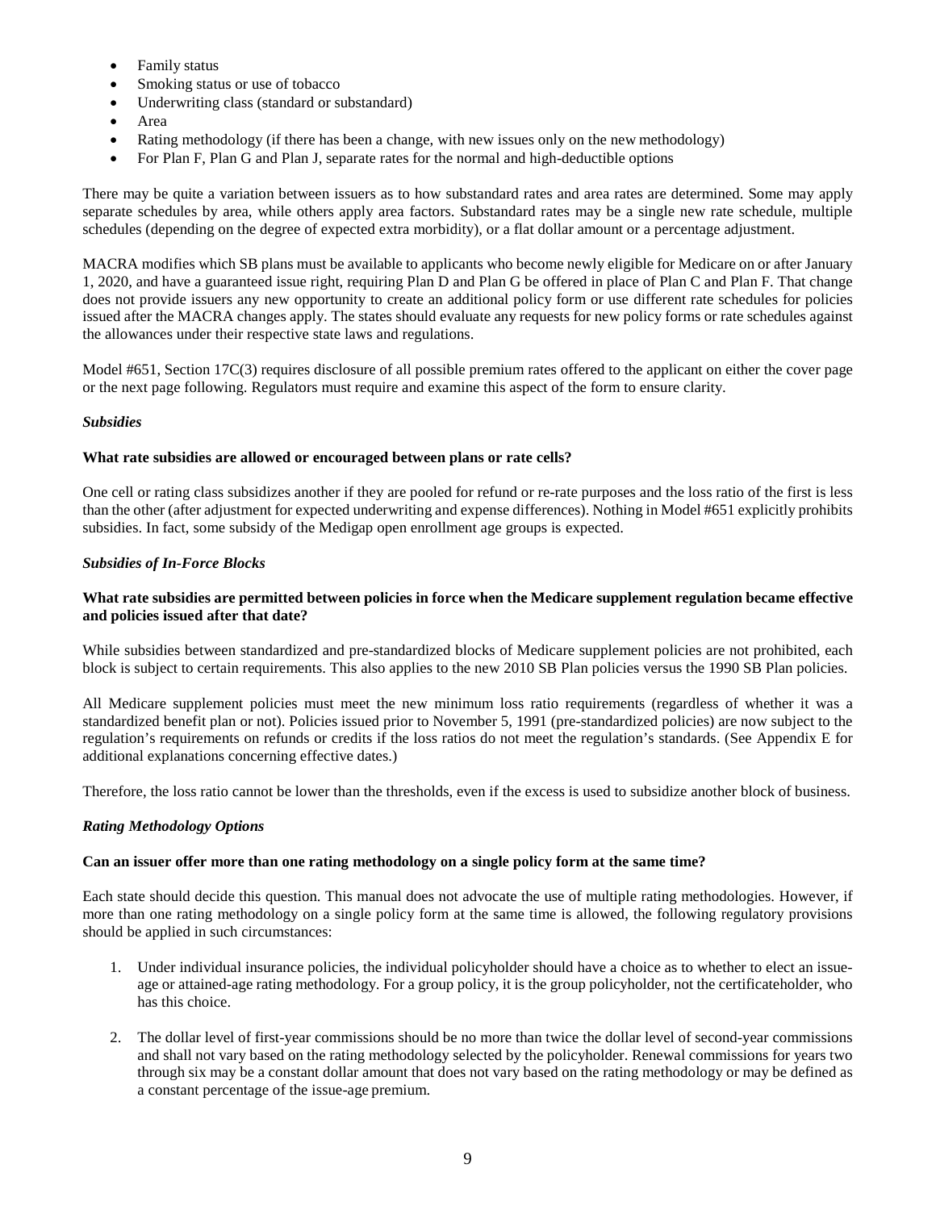- Family status
- Smoking status or use of tobacco
- Underwriting class (standard or substandard)
- Area
- Rating methodology (if there has been a change, with new issues only on the new methodology)
- For Plan F, Plan G and Plan J, separate rates for the normal and high-deductible options

There may be quite a variation between issuers as to how substandard rates and area rates are determined. Some may apply separate schedules by area, while others apply area factors. Substandard rates may be a single new rate schedule, multiple schedules (depending on the degree of expected extra morbidity), or a flat dollar amount or a percentage adjustment.

MACRA modifies which SB plans must be available to applicants who become newly eligible for Medicare on or after January 1, 2020, and have a guaranteed issue right, requiring Plan D and Plan G be offered in place of Plan C and Plan F. That change does not provide issuers any new opportunity to create an additional policy form or use different rate schedules for policies issued after the MACRA changes apply. The states should evaluate any requests for new policy forms or rate schedules against the allowances under their respective state laws and regulations.

Model #651, Section 17C(3) requires disclosure of all possible premium rates offered to the applicant on either the cover page or the next page following. Regulators must require and examine this aspect of the form to ensure clarity.

### *Subsidies*

**What rate subsidies are allowed or encouraged between plans or rate cells?**

One cell or rating class subsidizes another if they are pooled for refund or re-rate purposes and the loss ratio of the first is less than the other (after adjustment for expected underwriting and expense differences). Nothing in Model #651 explicitly prohibits subsidies. In fact, some subsidy of the Medigap open enrollment age groups is expected.

### *Subsidies of In-Force Blocks*

**What rate subsidies are permitted between policies in force when the Medicare supplement regulation became effective and policies issued after that date?**

While subsidies between standardized and pre-standardized blocks of Medicare supplement policies are not prohibited, each block is subject to certain requirements. This also applies to the new 2010 SB Plan policies versus the 1990 SB Plan policies.

All Medicare supplement policies must meet the new minimum loss ratio requirements (regardless of whether it was a standardized benefit plan or not). Policies issued prior to November 5, 1991 (pre-standardized policies) are now subject to the regulation's requirements on refunds or credits if the loss ratios do not meet the regulation's standards. (See Appendix E for additional explanations concerning effective dates.)

Therefore, the loss ratio cannot be lower than the thresholds, even if the excess is used to subsidize another block of business.

### *Rating Methodology Options*

**Can an issuer offer more than one rating methodology on a single policy form at the same time?**

Each state should decide this question. This manual does not advocate the use of multiple rating methodologies. However, if more than one rating methodology on a single policy form at the same time is allowed, the following regulatory provisions should be applied in such circumstances:

1. Under individual insurance policies, the individual policyholder should have a choice as to whether to elect an issue-age or attained-age rating methodology. For a group policy, it is the group policyholder, not the certificateholder, who has this choice.

2. The dollar level of first-year commissions should be no more than twice the dollar level of second-year commissions and shall not vary based on the rating methodology selected by the policyholder. Renewal commissions for years two through six may be a constant dollar amount that does not vary based on the rating methodology or may be defined as a constant percentage of the issue-age premium.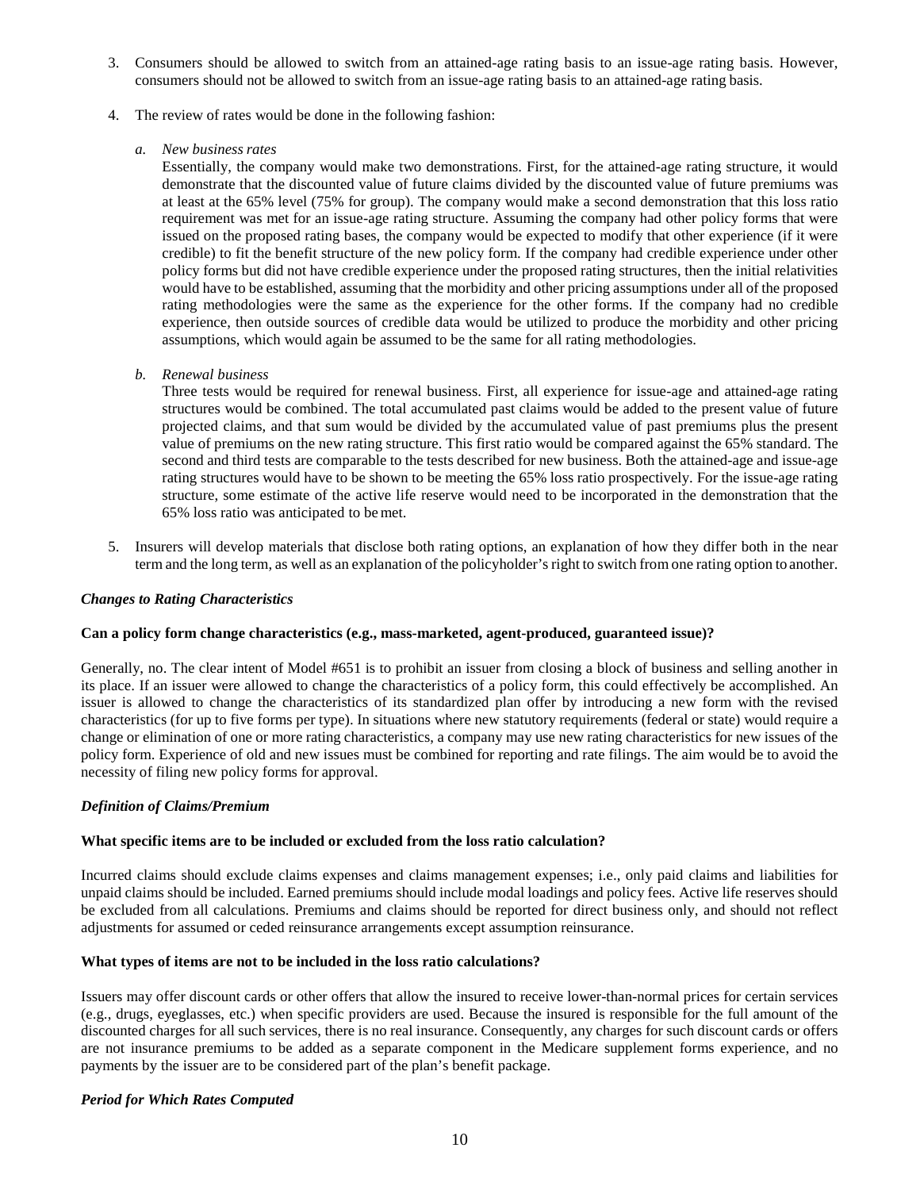3. Consumers should be allowed to switch from an attained-age rating basis to an issue-age rating basis. However, consumers should not be allowed to switch from an issue-age rating basis to an attained-age rating basis.

4. The review of rates would be done in the following fashion:

   *a. New business rates*

   Essentially, the company would make two demonstrations. First, for the attained-age rating structure, it would demonstrate that the discounted value of future claims divided by the discounted value of future premiums was at least at the 65% level (75% for group). The company would make a second demonstration that this loss ratio requirement was met for an issue-age rating structure. Assuming the company had other policy forms that were issued on the proposed rating bases, the company would be expected to modify that other experience (if it were credible) to fit the benefit structure of the new policy form. If the company had credible experience under other policy forms but did not have credible experience under the proposed rating structures, then the initial relativities would have to be established, assuming that the morbidity and other pricing assumptions under all of the proposed rating methodologies were the same as the experience for the other forms. If the company had no credible experience, then outside sources of credible data would be utilized to produce the morbidity and other pricing assumptions, which would again be assumed to be the same for all rating methodologies.

   *b. Renewal business*

   Three tests would be required for renewal business. First, all experience for issue-age and attained-age rating structures would be combined. The total accumulated past claims would be added to the present value of future projected claims, and that sum would be divided by the accumulated value of past premiums plus the present value of premiums on the new rating structure. This first ratio would be compared against the 65% standard. The second and third tests are comparable to the tests described for new business. Both the attained-age and issue-age rating structures would have to be shown to be meeting the 65% loss ratio prospectively. For the issue-age rating structure, some estimate of the active life reserve would need to be incorporated in the demonstration that the 65% loss ratio was anticipated to be met.

5. Insurers will develop materials that disclose both rating options, an explanation of how they differ both in the near term and the long term, as well as an explanation of the policyholder's right to switch from one rating option to another.

### *Changes to Rating Characteristics*

**Can a policy form change characteristics (e.g., mass-marketed, agent-produced, guaranteed issue)?**

Generally, no. The clear intent of Model #651 is to prohibit an issuer from closing a block of business and selling another in its place. If an issuer were allowed to change the characteristics of a policy form, this could effectively be accomplished. An issuer is allowed to change the characteristics of its standardized plan offer by introducing a new form with the revised characteristics (for up to five forms per type). In situations where new statutory requirements (federal or state) would require a change or elimination of one or more rating characteristics, a company may use new rating characteristics for new issues of the policy form. Experience of old and new issues must be combined for reporting and rate filings. The aim would be to avoid the necessity of filing new policy forms for approval.

### *Definition of Claims/Premium*

**What specific items are to be included or excluded from the loss ratio calculation?**

Incurred claims should exclude claims expenses and claims management expenses; i.e., only paid claims and liabilities for unpaid claims should be included. Earned premiums should include modal loadings and policy fees. Active life reserves should be excluded from all calculations. Premiums and claims should be reported for direct business only, and should not reflect adjustments for assumed or ceded reinsurance arrangements except assumption reinsurance.

**What types of items are not to be included in the loss ratio calculations?**

Issuers may offer discount cards or other offers that allow the insured to receive lower-than-normal prices for certain services (e.g., drugs, eyeglasses, etc.) when specific providers are used. Because the insured is responsible for the full amount of the discounted charges for all such services, there is no real insurance. Consequently, any charges for such discount cards or offers are not insurance premiums to be added as a separate component in the Medicare supplement forms experience, and no payments by the issuer are to be considered part of the plan's benefit package.

### *Period for Which Rates Computed*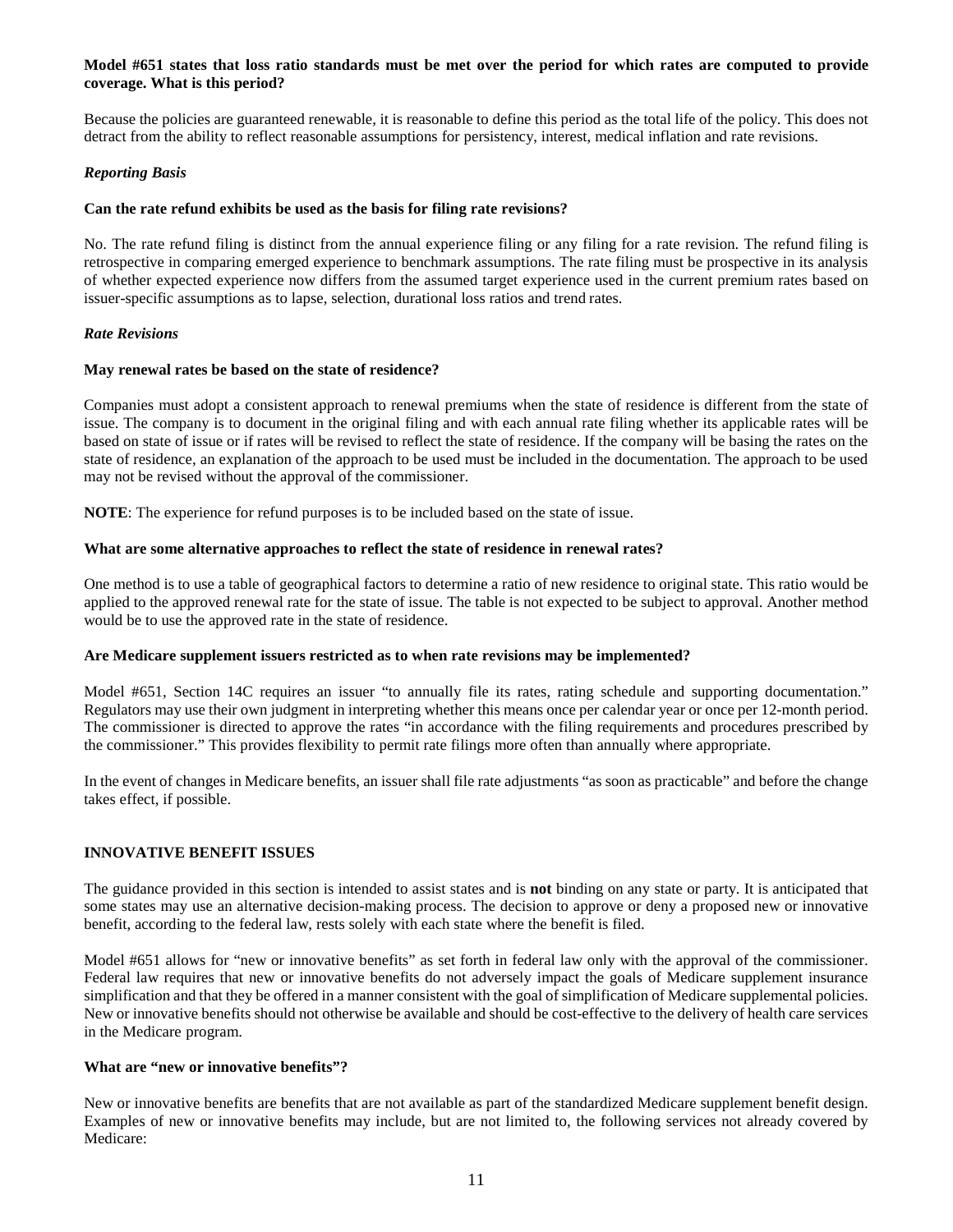**Model #651 states that loss ratio standards must be met over the period for which rates are computed to provide coverage. What is this period?**

Because the policies are guaranteed renewable, it is reasonable to define this period as the total life of the policy. This does not detract from the ability to reflect reasonable assumptions for persistency, interest, medical inflation and rate revisions.

*Reporting Basis*

**Can the rate refund exhibits be used as the basis for filing rate revisions?**

No. The rate refund filing is distinct from the annual experience filing or any filing for a rate revision. The refund filing is retrospective in comparing emerged experience to benchmark assumptions. The rate filing must be prospective in its analysis of whether expected experience now differs from the assumed target experience used in the current premium rates based on issuer-specific assumptions as to lapse, selection, durational loss ratios and trend rates.

*Rate Revisions*

**May renewal rates be based on the state of residence?**

Companies must adopt a consistent approach to renewal premiums when the state of residence is different from the state of issue. The company is to document in the original filing and with each annual rate filing whether its applicable rates will be based on state of issue or if rates will be revised to reflect the state of residence. If the company will be basing the rates on the state of residence, an explanation of the approach to be used must be included in the documentation. The approach to be used may not be revised without the approval of the commissioner.

**NOTE**: The experience for refund purposes is to be included based on the state of issue.

**What are some alternative approaches to reflect the state of residence in renewal rates?**

One method is to use a table of geographical factors to determine a ratio of new residence to original state. This ratio would be applied to the approved renewal rate for the state of issue. The table is not expected to be subject to approval. Another method would be to use the approved rate in the state of residence.

**Are Medicare supplement issuers restricted as to when rate revisions may be implemented?**

Model #651, Section 14C requires an issuer "to annually file its rates, rating schedule and supporting documentation." Regulators may use their own judgment in interpreting whether this means once per calendar year or once per 12-month period. The commissioner is directed to approve the rates "in accordance with the filing requirements and procedures prescribed by the commissioner." This provides flexibility to permit rate filings more often than annually where appropriate.

In the event of changes in Medicare benefits, an issuer shall file rate adjustments "as soon as practicable" and before the change takes effect, if possible.

## INNOVATIVE BENEFIT ISSUES

The guidance provided in this section is intended to assist states and is **not** binding on any state or party. It is anticipated that some states may use an alternative decision-making process. The decision to approve or deny a proposed new or innovative benefit, according to the federal law, rests solely with each state where the benefit is filed.

Model #651 allows for "new or innovative benefits" as set forth in federal law only with the approval of the commissioner. Federal law requires that new or innovative benefits do not adversely impact the goals of Medicare supplement insurance simplification and that they be offered in a manner consistent with the goal of simplification of Medicare supplemental policies. New or innovative benefits should not otherwise be available and should be cost-effective to the delivery of health care services in the Medicare program.

**What are "new or innovative benefits"?**

New or innovative benefits are benefits that are not available as part of the standardized Medicare supplement benefit design. Examples of new or innovative benefits may include, but are not limited to, the following services not already covered by Medicare: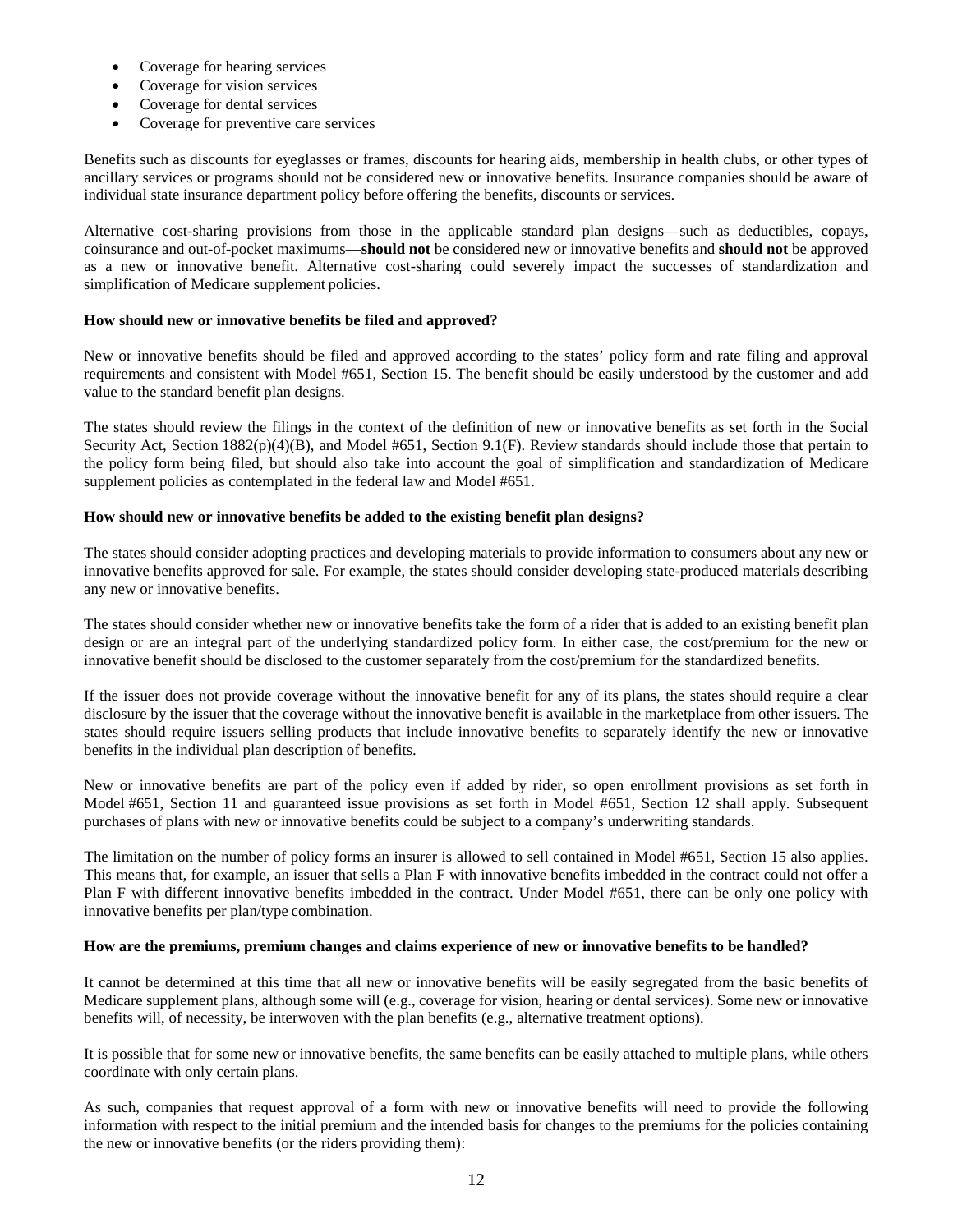- Coverage for hearing services
- Coverage for vision services
- Coverage for dental services
- Coverage for preventive care services

Benefits such as discounts for eyeglasses or frames, discounts for hearing aids, membership in health clubs, or other types of ancillary services or programs should not be considered new or innovative benefits. Insurance companies should be aware of individual state insurance department policy before offering the benefits, discounts or services.

Alternative cost-sharing provisions from those in the applicable standard plan designs—such as deductibles, copays, coinsurance and out-of-pocket maximums—**should not** be considered new or innovative benefits and **should not** be approved as a new or innovative benefit. Alternative cost-sharing could severely impact the successes of standardization and simplification of Medicare supplement policies.

**How should new or innovative benefits be filed and approved?**

New or innovative benefits should be filed and approved according to the states' policy form and rate filing and approval requirements and consistent with Model #651, Section 15. The benefit should be easily understood by the customer and add value to the standard benefit plan designs.

The states should review the filings in the context of the definition of new or innovative benefits as set forth in the Social Security Act, Section 1882(p)(4)(B), and Model #651, Section 9.1(F). Review standards should include those that pertain to the policy form being filed, but should also take into account the goal of simplification and standardization of Medicare supplement policies as contemplated in the federal law and Model #651.

**How should new or innovative benefits be added to the existing benefit plan designs?**

The states should consider adopting practices and developing materials to provide information to consumers about any new or innovative benefits approved for sale. For example, the states should consider developing state-produced materials describing any new or innovative benefits.

The states should consider whether new or innovative benefits take the form of a rider that is added to an existing benefit plan design or are an integral part of the underlying standardized policy form. In either case, the cost/premium for the new or innovative benefit should be disclosed to the customer separately from the cost/premium for the standardized benefits.

If the issuer does not provide coverage without the innovative benefit for any of its plans, the states should require a clear disclosure by the issuer that the coverage without the innovative benefit is available in the marketplace from other issuers. The states should require issuers selling products that include innovative benefits to separately identify the new or innovative benefits in the individual plan description of benefits.

New or innovative benefits are part of the policy even if added by rider, so open enrollment provisions as set forth in Model #651, Section 11 and guaranteed issue provisions as set forth in Model #651, Section 12 shall apply. Subsequent purchases of plans with new or innovative benefits could be subject to a company's underwriting standards.

The limitation on the number of policy forms an insurer is allowed to sell contained in Model #651, Section 15 also applies. This means that, for example, an issuer that sells a Plan F with innovative benefits imbedded in the contract could not offer a Plan F with different innovative benefits imbedded in the contract. Under Model #651, there can be only one policy with innovative benefits per plan/type combination.

**How are the premiums, premium changes and claims experience of new or innovative benefits to be handled?**

It cannot be determined at this time that all new or innovative benefits will be easily segregated from the basic benefits of Medicare supplement plans, although some will (e.g., coverage for vision, hearing or dental services). Some new or innovative benefits will, of necessity, be interwoven with the plan benefits (e.g., alternative treatment options).

It is possible that for some new or innovative benefits, the same benefits can be easily attached to multiple plans, while others coordinate with only certain plans.

As such, companies that request approval of a form with new or innovative benefits will need to provide the following information with respect to the initial premium and the intended basis for changes to the premiums for the policies containing the new or innovative benefits (or the riders providing them):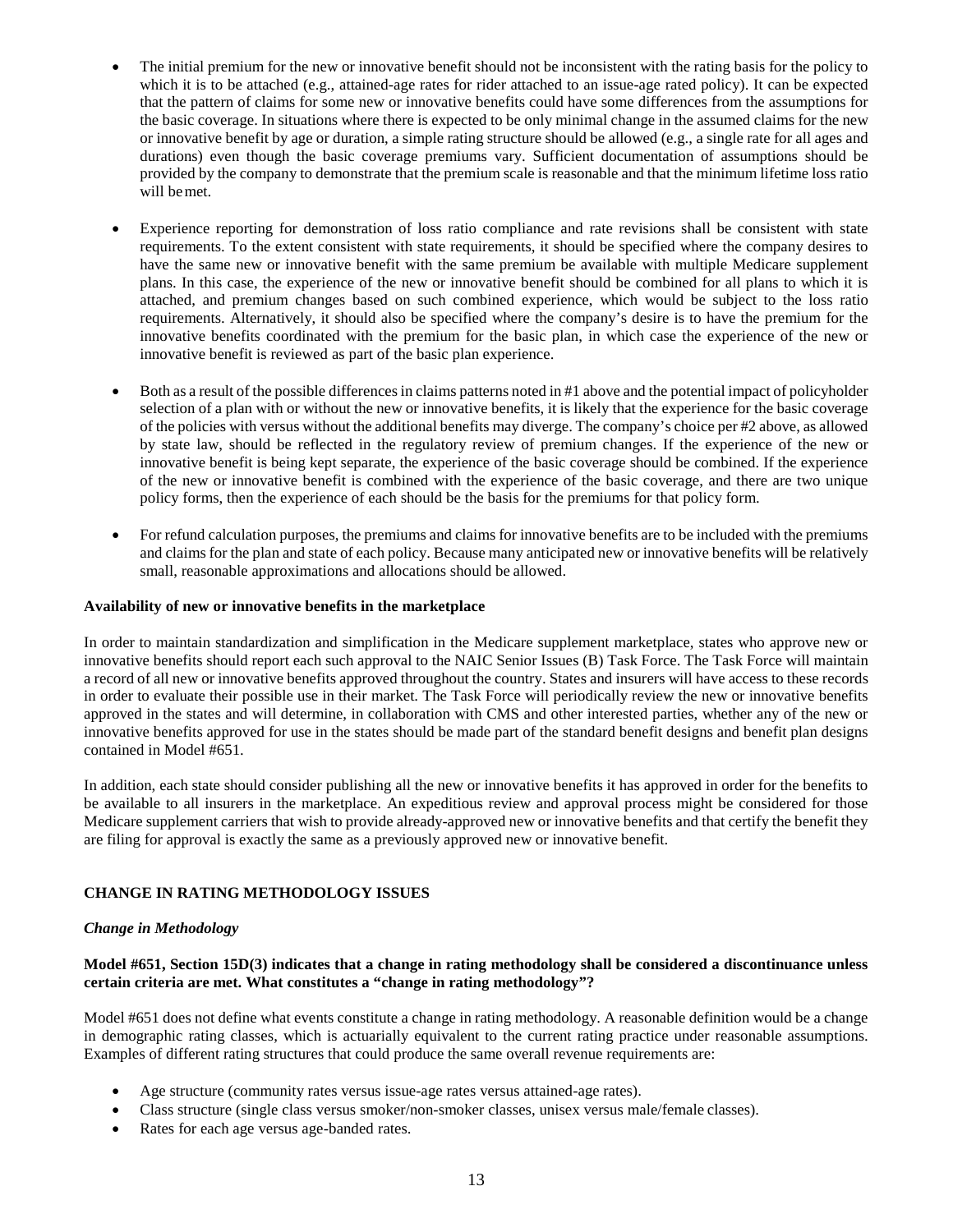- The initial premium for the new or innovative benefit should not be inconsistent with the rating basis for the policy to which it is to be attached (e.g., attained-age rates for rider attached to an issue-age rated policy). It can be expected that the pattern of claims for some new or innovative benefits could have some differences from the assumptions for the basic coverage. In situations where there is expected to be only minimal change in the assumed claims for the new or innovative benefit by age or duration, a simple rating structure should be allowed (e.g., a single rate for all ages and durations) even though the basic coverage premiums vary. Sufficient documentation of assumptions should be provided by the company to demonstrate that the premium scale is reasonable and that the minimum lifetime loss ratio will be met.

- Experience reporting for demonstration of loss ratio compliance and rate revisions shall be consistent with state requirements. To the extent consistent with state requirements, it should be specified where the company desires to have the same new or innovative benefit with the same premium be available with multiple Medicare supplement plans. In this case, the experience of the new or innovative benefit should be combined for all plans to which it is attached, and premium changes based on such combined experience, which would be subject to the loss ratio requirements. Alternatively, it should also be specified where the company's desire is to have the premium for the innovative benefits coordinated with the premium for the basic plan, in which case the experience of the new or innovative benefit is reviewed as part of the basic plan experience.

- Both as a result of the possible differences in claims patterns noted in #1 above and the potential impact of policyholder selection of a plan with or without the new or innovative benefits, it is likely that the experience for the basic coverage of the policies with versus without the additional benefits may diverge. The company's choice per #2 above, as allowed by state law, should be reflected in the regulatory review of premium changes. If the experience of the new or innovative benefit is being kept separate, the experience of the basic coverage should be combined. If the experience of the new or innovative benefit is combined with the experience of the basic coverage, and there are two unique policy forms, then the experience of each should be the basis for the premiums for that policy form.

- For refund calculation purposes, the premiums and claims for innovative benefits are to be included with the premiums and claims for the plan and state of each policy. Because many anticipated new or innovative benefits will be relatively small, reasonable approximations and allocations should be allowed.

**Availability of new or innovative benefits in the marketplace**

In order to maintain standardization and simplification in the Medicare supplement marketplace, states who approve new or innovative benefits should report each such approval to the NAIC Senior Issues (B) Task Force. The Task Force will maintain a record of all new or innovative benefits approved throughout the country. States and insurers will have access to these records in order to evaluate their possible use in their market. The Task Force will periodically review the new or innovative benefits approved in the states and will determine, in collaboration with CMS and other interested parties, whether any of the new or innovative benefits approved for use in the states should be made part of the standard benefit designs and benefit plan designs contained in Model #651.

In addition, each state should consider publishing all the new or innovative benefits it has approved in order for the benefits to be available to all insurers in the marketplace. An expeditious review and approval process might be considered for those Medicare supplement carriers that wish to provide already-approved new or innovative benefits and that certify the benefit they are filing for approval is exactly the same as a previously approved new or innovative benefit.

## CHANGE IN RATING METHODOLOGY ISSUES

### *Change in Methodology*

**Model #651, Section 15D(3) indicates that a change in rating methodology shall be considered a discontinuance unless certain criteria are met. What constitutes a "change in rating methodology"?**

Model #651 does not define what events constitute a change in rating methodology. A reasonable definition would be a change in demographic rating classes, which is actuarially equivalent to the current rating practice under reasonable assumptions. Examples of different rating structures that could produce the same overall revenue requirements are:

- Age structure (community rates versus issue-age rates versus attained-age rates).
- Class structure (single class versus smoker/non-smoker classes, unisex versus male/female classes).
- Rates for each age versus age-banded rates.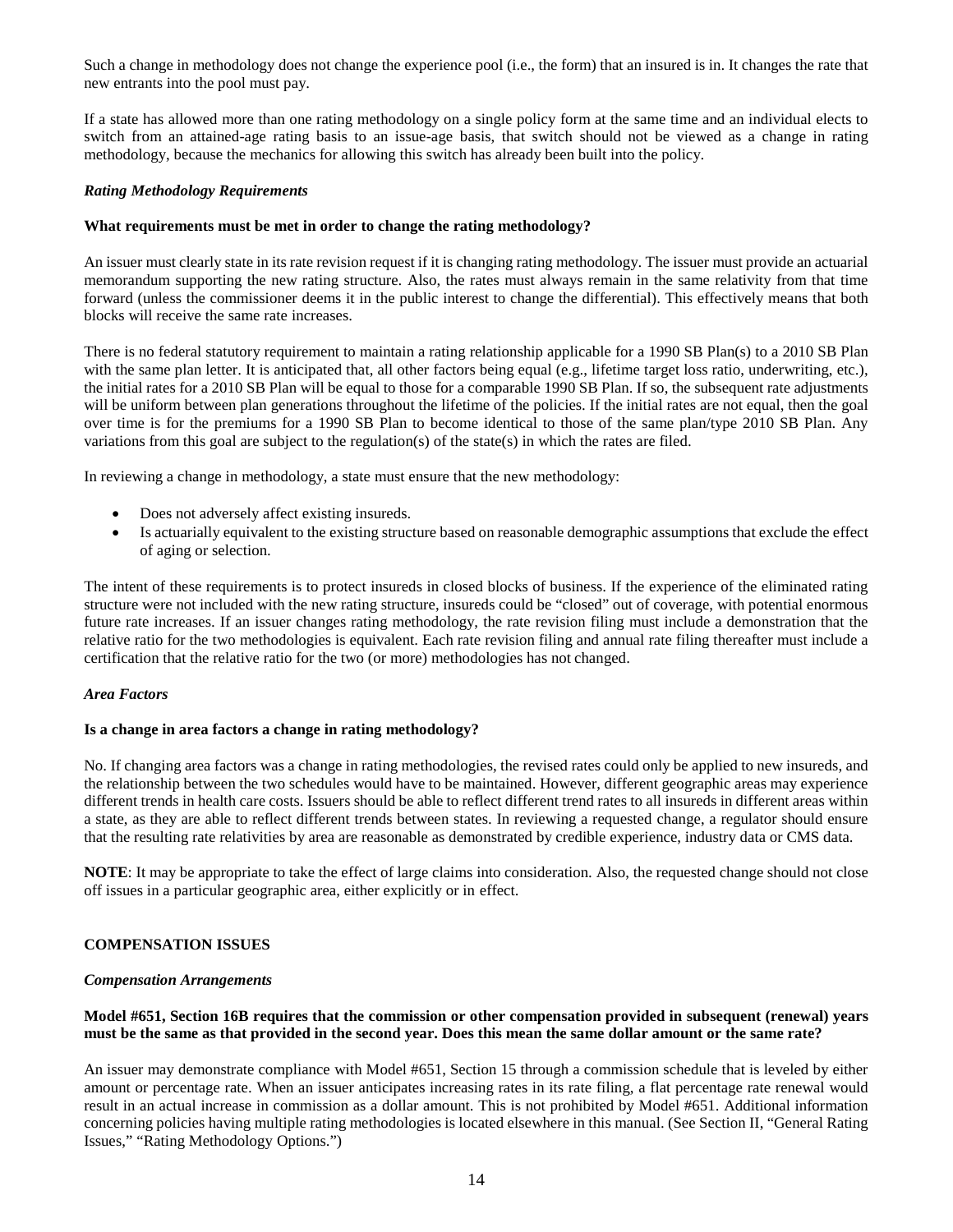Such a change in methodology does not change the experience pool (i.e., the form) that an insured is in. It changes the rate that new entrants into the pool must pay.

If a state has allowed more than one rating methodology on a single policy form at the same time and an individual elects to switch from an attained-age rating basis to an issue-age basis, that switch should not be viewed as a change in rating methodology, because the mechanics for allowing this switch has already been built into the policy.

***Rating Methodology Requirements***

**What requirements must be met in order to change the rating methodology?**

An issuer must clearly state in its rate revision request if it is changing rating methodology. The issuer must provide an actuarial memorandum supporting the new rating structure. Also, the rates must always remain in the same relativity from that time forward (unless the commissioner deems it in the public interest to change the differential). This effectively means that both blocks will receive the same rate increases.

There is no federal statutory requirement to maintain a rating relationship applicable for a 1990 SB Plan(s) to a 2010 SB Plan with the same plan letter. It is anticipated that, all other factors being equal (e.g., lifetime target loss ratio, underwriting, etc.), the initial rates for a 2010 SB Plan will be equal to those for a comparable 1990 SB Plan. If so, the subsequent rate adjustments will be uniform between plan generations throughout the lifetime of the policies. If the initial rates are not equal, then the goal over time is for the premiums for a 1990 SB Plan to become identical to those of the same plan/type 2010 SB Plan. Any variations from this goal are subject to the regulation(s) of the state(s) in which the rates are filed.

In reviewing a change in methodology, a state must ensure that the new methodology:

- Does not adversely affect existing insureds.
- Is actuarially equivalent to the existing structure based on reasonable demographic assumptions that exclude the effect of aging or selection.

The intent of these requirements is to protect insureds in closed blocks of business. If the experience of the eliminated rating structure were not included with the new rating structure, insureds could be "closed" out of coverage, with potential enormous future rate increases. If an issuer changes rating methodology, the rate revision filing must include a demonstration that the relative ratio for the two methodologies is equivalent. Each rate revision filing and annual rate filing thereafter must include a certification that the relative ratio for the two (or more) methodologies has not changed.

***Area Factors***

**Is a change in area factors a change in rating methodology?**

No. If changing area factors was a change in rating methodologies, the revised rates could only be applied to new insureds, and the relationship between the two schedules would have to be maintained. However, different geographic areas may experience different trends in health care costs. Issuers should be able to reflect different trend rates to all insureds in different areas within a state, as they are able to reflect different trends between states. In reviewing a requested change, a regulator should ensure that the resulting rate relativities by area are reasonable as demonstrated by credible experience, industry data or CMS data.

**NOTE**: It may be appropriate to take the effect of large claims into consideration. Also, the requested change should not close off issues in a particular geographic area, either explicitly or in effect.

## COMPENSATION ISSUES

***Compensation Arrangements***

**Model #651, Section 16B requires that the commission or other compensation provided in subsequent (renewal) years must be the same as that provided in the second year. Does this mean the same dollar amount or the same rate?**

An issuer may demonstrate compliance with Model #651, Section 15 through a commission schedule that is leveled by either amount or percentage rate. When an issuer anticipates increasing rates in its rate filing, a flat percentage rate renewal would result in an actual increase in commission as a dollar amount. This is not prohibited by Model #651. Additional information concerning policies having multiple rating methodologies is located elsewhere in this manual. (See Section II, "General Rating Issues," "Rating Methodology Options.")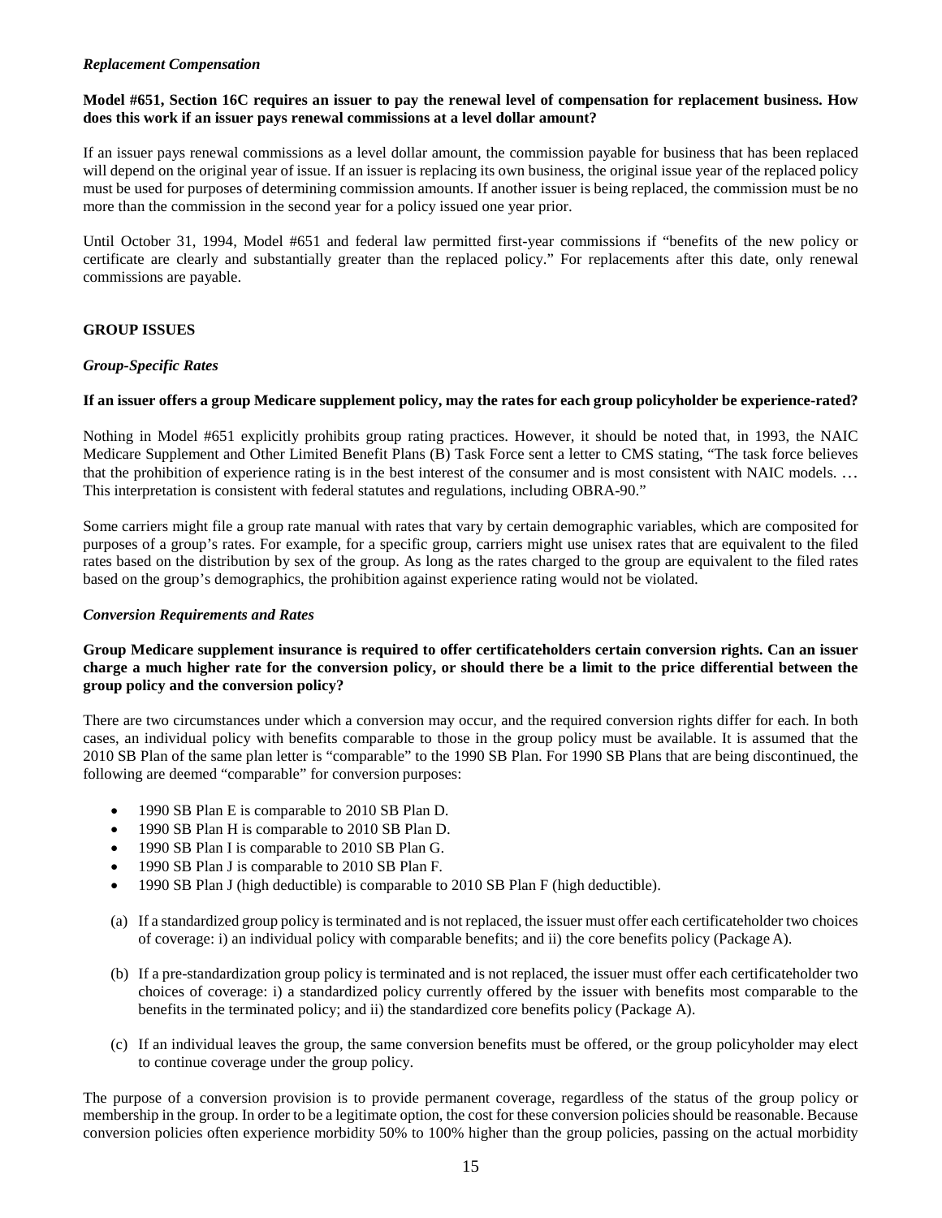### *Replacement Compensation*

**Model #651, Section 16C requires an issuer to pay the renewal level of compensation for replacement business. How does this work if an issuer pays renewal commissions at a level dollar amount?**

If an issuer pays renewal commissions as a level dollar amount, the commission payable for business that has been replaced will depend on the original year of issue. If an issuer is replacing its own business, the original issue year of the replaced policy must be used for purposes of determining commission amounts. If another issuer is being replaced, the commission must be no more than the commission in the second year for a policy issued one year prior.

Until October 31, 1994, Model #651 and federal law permitted first-year commissions if "benefits of the new policy or certificate are clearly and substantially greater than the replaced policy." For replacements after this date, only renewal commissions are payable.

## GROUP ISSUES

### *Group-Specific Rates*

**If an issuer offers a group Medicare supplement policy, may the rates for each group policyholder be experience-rated?**

Nothing in Model #651 explicitly prohibits group rating practices. However, it should be noted that, in 1993, the NAIC Medicare Supplement and Other Limited Benefit Plans (B) Task Force sent a letter to CMS stating, "The task force believes that the prohibition of experience rating is in the best interest of the consumer and is most consistent with NAIC models. … This interpretation is consistent with federal statutes and regulations, including OBRA-90."

Some carriers might file a group rate manual with rates that vary by certain demographic variables, which are composited for purposes of a group's rates. For example, for a specific group, carriers might use unisex rates that are equivalent to the filed rates based on the distribution by sex of the group. As long as the rates charged to the group are equivalent to the filed rates based on the group's demographics, the prohibition against experience rating would not be violated.

### *Conversion Requirements and Rates*

**Group Medicare supplement insurance is required to offer certificateholders certain conversion rights. Can an issuer charge a much higher rate for the conversion policy, or should there be a limit to the price differential between the group policy and the conversion policy?**

There are two circumstances under which a conversion may occur, and the required conversion rights differ for each. In both cases, an individual policy with benefits comparable to those in the group policy must be available. It is assumed that the 2010 SB Plan of the same plan letter is "comparable" to the 1990 SB Plan. For 1990 SB Plans that are being discontinued, the following are deemed "comparable" for conversion purposes:

- 1990 SB Plan E is comparable to 2010 SB Plan D.
- 1990 SB Plan H is comparable to 2010 SB Plan D.
- 1990 SB Plan I is comparable to 2010 SB Plan G.
- 1990 SB Plan J is comparable to 2010 SB Plan F.
- 1990 SB Plan J (high deductible) is comparable to 2010 SB Plan F (high deductible).

(a) If a standardized group policy is terminated and is not replaced, the issuer must offer each certificateholder two choices of coverage: i) an individual policy with comparable benefits; and ii) the core benefits policy (Package A).

(b) If a pre-standardization group policy is terminated and is not replaced, the issuer must offer each certificateholder two choices of coverage: i) a standardized policy currently offered by the issuer with benefits most comparable to the benefits in the terminated policy; and ii) the standardized core benefits policy (Package A).

(c) If an individual leaves the group, the same conversion benefits must be offered, or the group policyholder may elect to continue coverage under the group policy.

The purpose of a conversion provision is to provide permanent coverage, regardless of the status of the group policy or membership in the group. In order to be a legitimate option, the cost for these conversion policies should be reasonable. Because conversion policies often experience morbidity 50% to 100% higher than the group policies, passing on the actual morbidity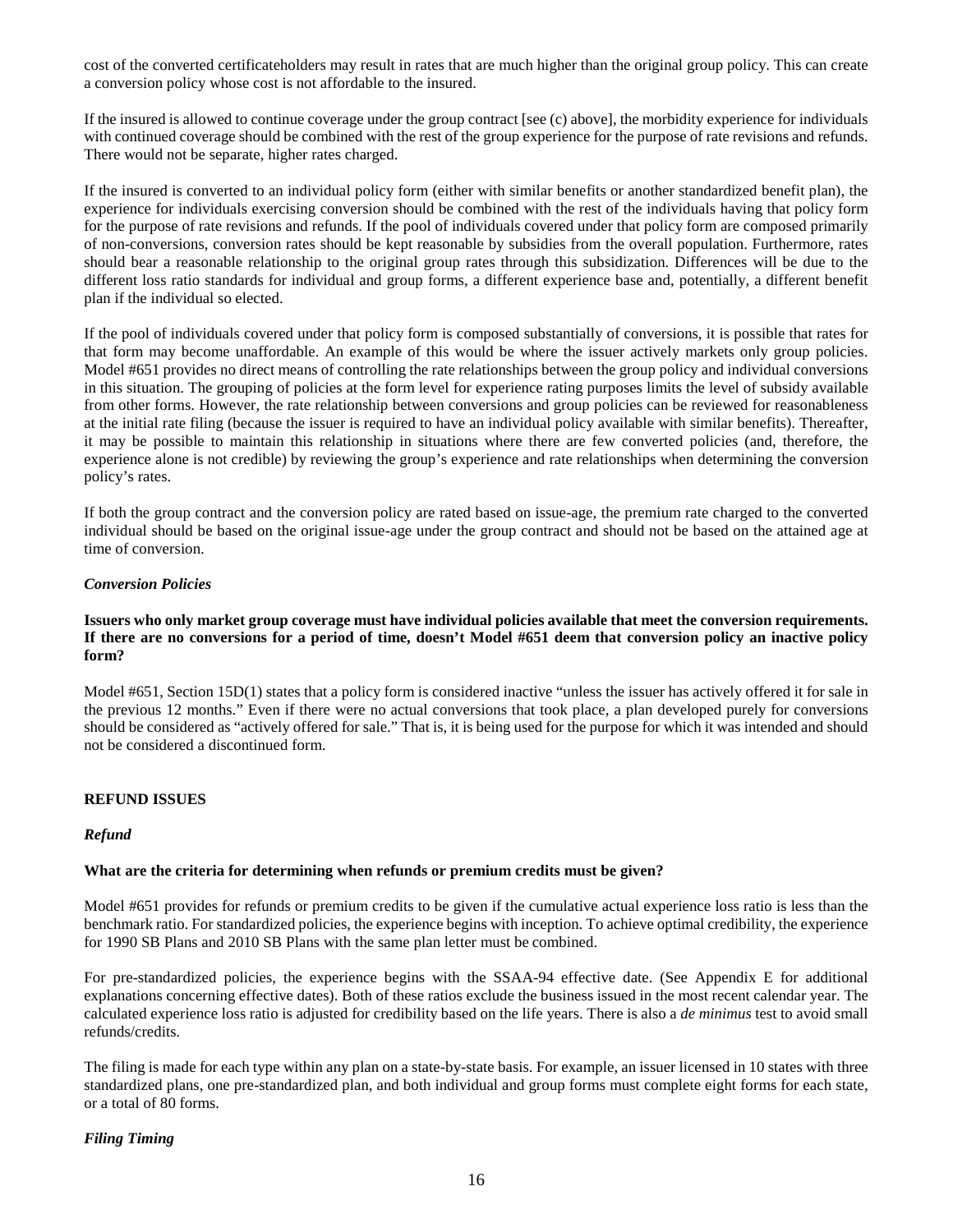cost of the converted certificateholders may result in rates that are much higher than the original group policy. This can create a conversion policy whose cost is not affordable to the insured.

If the insured is allowed to continue coverage under the group contract [see (c) above], the morbidity experience for individuals with continued coverage should be combined with the rest of the group experience for the purpose of rate revisions and refunds. There would not be separate, higher rates charged.

If the insured is converted to an individual policy form (either with similar benefits or another standardized benefit plan), the experience for individuals exercising conversion should be combined with the rest of the individuals having that policy form for the purpose of rate revisions and refunds. If the pool of individuals covered under that policy form are composed primarily of non-conversions, conversion rates should be kept reasonable by subsidies from the overall population. Furthermore, rates should bear a reasonable relationship to the original group rates through this subsidization. Differences will be due to the different loss ratio standards for individual and group forms, a different experience base and, potentially, a different benefit plan if the individual so elected.

If the pool of individuals covered under that policy form is composed substantially of conversions, it is possible that rates for that form may become unaffordable. An example of this would be where the issuer actively markets only group policies. Model #651 provides no direct means of controlling the rate relationships between the group policy and individual conversions in this situation. The grouping of policies at the form level for experience rating purposes limits the level of subsidy available from other forms. However, the rate relationship between conversions and group policies can be reviewed for reasonableness at the initial rate filing (because the issuer is required to have an individual policy available with similar benefits). Thereafter, it may be possible to maintain this relationship in situations where there are few converted policies (and, therefore, the experience alone is not credible) by reviewing the group's experience and rate relationships when determining the conversion policy's rates.

If both the group contract and the conversion policy are rated based on issue-age, the premium rate charged to the converted individual should be based on the original issue-age under the group contract and should not be based on the attained age at time of conversion.

### *Conversion Policies*

**Issuers who only market group coverage must have individual policies available that meet the conversion requirements. If there are no conversions for a period of time, doesn't Model #651 deem that conversion policy an inactive policy form?**

Model #651, Section 15D(1) states that a policy form is considered inactive "unless the issuer has actively offered it for sale in the previous 12 months." Even if there were no actual conversions that took place, a plan developed purely for conversions should be considered as "actively offered for sale." That is, it is being used for the purpose for which it was intended and should not be considered a discontinued form.

## REFUND ISSUES

### *Refund*

**What are the criteria for determining when refunds or premium credits must be given?**

Model #651 provides for refunds or premium credits to be given if the cumulative actual experience loss ratio is less than the benchmark ratio. For standardized policies, the experience begins with inception. To achieve optimal credibility, the experience for 1990 SB Plans and 2010 SB Plans with the same plan letter must be combined.

For pre-standardized policies, the experience begins with the SSAA-94 effective date. (See Appendix E for additional explanations concerning effective dates). Both of these ratios exclude the business issued in the most recent calendar year. The calculated experience loss ratio is adjusted for credibility based on the life years. There is also a *de minimus* test to avoid small refunds/credits.

The filing is made for each type within any plan on a state-by-state basis. For example, an issuer licensed in 10 states with three standardized plans, one pre-standardized plan, and both individual and group forms must complete eight forms for each state, or a total of 80 forms.

### *Filing Timing*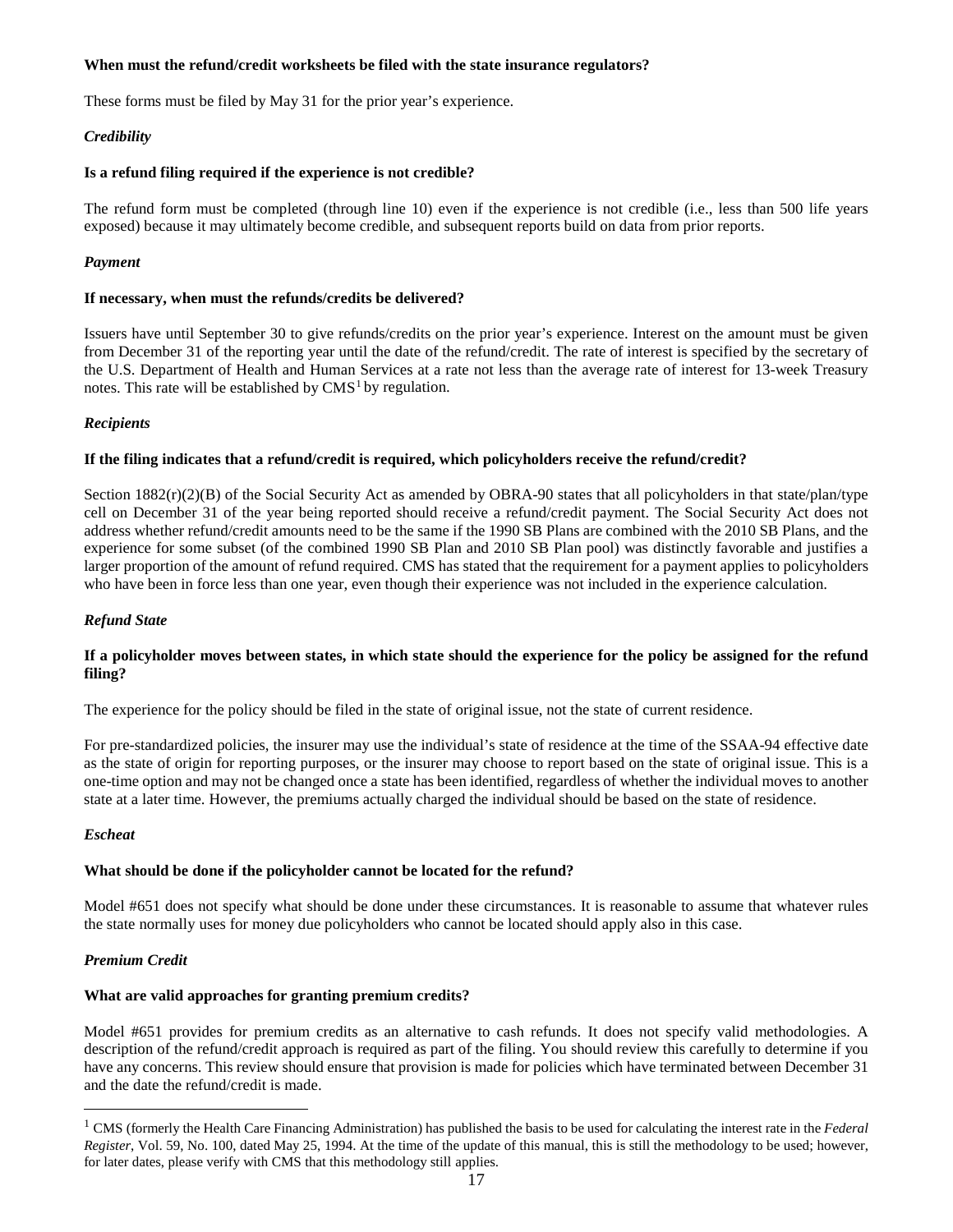**When must the refund/credit worksheets be filed with the state insurance regulators?**

These forms must be filed by May 31 for the prior year's experience.

***Credibility***

**Is a refund filing required if the experience is not credible?**

The refund form must be completed (through line 10) even if the experience is not credible (i.e., less than 500 life years exposed) because it may ultimately become credible, and subsequent reports build on data from prior reports.

***Payment***

**If necessary, when must the refunds/credits be delivered?**

Issuers have until September 30 to give refunds/credits on the prior year's experience. Interest on the amount must be given from December 31 of the reporting year until the date of the refund/credit. The rate of interest is specified by the secretary of the U.S. Department of Health and Human Services at a rate not less than the average rate of interest for 13-week Treasury notes. This rate will be established by CMS[1] by regulation.

***Recipients***

**If the filing indicates that a refund/credit is required, which policyholders receive the refund/credit?**

Section 1882(r)(2)(B) of the Social Security Act as amended by OBRA-90 states that all policyholders in that state/plan/type cell on December 31 of the year being reported should receive a refund/credit payment. The Social Security Act does not address whether refund/credit amounts need to be the same if the 1990 SB Plans are combined with the 2010 SB Plans, and the experience for some subset (of the combined 1990 SB Plan and 2010 SB Plan pool) was distinctly favorable and justifies a larger proportion of the amount of refund required. CMS has stated that the requirement for a payment applies to policyholders who have been in force less than one year, even though their experience was not included in the experience calculation.

***Refund State***

**If a policyholder moves between states, in which state should the experience for the policy be assigned for the refund filing?**

The experience for the policy should be filed in the state of original issue, not the state of current residence.

For pre-standardized policies, the insurer may use the individual's state of residence at the time of the SSAA-94 effective date as the state of origin for reporting purposes, or the insurer may choose to report based on the state of original issue. This is a one-time option and may not be changed once a state has been identified, regardless of whether the individual moves to another state at a later time. However, the premiums actually charged the individual should be based on the state of residence.

***Escheat***

**What should be done if the policyholder cannot be located for the refund?**

Model #651 does not specify what should be done under these circumstances. It is reasonable to assume that whatever rules the state normally uses for money due policyholders who cannot be located should apply also in this case.

***Premium Credit***

**What are valid approaches for granting premium credits?**

Model #651 provides for premium credits as an alternative to cash refunds. It does not specify valid methodologies. A description of the refund/credit approach is required as part of the filing. You should review this carefully to determine if you have any concerns. This review should ensure that provision is made for policies which have terminated between December 31 and the date the refund/credit is made.

---

[1] CMS (formerly the Health Care Financing Administration) has published the basis to be used for calculating the interest rate in the *Federal Register*, Vol. 59, No. 100, dated May 25, 1994. At the time of the update of this manual, this is still the methodology to be used; however, for later dates, please verify with CMS that this methodology still applies.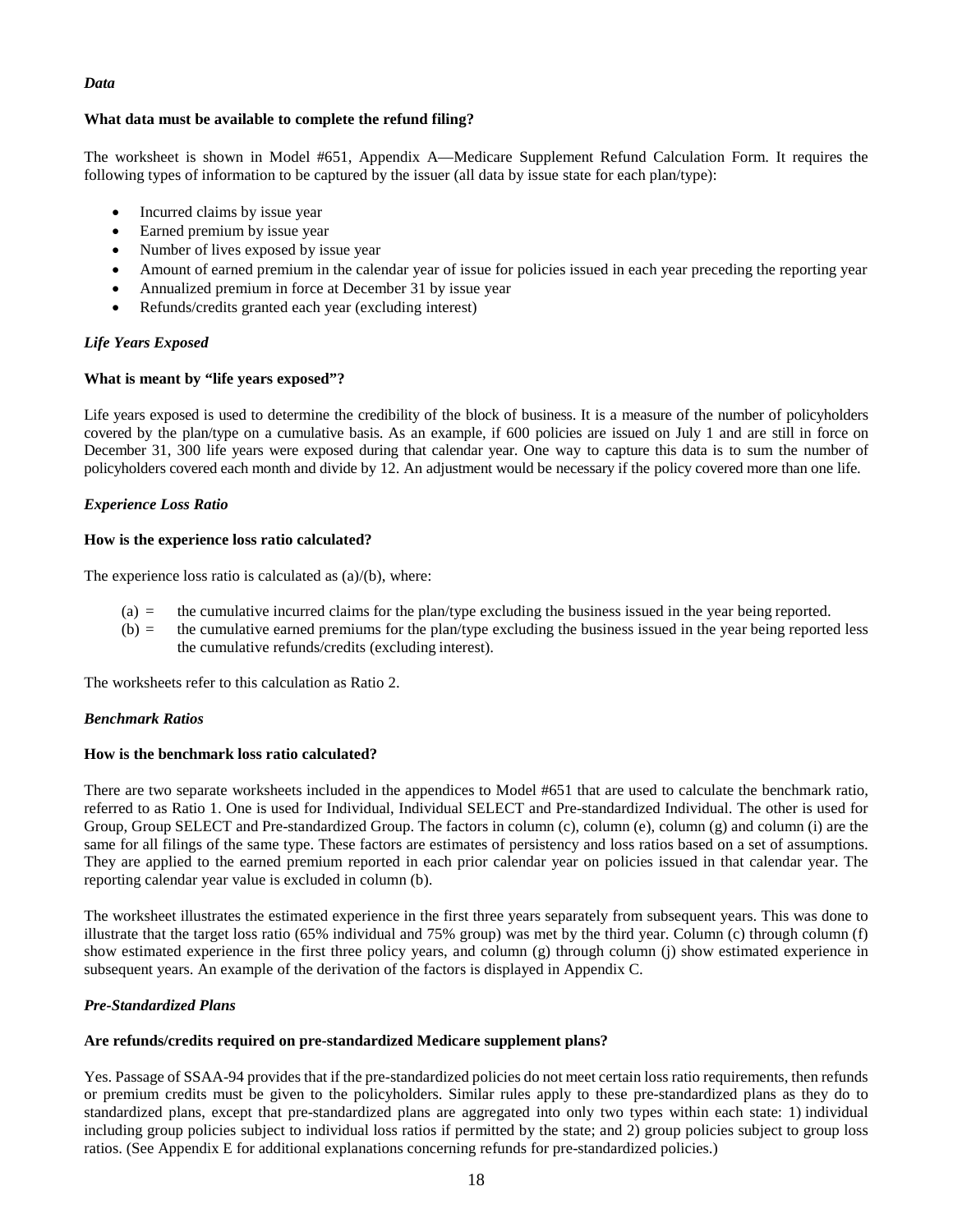*Data*

**What data must be available to complete the refund filing?**

The worksheet is shown in Model #651, Appendix A—Medicare Supplement Refund Calculation Form. It requires the following types of information to be captured by the issuer (all data by issue state for each plan/type):

- Incurred claims by issue year
- Earned premium by issue year
- Number of lives exposed by issue year
- Amount of earned premium in the calendar year of issue for policies issued in each year preceding the reporting year
- Annualized premium in force at December 31 by issue year
- Refunds/credits granted each year (excluding interest)

*Life Years Exposed*

**What is meant by "life years exposed"?**

Life years exposed is used to determine the credibility of the block of business. It is a measure of the number of policyholders covered by the plan/type on a cumulative basis. As an example, if 600 policies are issued on July 1 and are still in force on December 31, 300 life years were exposed during that calendar year. One way to capture this data is to sum the number of policyholders covered each month and divide by 12. An adjustment would be necessary if the policy covered more than one life.

*Experience Loss Ratio*

**How is the experience loss ratio calculated?**

The experience loss ratio is calculated as (a)/(b), where:

(a) = the cumulative incurred claims for the plan/type excluding the business issued in the year being reported.
(b) = the cumulative earned premiums for the plan/type excluding the business issued in the year being reported less the cumulative refunds/credits (excluding interest).

The worksheets refer to this calculation as Ratio 2.

*Benchmark Ratios*

**How is the benchmark loss ratio calculated?**

There are two separate worksheets included in the appendices to Model #651 that are used to calculate the benchmark ratio, referred to as Ratio 1. One is used for Individual, Individual SELECT and Pre-standardized Individual. The other is used for Group, Group SELECT and Pre-standardized Group. The factors in column (c), column (e), column (g) and column (i) are the same for all filings of the same type. These factors are estimates of persistency and loss ratios based on a set of assumptions. They are applied to the earned premium reported in each prior calendar year on policies issued in that calendar year. The reporting calendar year value is excluded in column (b).

The worksheet illustrates the estimated experience in the first three years separately from subsequent years. This was done to illustrate that the target loss ratio (65% individual and 75% group) was met by the third year. Column (c) through column (f) show estimated experience in the first three policy years, and column (g) through column (j) show estimated experience in subsequent years. An example of the derivation of the factors is displayed in Appendix C.

*Pre-Standardized Plans*

**Are refunds/credits required on pre-standardized Medicare supplement plans?**

Yes. Passage of SSAA-94 provides that if the pre-standardized policies do not meet certain loss ratio requirements, then refunds or premium credits must be given to the policyholders. Similar rules apply to these pre-standardized plans as they do to standardized plans, except that pre-standardized plans are aggregated into only two types within each state: 1) individual including group policies subject to individual loss ratios if permitted by the state; and 2) group policies subject to group loss ratios. (See Appendix E for additional explanations concerning refunds for pre-standardized policies.)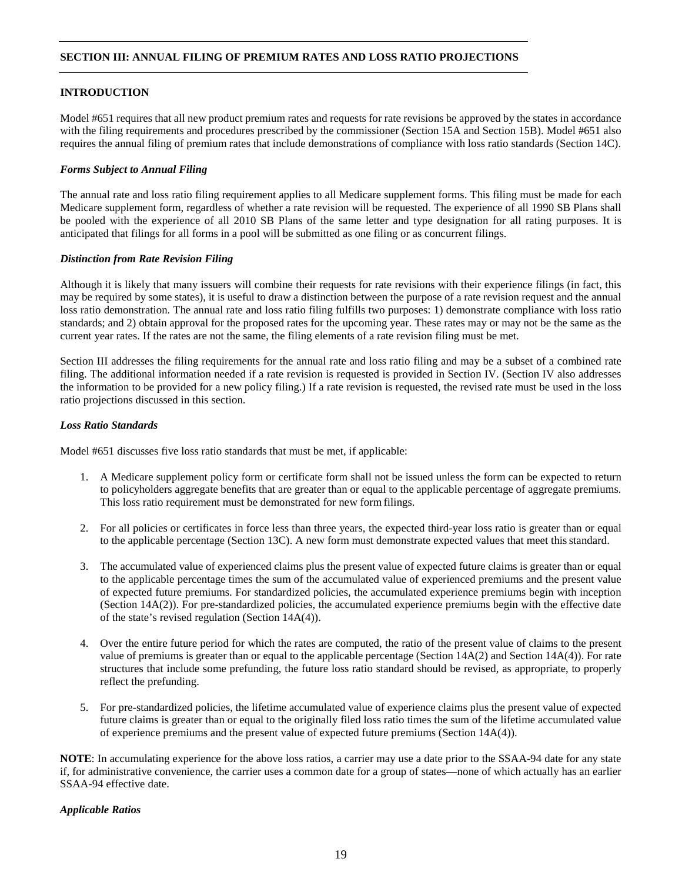## SECTION III: ANNUAL FILING OF PREMIUM RATES AND LOSS RATIO PROJECTIONS

### INTRODUCTION

Model #651 requires that all new product premium rates and requests for rate revisions be approved by the states in accordance with the filing requirements and procedures prescribed by the commissioner (Section 15A and Section 15B). Model #651 also requires the annual filing of premium rates that include demonstrations of compliance with loss ratio standards (Section 14C).

#### *Forms Subject to Annual Filing*

The annual rate and loss ratio filing requirement applies to all Medicare supplement forms. This filing must be made for each Medicare supplement form, regardless of whether a rate revision will be requested. The experience of all 1990 SB Plans shall be pooled with the experience of all 2010 SB Plans of the same letter and type designation for all rating purposes. It is anticipated that filings for all forms in a pool will be submitted as one filing or as concurrent filings.

#### *Distinction from Rate Revision Filing*

Although it is likely that many issuers will combine their requests for rate revisions with their experience filings (in fact, this may be required by some states), it is useful to draw a distinction between the purpose of a rate revision request and the annual loss ratio demonstration. The annual rate and loss ratio filing fulfills two purposes: 1) demonstrate compliance with loss ratio standards; and 2) obtain approval for the proposed rates for the upcoming year. These rates may or may not be the same as the current year rates. If the rates are not the same, the filing elements of a rate revision filing must be met.

Section III addresses the filing requirements for the annual rate and loss ratio filing and may be a subset of a combined rate filing. The additional information needed if a rate revision is requested is provided in Section IV. (Section IV also addresses the information to be provided for a new policy filing.) If a rate revision is requested, the revised rate must be used in the loss ratio projections discussed in this section.

#### *Loss Ratio Standards*

Model #651 discusses five loss ratio standards that must be met, if applicable:

1. A Medicare supplement policy form or certificate form shall not be issued unless the form can be expected to return to policyholders aggregate benefits that are greater than or equal to the applicable percentage of aggregate premiums. This loss ratio requirement must be demonstrated for new form filings.
2. For all policies or certificates in force less than three years, the expected third-year loss ratio is greater than or equal to the applicable percentage (Section 13C). A new form must demonstrate expected values that meet this standard.
3. The accumulated value of experienced claims plus the present value of expected future claims is greater than or equal to the applicable percentage times the sum of the accumulated value of experienced premiums and the present value of expected future premiums. For standardized policies, the accumulated experience premiums begin with inception (Section 14A(2)). For pre-standardized policies, the accumulated experience premiums begin with the effective date of the state's revised regulation (Section 14A(4)).
4. Over the entire future period for which the rates are computed, the ratio of the present value of claims to the present value of premiums is greater than or equal to the applicable percentage (Section 14A(2) and Section 14A(4)). For rate structures that include some prefunding, the future loss ratio standard should be revised, as appropriate, to properly reflect the prefunding.
5. For pre-standardized policies, the lifetime accumulated value of experience claims plus the present value of expected future claims is greater than or equal to the originally filed loss ratio times the sum of the lifetime accumulated value of experience premiums and the present value of expected future premiums (Section 14A(4)).

**NOTE**: In accumulating experience for the above loss ratios, a carrier may use a date prior to the SSAA-94 date for any state if, for administrative convenience, the carrier uses a common date for a group of states—none of which actually has an earlier SSAA-94 effective date.

#### *Applicable Ratios*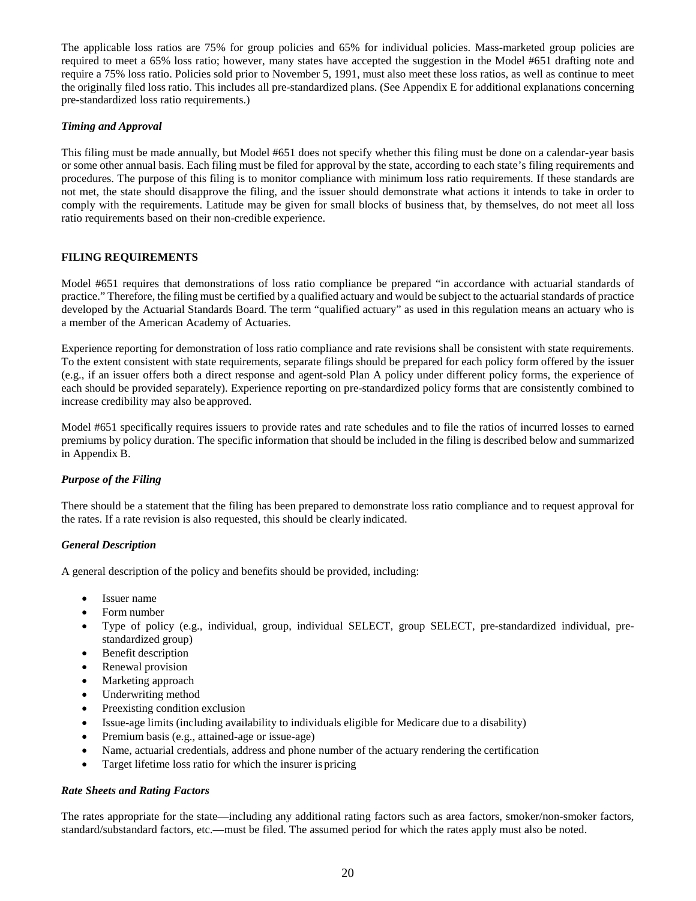The applicable loss ratios are 75% for group policies and 65% for individual policies. Mass-marketed group policies are required to meet a 65% loss ratio; however, many states have accepted the suggestion in the Model #651 drafting note and require a 75% loss ratio. Policies sold prior to November 5, 1991, must also meet these loss ratios, as well as continue to meet the originally filed loss ratio. This includes all pre-standardized plans. (See Appendix E for additional explanations concerning pre-standardized loss ratio requirements.)

### *Timing and Approval*

This filing must be made annually, but Model #651 does not specify whether this filing must be done on a calendar-year basis or some other annual basis. Each filing must be filed for approval by the state, according to each state's filing requirements and procedures. The purpose of this filing is to monitor compliance with minimum loss ratio requirements. If these standards are not met, the state should disapprove the filing, and the issuer should demonstrate what actions it intends to take in order to comply with the requirements. Latitude may be given for small blocks of business that, by themselves, do not meet all loss ratio requirements based on their non-credible experience.

## FILING REQUIREMENTS

Model #651 requires that demonstrations of loss ratio compliance be prepared "in accordance with actuarial standards of practice." Therefore, the filing must be certified by a qualified actuary and would be subject to the actuarial standards of practice developed by the Actuarial Standards Board. The term "qualified actuary" as used in this regulation means an actuary who is a member of the American Academy of Actuaries.

Experience reporting for demonstration of loss ratio compliance and rate revisions shall be consistent with state requirements. To the extent consistent with state requirements, separate filings should be prepared for each policy form offered by the issuer (e.g., if an issuer offers both a direct response and agent-sold Plan A policy under different policy forms, the experience of each should be provided separately). Experience reporting on pre-standardized policy forms that are consistently combined to increase credibility may also be approved.

Model #651 specifically requires issuers to provide rates and rate schedules and to file the ratios of incurred losses to earned premiums by policy duration. The specific information that should be included in the filing is described below and summarized in Appendix B.

### *Purpose of the Filing*

There should be a statement that the filing has been prepared to demonstrate loss ratio compliance and to request approval for the rates. If a rate revision is also requested, this should be clearly indicated.

### *General Description*

A general description of the policy and benefits should be provided, including:

- Issuer name
- Form number
- Type of policy (e.g., individual, group, individual SELECT, group SELECT, pre-standardized individual, pre-standardized group)
- Benefit description
- Renewal provision
- Marketing approach
- Underwriting method
- Preexisting condition exclusion
- Issue-age limits (including availability to individuals eligible for Medicare due to a disability)
- Premium basis (e.g., attained-age or issue-age)
- Name, actuarial credentials, address and phone number of the actuary rendering the certification
- Target lifetime loss ratio for which the insurer is pricing

### *Rate Sheets and Rating Factors*

The rates appropriate for the state—including any additional rating factors such as area factors, smoker/non-smoker factors, standard/substandard factors, etc.—must be filed. The assumed period for which the rates apply must also be noted.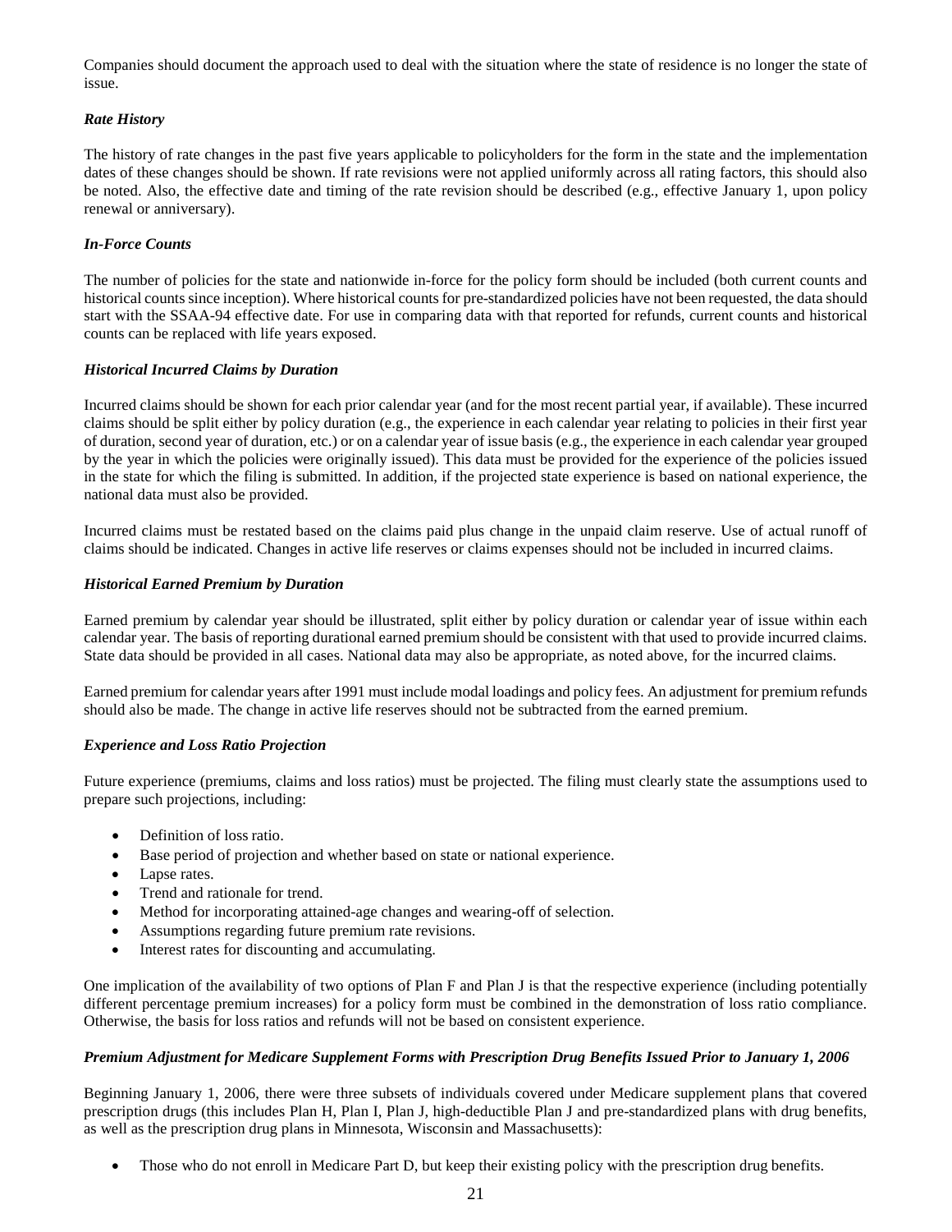Companies should document the approach used to deal with the situation where the state of residence is no longer the state of issue.

### *Rate History*

The history of rate changes in the past five years applicable to policyholders for the form in the state and the implementation dates of these changes should be shown. If rate revisions were not applied uniformly across all rating factors, this should also be noted. Also, the effective date and timing of the rate revision should be described (e.g., effective January 1, upon policy renewal or anniversary).

### *In-Force Counts*

The number of policies for the state and nationwide in-force for the policy form should be included (both current counts and historical counts since inception). Where historical counts for pre-standardized policies have not been requested, the data should start with the SSAA-94 effective date. For use in comparing data with that reported for refunds, current counts and historical counts can be replaced with life years exposed.

### *Historical Incurred Claims by Duration*

Incurred claims should be shown for each prior calendar year (and for the most recent partial year, if available). These incurred claims should be split either by policy duration (e.g., the experience in each calendar year relating to policies in their first year of duration, second year of duration, etc.) or on a calendar year of issue basis (e.g., the experience in each calendar year grouped by the year in which the policies were originally issued). This data must be provided for the experience of the policies issued in the state for which the filing is submitted. In addition, if the projected state experience is based on national experience, the national data must also be provided.

Incurred claims must be restated based on the claims paid plus change in the unpaid claim reserve. Use of actual runoff of claims should be indicated. Changes in active life reserves or claims expenses should not be included in incurred claims.

### *Historical Earned Premium by Duration*

Earned premium by calendar year should be illustrated, split either by policy duration or calendar year of issue within each calendar year. The basis of reporting durational earned premium should be consistent with that used to provide incurred claims. State data should be provided in all cases. National data may also be appropriate, as noted above, for the incurred claims.

Earned premium for calendar years after 1991 must include modal loadings and policy fees. An adjustment for premium refunds should also be made. The change in active life reserves should not be subtracted from the earned premium.

### *Experience and Loss Ratio Projection*

Future experience (premiums, claims and loss ratios) must be projected. The filing must clearly state the assumptions used to prepare such projections, including:

- Definition of loss ratio.
- Base period of projection and whether based on state or national experience.
- Lapse rates.
- Trend and rationale for trend.
- Method for incorporating attained-age changes and wearing-off of selection.
- Assumptions regarding future premium rate revisions.
- Interest rates for discounting and accumulating.

One implication of the availability of two options of Plan F and Plan J is that the respective experience (including potentially different percentage premium increases) for a policy form must be combined in the demonstration of loss ratio compliance. Otherwise, the basis for loss ratios and refunds will not be based on consistent experience.

### *Premium Adjustment for Medicare Supplement Forms with Prescription Drug Benefits Issued Prior to January 1, 2006*

Beginning January 1, 2006, there were three subsets of individuals covered under Medicare supplement plans that covered prescription drugs (this includes Plan H, Plan I, Plan J, high-deductible Plan J and pre-standardized plans with drug benefits, as well as the prescription drug plans in Minnesota, Wisconsin and Massachusetts):

- Those who do not enroll in Medicare Part D, but keep their existing policy with the prescription drug benefits.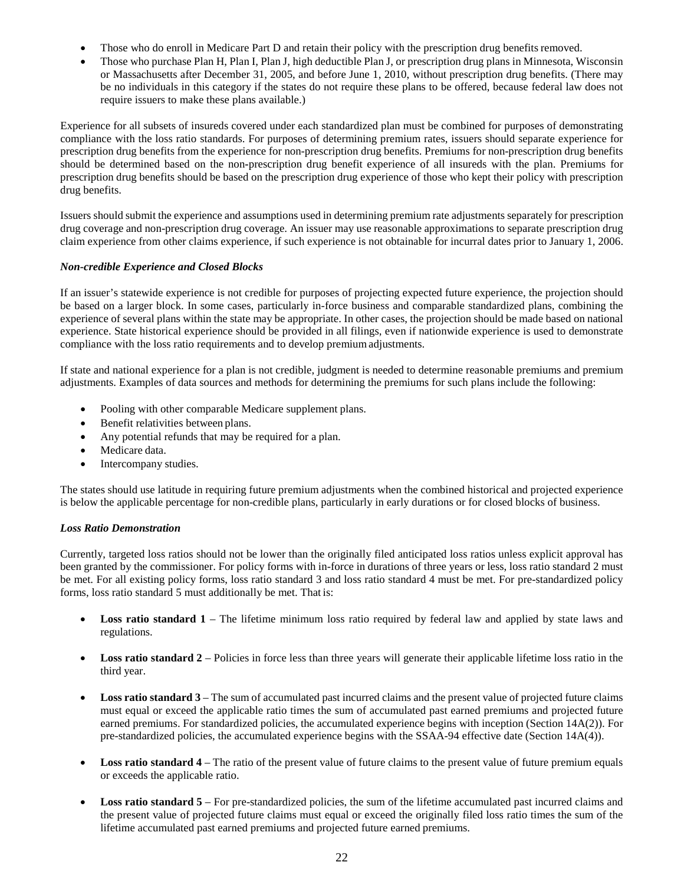- Those who do enroll in Medicare Part D and retain their policy with the prescription drug benefits removed.
- Those who purchase Plan H, Plan I, Plan J, high deductible Plan J, or prescription drug plans in Minnesota, Wisconsin or Massachusetts after December 31, 2005, and before June 1, 2010, without prescription drug benefits. (There may be no individuals in this category if the states do not require these plans to be offered, because federal law does not require issuers to make these plans available.)

Experience for all subsets of insureds covered under each standardized plan must be combined for purposes of demonstrating compliance with the loss ratio standards. For purposes of determining premium rates, issuers should separate experience for prescription drug benefits from the experience for non-prescription drug benefits. Premiums for non-prescription drug benefits should be determined based on the non-prescription drug benefit experience of all insureds with the plan. Premiums for prescription drug benefits should be based on the prescription drug experience of those who kept their policy with prescription drug benefits.

Issuers should submit the experience and assumptions used in determining premium rate adjustments separately for prescription drug coverage and non-prescription drug coverage. An issuer may use reasonable approximations to separate prescription drug claim experience from other claims experience, if such experience is not obtainable for incurral dates prior to January 1, 2006.

***Non-credible Experience and Closed Blocks***

If an issuer's statewide experience is not credible for purposes of projecting expected future experience, the projection should be based on a larger block. In some cases, particularly in-force business and comparable standardized plans, combining the experience of several plans within the state may be appropriate. In other cases, the projection should be made based on national experience. State historical experience should be provided in all filings, even if nationwide experience is used to demonstrate compliance with the loss ratio requirements and to develop premium adjustments.

If state and national experience for a plan is not credible, judgment is needed to determine reasonable premiums and premium adjustments. Examples of data sources and methods for determining the premiums for such plans include the following:

- Pooling with other comparable Medicare supplement plans.
- Benefit relativities between plans.
- Any potential refunds that may be required for a plan.
- Medicare data.
- Intercompany studies.

The states should use latitude in requiring future premium adjustments when the combined historical and projected experience is below the applicable percentage for non-credible plans, particularly in early durations or for closed blocks of business.

***Loss Ratio Demonstration***

Currently, targeted loss ratios should not be lower than the originally filed anticipated loss ratios unless explicit approval has been granted by the commissioner. For policy forms with in-force in durations of three years or less, loss ratio standard 2 must be met. For all existing policy forms, loss ratio standard 3 and loss ratio standard 4 must be met. For pre-standardized policy forms, loss ratio standard 5 must additionally be met. That is:

- **Loss ratio standard 1** – The lifetime minimum loss ratio required by federal law and applied by state laws and regulations.
- **Loss ratio standard 2** – Policies in force less than three years will generate their applicable lifetime loss ratio in the third year.
- **Loss ratio standard 3** – The sum of accumulated past incurred claims and the present value of projected future claims must equal or exceed the applicable ratio times the sum of accumulated past earned premiums and projected future earned premiums. For standardized policies, the accumulated experience begins with inception (Section 14A(2)). For pre-standardized policies, the accumulated experience begins with the SSAA-94 effective date (Section 14A(4)).
- **Loss ratio standard 4** – The ratio of the present value of future claims to the present value of future premium equals or exceeds the applicable ratio.
- **Loss ratio standard 5** – For pre-standardized policies, the sum of the lifetime accumulated past incurred claims and the present value of projected future claims must equal or exceed the originally filed loss ratio times the sum of the lifetime accumulated past earned premiums and projected future earned premiums.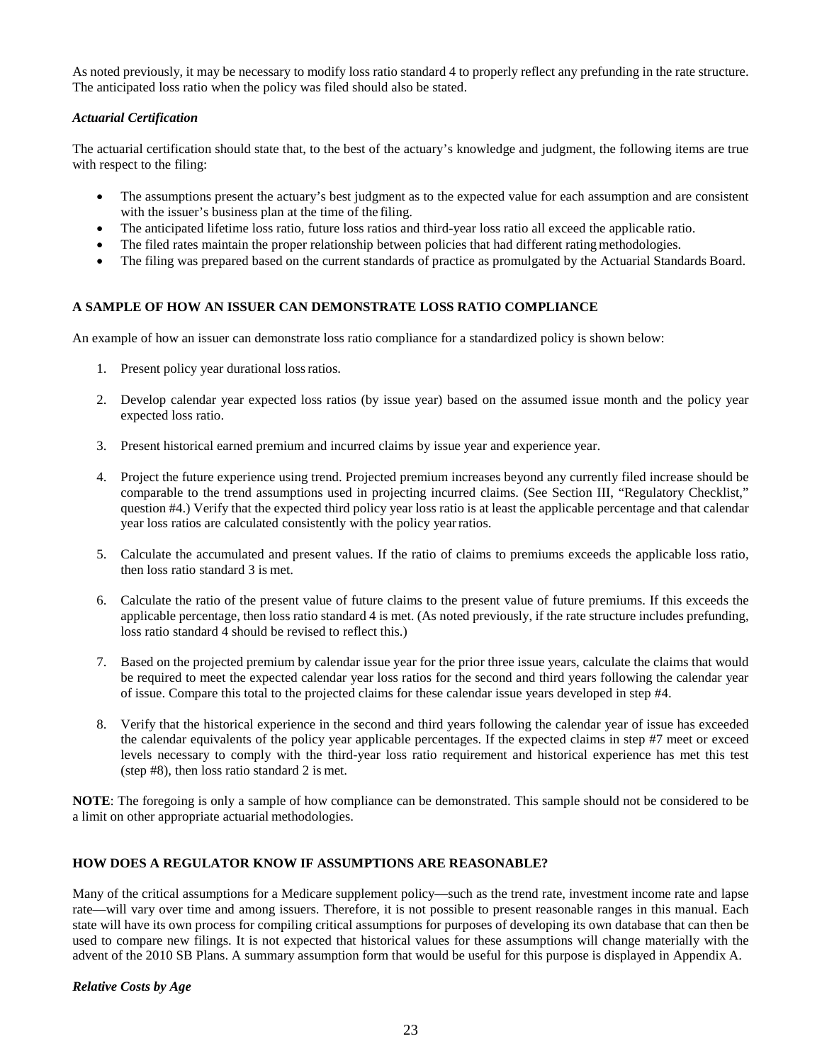As noted previously, it may be necessary to modify loss ratio standard 4 to properly reflect any prefunding in the rate structure. The anticipated loss ratio when the policy was filed should also be stated.

### *Actuarial Certification*

The actuarial certification should state that, to the best of the actuary's knowledge and judgment, the following items are true with respect to the filing:

- The assumptions present the actuary's best judgment as to the expected value for each assumption and are consistent with the issuer's business plan at the time of the filing.
- The anticipated lifetime loss ratio, future loss ratios and third-year loss ratio all exceed the applicable ratio.
- The filed rates maintain the proper relationship between policies that had different rating methodologies.
- The filing was prepared based on the current standards of practice as promulgated by the Actuarial Standards Board.

## A SAMPLE OF HOW AN ISSUER CAN DEMONSTRATE LOSS RATIO COMPLIANCE

An example of how an issuer can demonstrate loss ratio compliance for a standardized policy is shown below:

1. Present policy year durational loss ratios.

2. Develop calendar year expected loss ratios (by issue year) based on the assumed issue month and the policy year expected loss ratio.

3. Present historical earned premium and incurred claims by issue year and experience year.

4. Project the future experience using trend. Projected premium increases beyond any currently filed increase should be comparable to the trend assumptions used in projecting incurred claims. (See Section III, "Regulatory Checklist," question #4.) Verify that the expected third policy year loss ratio is at least the applicable percentage and that calendar year loss ratios are calculated consistently with the policy year ratios.

5. Calculate the accumulated and present values. If the ratio of claims to premiums exceeds the applicable loss ratio, then loss ratio standard 3 is met.

6. Calculate the ratio of the present value of future claims to the present value of future premiums. If this exceeds the applicable percentage, then loss ratio standard 4 is met. (As noted previously, if the rate structure includes prefunding, loss ratio standard 4 should be revised to reflect this.)

7. Based on the projected premium by calendar issue year for the prior three issue years, calculate the claims that would be required to meet the expected calendar year loss ratios for the second and third years following the calendar year of issue. Compare this total to the projected claims for these calendar issue years developed in step #4.

8. Verify that the historical experience in the second and third years following the calendar year of issue has exceeded the calendar equivalents of the policy year applicable percentages. If the expected claims in step #7 meet or exceed levels necessary to comply with the third-year loss ratio requirement and historical experience has met this test (step #8), then loss ratio standard 2 is met.

**NOTE**: The foregoing is only a sample of how compliance can be demonstrated. This sample should not be considered to be a limit on other appropriate actuarial methodologies.

## HOW DOES A REGULATOR KNOW IF ASSUMPTIONS ARE REASONABLE?

Many of the critical assumptions for a Medicare supplement policy—such as the trend rate, investment income rate and lapse rate—will vary over time and among issuers. Therefore, it is not possible to present reasonable ranges in this manual. Each state will have its own process for compiling critical assumptions for purposes of developing its own database that can then be used to compare new filings. It is not expected that historical values for these assumptions will change materially with the advent of the 2010 SB Plans. A summary assumption form that would be useful for this purpose is displayed in Appendix A.

### *Relative Costs by Age*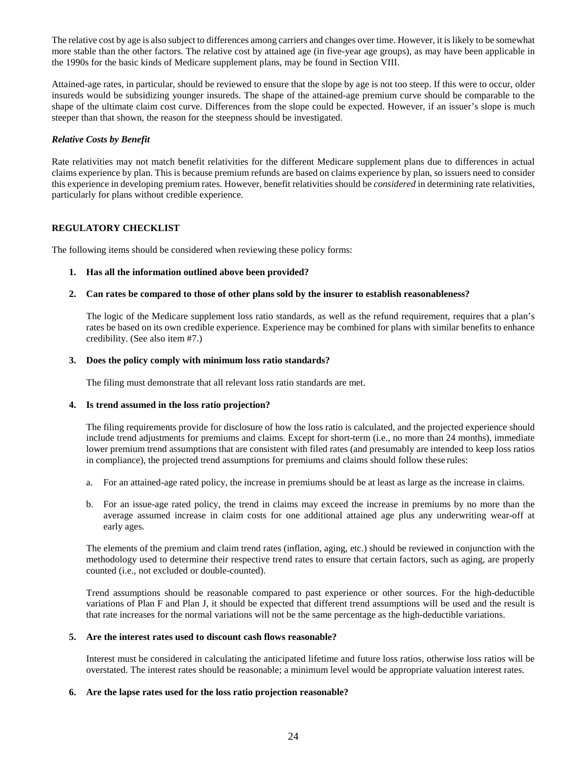The relative cost by age is also subject to differences among carriers and changes over time. However, it is likely to be somewhat more stable than the other factors. The relative cost by attained age (in five-year age groups), as may have been applicable in the 1990s for the basic kinds of Medicare supplement plans, may be found in Section VIII.

Attained-age rates, in particular, should be reviewed to ensure that the slope by age is not too steep. If this were to occur, older insureds would be subsidizing younger insureds. The shape of the attained-age premium curve should be comparable to the shape of the ultimate claim cost curve. Differences from the slope could be expected. However, if an issuer's slope is much steeper than that shown, the reason for the steepness should be investigated.

***Relative Costs by Benefit***

Rate relativities may not match benefit relativities for the different Medicare supplement plans due to differences in actual claims experience by plan. This is because premium refunds are based on claims experience by plan, so issuers need to consider this experience in developing premium rates. However, benefit relativities should be *considered* in determining rate relativities, particularly for plans without credible experience.

## REGULATORY CHECKLIST

The following items should be considered when reviewing these policy forms:

1. **Has all the information outlined above been provided?**

2. **Can rates be compared to those of other plans sold by the insurer to establish reasonableness?**

   The logic of the Medicare supplement loss ratio standards, as well as the refund requirement, requires that a plan's rates be based on its own credible experience. Experience may be combined for plans with similar benefits to enhance credibility. (See also item #7.)

3. **Does the policy comply with minimum loss ratio standards?**

   The filing must demonstrate that all relevant loss ratio standards are met.

4. **Is trend assumed in the loss ratio projection?**

   The filing requirements provide for disclosure of how the loss ratio is calculated, and the projected experience should include trend adjustments for premiums and claims. Except for short-term (i.e., no more than 24 months), immediate lower premium trend assumptions that are consistent with filed rates (and presumably are intended to keep loss ratios in compliance), the projected trend assumptions for premiums and claims should follow these rules:

   a. For an attained-age rated policy, the increase in premiums should be at least as large as the increase in claims.

   b. For an issue-age rated policy, the trend in claims may exceed the increase in premiums by no more than the average assumed increase in claim costs for one additional attained age plus any underwriting wear-off at early ages.

   The elements of the premium and claim trend rates (inflation, aging, etc.) should be reviewed in conjunction with the methodology used to determine their respective trend rates to ensure that certain factors, such as aging, are properly counted (i.e., not excluded or double-counted).

   Trend assumptions should be reasonable compared to past experience or other sources. For the high-deductible variations of Plan F and Plan J, it should be expected that different trend assumptions will be used and the result is that rate increases for the normal variations will not be the same percentage as the high-deductible variations.

5. **Are the interest rates used to discount cash flows reasonable?**

   Interest must be considered in calculating the anticipated lifetime and future loss ratios, otherwise loss ratios will be overstated. The interest rates should be reasonable; a minimum level would be appropriate valuation interest rates.

6. **Are the lapse rates used for the loss ratio projection reasonable?**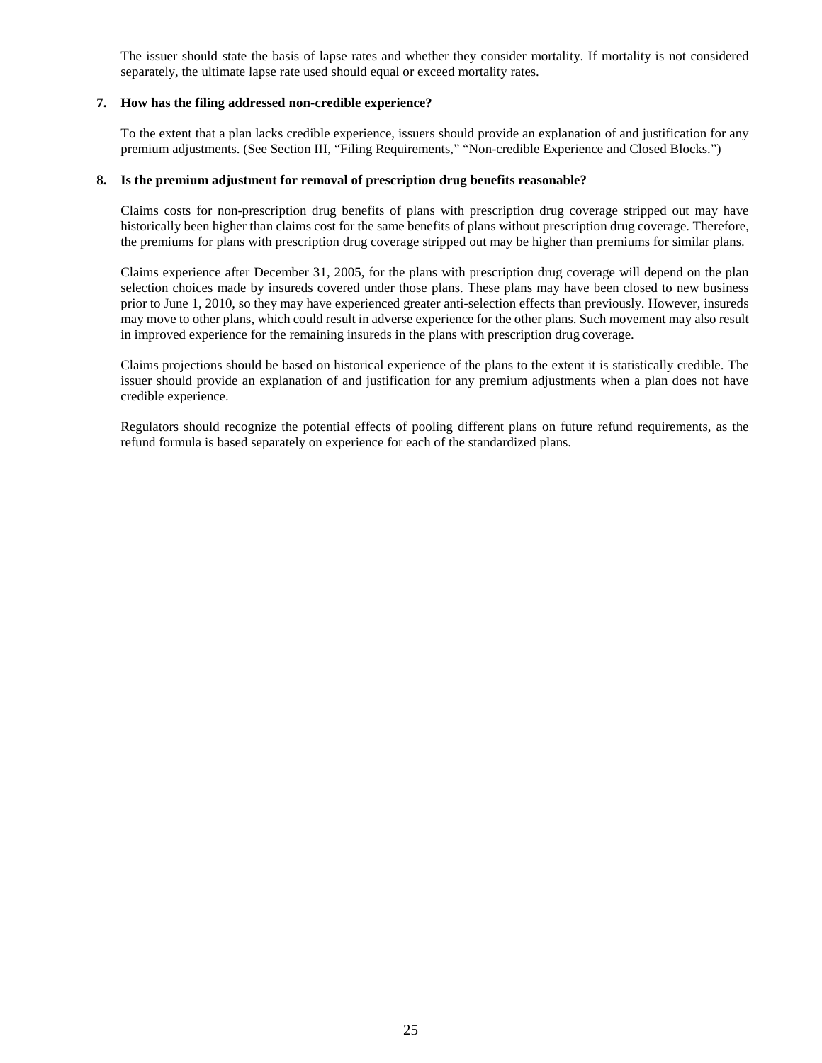The issuer should state the basis of lapse rates and whether they consider mortality. If mortality is not considered separately, the ultimate lapse rate used should equal or exceed mortality rates.

**7. How has the filing addressed non-credible experience?**

To the extent that a plan lacks credible experience, issuers should provide an explanation of and justification for any premium adjustments. (See Section III, "Filing Requirements," "Non-credible Experience and Closed Blocks.")

**8. Is the premium adjustment for removal of prescription drug benefits reasonable?**

Claims costs for non-prescription drug benefits of plans with prescription drug coverage stripped out may have historically been higher than claims cost for the same benefits of plans without prescription drug coverage. Therefore, the premiums for plans with prescription drug coverage stripped out may be higher than premiums for similar plans.

Claims experience after December 31, 2005, for the plans with prescription drug coverage will depend on the plan selection choices made by insureds covered under those plans. These plans may have been closed to new business prior to June 1, 2010, so they may have experienced greater anti-selection effects than previously. However, insureds may move to other plans, which could result in adverse experience for the other plans. Such movement may also result in improved experience for the remaining insureds in the plans with prescription drug coverage.

Claims projections should be based on historical experience of the plans to the extent it is statistically credible. The issuer should provide an explanation of and justification for any premium adjustments when a plan does not have credible experience.

Regulators should recognize the potential effects of pooling different plans on future refund requirements, as the refund formula is based separately on experience for each of the standardized plans.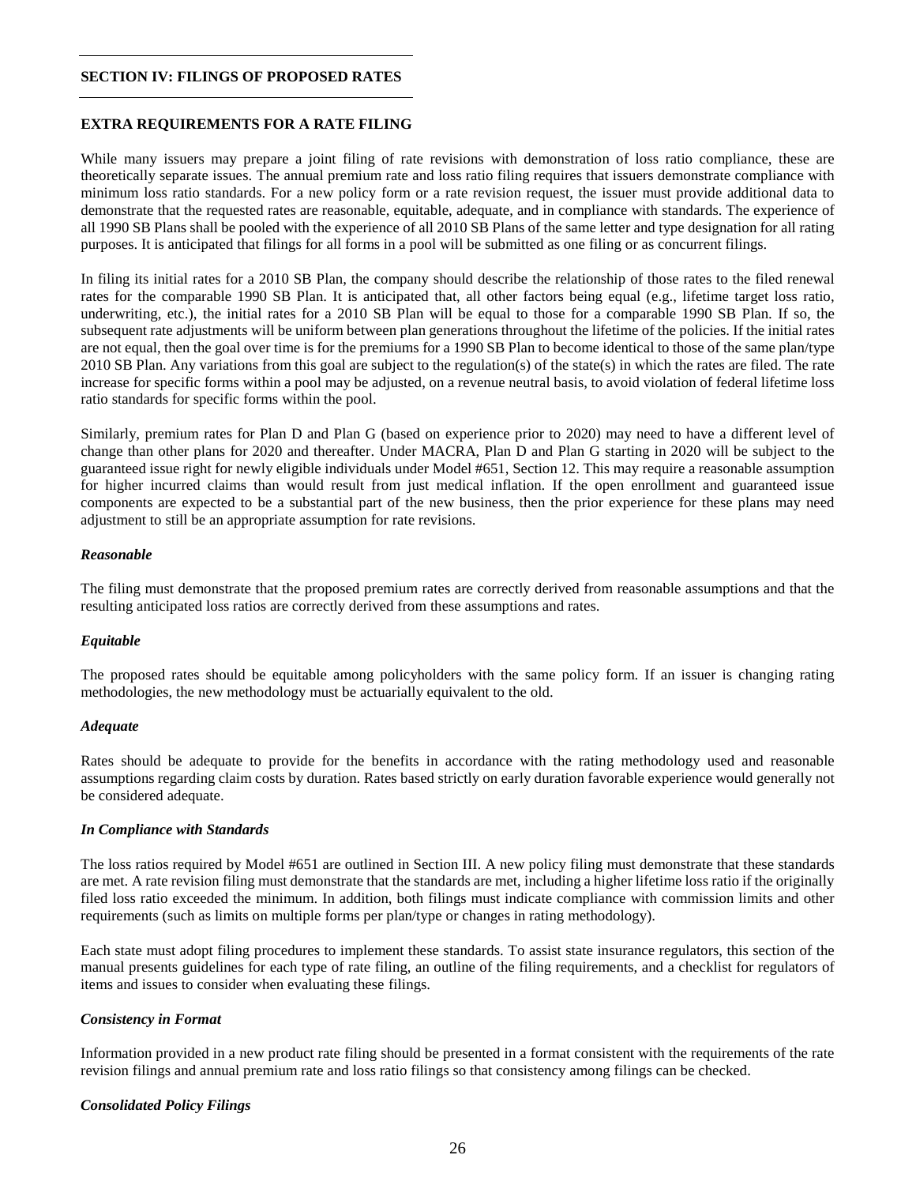## SECTION IV: FILINGS OF PROPOSED RATES

### EXTRA REQUIREMENTS FOR A RATE FILING

While many issuers may prepare a joint filing of rate revisions with demonstration of loss ratio compliance, these are theoretically separate issues. The annual premium rate and loss ratio filing requires that issuers demonstrate compliance with minimum loss ratio standards. For a new policy form or a rate revision request, the issuer must provide additional data to demonstrate that the requested rates are reasonable, equitable, adequate, and in compliance with standards. The experience of all 1990 SB Plans shall be pooled with the experience of all 2010 SB Plans of the same letter and type designation for all rating purposes. It is anticipated that filings for all forms in a pool will be submitted as one filing or as concurrent filings.

In filing its initial rates for a 2010 SB Plan, the company should describe the relationship of those rates to the filed renewal rates for the comparable 1990 SB Plan. It is anticipated that, all other factors being equal (e.g., lifetime target loss ratio, underwriting, etc.), the initial rates for a 2010 SB Plan will be equal to those for a comparable 1990 SB Plan. If so, the subsequent rate adjustments will be uniform between plan generations throughout the lifetime of the policies. If the initial rates are not equal, then the goal over time is for the premiums for a 1990 SB Plan to become identical to those of the same plan/type 2010 SB Plan. Any variations from this goal are subject to the regulation(s) of the state(s) in which the rates are filed. The rate increase for specific forms within a pool may be adjusted, on a revenue neutral basis, to avoid violation of federal lifetime loss ratio standards for specific forms within the pool.

Similarly, premium rates for Plan D and Plan G (based on experience prior to 2020) may need to have a different level of change than other plans for 2020 and thereafter. Under MACRA, Plan D and Plan G starting in 2020 will be subject to the guaranteed issue right for newly eligible individuals under Model #651, Section 12. This may require a reasonable assumption for higher incurred claims than would result from just medical inflation. If the open enrollment and guaranteed issue components are expected to be a substantial part of the new business, then the prior experience for these plans may need adjustment to still be an appropriate assumption for rate revisions.

#### *Reasonable*

The filing must demonstrate that the proposed premium rates are correctly derived from reasonable assumptions and that the resulting anticipated loss ratios are correctly derived from these assumptions and rates.

#### *Equitable*

The proposed rates should be equitable among policyholders with the same policy form. If an issuer is changing rating methodologies, the new methodology must be actuarially equivalent to the old.

#### *Adequate*

Rates should be adequate to provide for the benefits in accordance with the rating methodology used and reasonable assumptions regarding claim costs by duration. Rates based strictly on early duration favorable experience would generally not be considered adequate.

#### *In Compliance with Standards*

The loss ratios required by Model #651 are outlined in Section III. A new policy filing must demonstrate that these standards are met. A rate revision filing must demonstrate that the standards are met, including a higher lifetime loss ratio if the originally filed loss ratio exceeded the minimum. In addition, both filings must indicate compliance with commission limits and other requirements (such as limits on multiple forms per plan/type or changes in rating methodology).

Each state must adopt filing procedures to implement these standards. To assist state insurance regulators, this section of the manual presents guidelines for each type of rate filing, an outline of the filing requirements, and a checklist for regulators of items and issues to consider when evaluating these filings.

#### *Consistency in Format*

Information provided in a new product rate filing should be presented in a format consistent with the requirements of the rate revision filings and annual premium rate and loss ratio filings so that consistency among filings can be checked.

#### *Consolidated Policy Filings*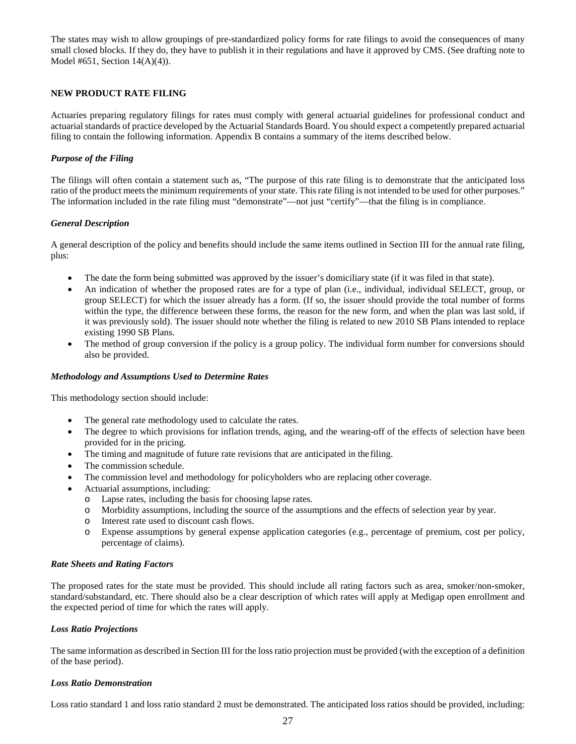The states may wish to allow groupings of pre-standardized policy forms for rate filings to avoid the consequences of many small closed blocks. If they do, they have to publish it in their regulations and have it approved by CMS. (See drafting note to Model #651, Section 14(A)(4)).

**NEW PRODUCT RATE FILING**

Actuaries preparing regulatory filings for rates must comply with general actuarial guidelines for professional conduct and actuarial standards of practice developed by the Actuarial Standards Board. You should expect a competently prepared actuarial filing to contain the following information. Appendix B contains a summary of the items described below.

***Purpose of the Filing***

The filings will often contain a statement such as, "The purpose of this rate filing is to demonstrate that the anticipated loss ratio of the product meets the minimum requirements of your state. This rate filing is not intended to be used for other purposes." The information included in the rate filing must "demonstrate"—not just "certify"—that the filing is in compliance.

***General Description***

A general description of the policy and benefits should include the same items outlined in Section III for the annual rate filing, plus:

- The date the form being submitted was approved by the issuer's domiciliary state (if it was filed in that state).
- An indication of whether the proposed rates are for a type of plan (i.e., individual, individual SELECT, group, or group SELECT) for which the issuer already has a form. (If so, the issuer should provide the total number of forms within the type, the difference between these forms, the reason for the new form, and when the plan was last sold, if it was previously sold). The issuer should note whether the filing is related to new 2010 SB Plans intended to replace existing 1990 SB Plans.
- The method of group conversion if the policy is a group policy. The individual form number for conversions should also be provided.

***Methodology and Assumptions Used to Determine Rates***

This methodology section should include:

- The general rate methodology used to calculate the rates.
- The degree to which provisions for inflation trends, aging, and the wearing-off of the effects of selection have been provided for in the pricing.
- The timing and magnitude of future rate revisions that are anticipated in the filing.
- The commission schedule.
- The commission level and methodology for policyholders who are replacing other coverage.
- Actuarial assumptions, including:
  - Lapse rates, including the basis for choosing lapse rates.
  - Morbidity assumptions, including the source of the assumptions and the effects of selection year by year.
  - Interest rate used to discount cash flows.
  - Expense assumptions by general expense application categories (e.g., percentage of premium, cost per policy, percentage of claims).

***Rate Sheets and Rating Factors***

The proposed rates for the state must be provided. This should include all rating factors such as area, smoker/non-smoker, standard/substandard, etc. There should also be a clear description of which rates will apply at Medigap open enrollment and the expected period of time for which the rates will apply.

***Loss Ratio Projections***

The same information as described in Section III for the loss ratio projection must be provided (with the exception of a definition of the base period).

***Loss Ratio Demonstration***

Loss ratio standard 1 and loss ratio standard 2 must be demonstrated. The anticipated loss ratios should be provided, including: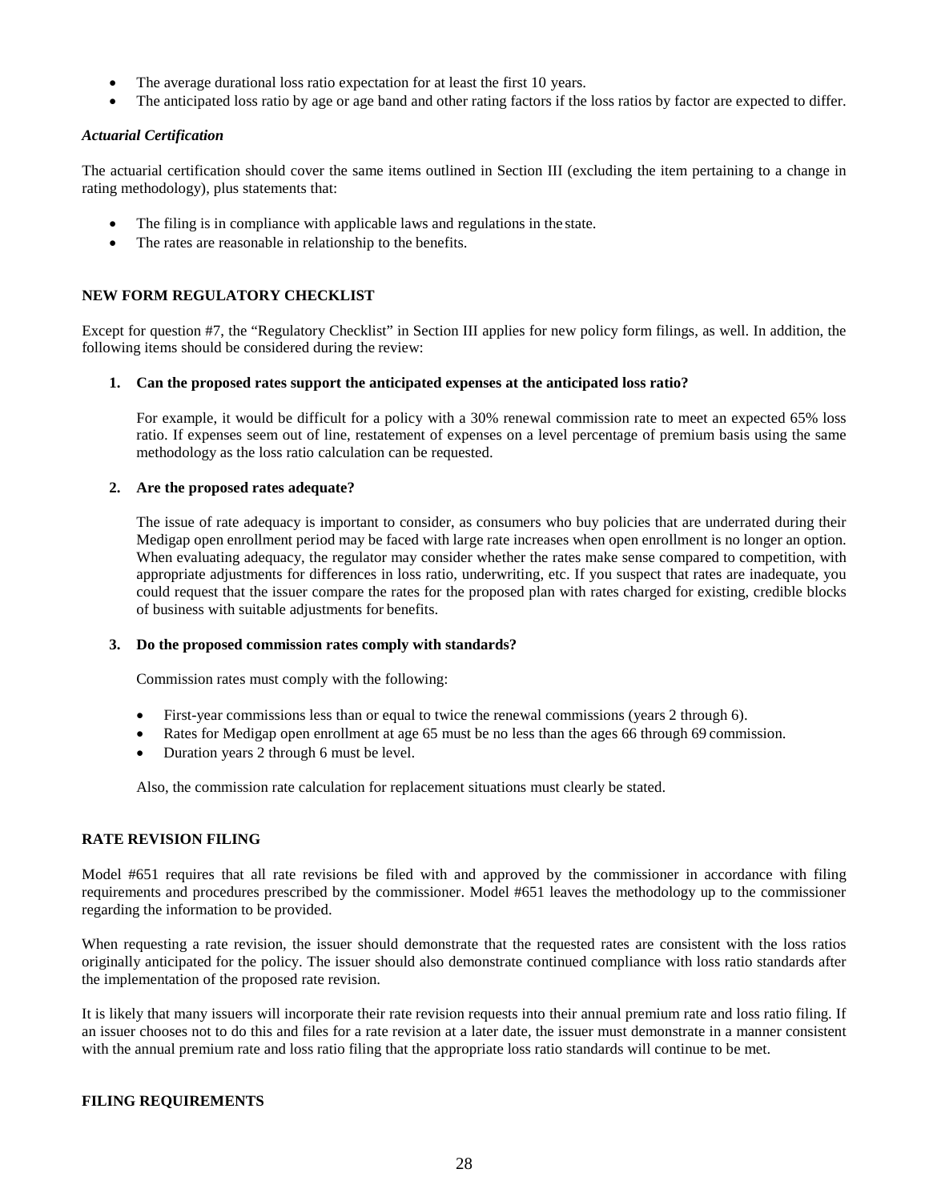- The average durational loss ratio expectation for at least the first 10 years.
- The anticipated loss ratio by age or age band and other rating factors if the loss ratios by factor are expected to differ.

***Actuarial Certification***

The actuarial certification should cover the same items outlined in Section III (excluding the item pertaining to a change in rating methodology), plus statements that:

- The filing is in compliance with applicable laws and regulations in the state.
- The rates are reasonable in relationship to the benefits.

**NEW FORM REGULATORY CHECKLIST**

Except for question #7, the "Regulatory Checklist" in Section III applies for new policy form filings, as well. In addition, the following items should be considered during the review:

**1. Can the proposed rates support the anticipated expenses at the anticipated loss ratio?**

For example, it would be difficult for a policy with a 30% renewal commission rate to meet an expected 65% loss ratio. If expenses seem out of line, restatement of expenses on a level percentage of premium basis using the same methodology as the loss ratio calculation can be requested.

**2. Are the proposed rates adequate?**

The issue of rate adequacy is important to consider, as consumers who buy policies that are underrated during their Medigap open enrollment period may be faced with large rate increases when open enrollment is no longer an option. When evaluating adequacy, the regulator may consider whether the rates make sense compared to competition, with appropriate adjustments for differences in loss ratio, underwriting, etc. If you suspect that rates are inadequate, you could request that the issuer compare the rates for the proposed plan with rates charged for existing, credible blocks of business with suitable adjustments for benefits.

**3. Do the proposed commission rates comply with standards?**

Commission rates must comply with the following:

- First-year commissions less than or equal to twice the renewal commissions (years 2 through 6).
- Rates for Medigap open enrollment at age 65 must be no less than the ages 66 through 69 commission.
- Duration years 2 through 6 must be level.

Also, the commission rate calculation for replacement situations must clearly be stated.

**RATE REVISION FILING**

Model #651 requires that all rate revisions be filed with and approved by the commissioner in accordance with filing requirements and procedures prescribed by the commissioner. Model #651 leaves the methodology up to the commissioner regarding the information to be provided.

When requesting a rate revision, the issuer should demonstrate that the requested rates are consistent with the loss ratios originally anticipated for the policy. The issuer should also demonstrate continued compliance with loss ratio standards after the implementation of the proposed rate revision.

It is likely that many issuers will incorporate their rate revision requests into their annual premium rate and loss ratio filing. If an issuer chooses not to do this and files for a rate revision at a later date, the issuer must demonstrate in a manner consistent with the annual premium rate and loss ratio filing that the appropriate loss ratio standards will continue to be met.

**FILING REQUIREMENTS**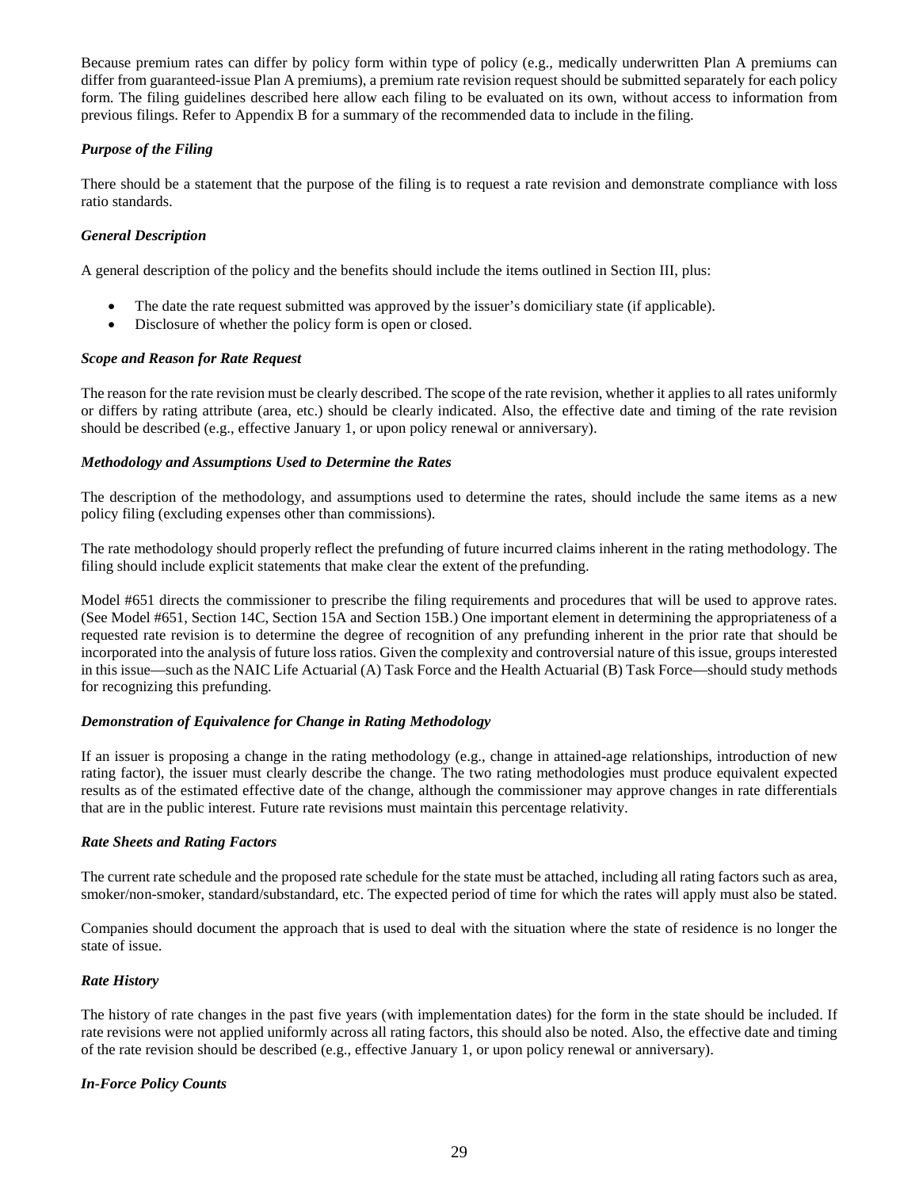Because premium rates can differ by policy form within type of policy (e.g., medically underwritten Plan A premiums can differ from guaranteed-issue Plan A premiums), a premium rate revision request should be submitted separately for each policy form. The filing guidelines described here allow each filing to be evaluated on its own, without access to information from previous filings. Refer to Appendix B for a summary of the recommended data to include in the filing.

***Purpose of the Filing***

There should be a statement that the purpose of the filing is to request a rate revision and demonstrate compliance with loss ratio standards.

***General Description***

A general description of the policy and the benefits should include the items outlined in Section III, plus:

- The date the rate request submitted was approved by the issuer's domiciliary state (if applicable).
- Disclosure of whether the policy form is open or closed.

***Scope and Reason for Rate Request***

The reason for the rate revision must be clearly described. The scope of the rate revision, whether it applies to all rates uniformly or differs by rating attribute (area, etc.) should be clearly indicated. Also, the effective date and timing of the rate revision should be described (e.g., effective January 1, or upon policy renewal or anniversary).

***Methodology and Assumptions Used to Determine the Rates***

The description of the methodology, and assumptions used to determine the rates, should include the same items as a new policy filing (excluding expenses other than commissions).

The rate methodology should properly reflect the prefunding of future incurred claims inherent in the rating methodology. The filing should include explicit statements that make clear the extent of the prefunding.

Model #651 directs the commissioner to prescribe the filing requirements and procedures that will be used to approve rates. (See Model #651, Section 14C, Section 15A and Section 15B.) One important element in determining the appropriateness of a requested rate revision is to determine the degree of recognition of any prefunding inherent in the prior rate that should be incorporated into the analysis of future loss ratios. Given the complexity and controversial nature of this issue, groups interested in this issue—such as the NAIC Life Actuarial (A) Task Force and the Health Actuarial (B) Task Force—should study methods for recognizing this prefunding.

***Demonstration of Equivalence for Change in Rating Methodology***

If an issuer is proposing a change in the rating methodology (e.g., change in attained-age relationships, introduction of new rating factor), the issuer must clearly describe the change. The two rating methodologies must produce equivalent expected results as of the estimated effective date of the change, although the commissioner may approve changes in rate differentials that are in the public interest. Future rate revisions must maintain this percentage relativity.

***Rate Sheets and Rating Factors***

The current rate schedule and the proposed rate schedule for the state must be attached, including all rating factors such as area, smoker/non-smoker, standard/substandard, etc. The expected period of time for which the rates will apply must also be stated.

Companies should document the approach that is used to deal with the situation where the state of residence is no longer the state of issue.

***Rate History***

The history of rate changes in the past five years (with implementation dates) for the form in the state should be included. If rate revisions were not applied uniformly across all rating factors, this should also be noted. Also, the effective date and timing of the rate revision should be described (e.g., effective January 1, or upon policy renewal or anniversary).

***In-Force Policy Counts***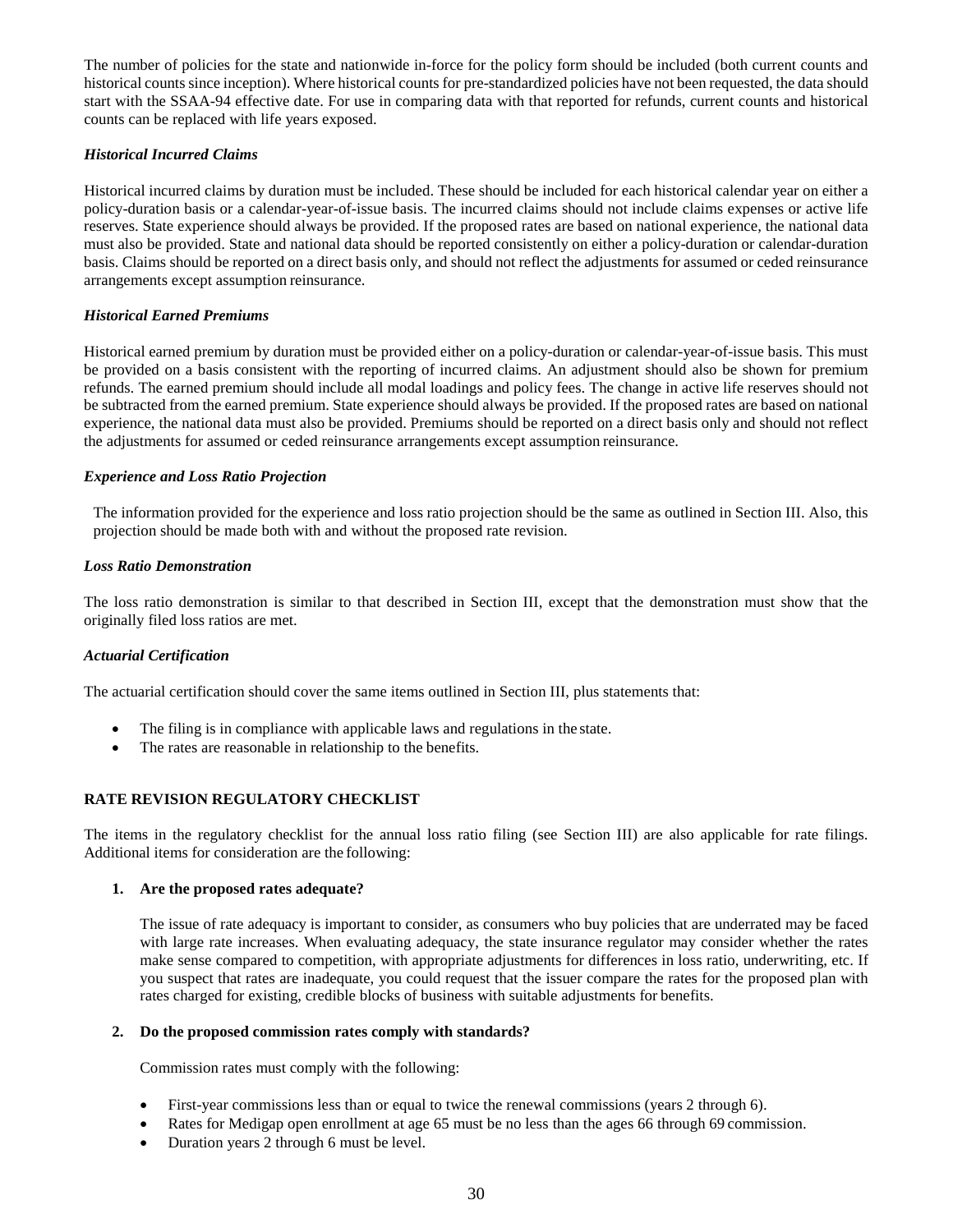The number of policies for the state and nationwide in-force for the policy form should be included (both current counts and historical counts since inception). Where historical counts for pre-standardized policies have not been requested, the data should start with the SSAA-94 effective date. For use in comparing data with that reported for refunds, current counts and historical counts can be replaced with life years exposed.

***Historical Incurred Claims***

Historical incurred claims by duration must be included. These should be included for each historical calendar year on either a policy-duration basis or a calendar-year-of-issue basis. The incurred claims should not include claims expenses or active life reserves. State experience should always be provided. If the proposed rates are based on national experience, the national data must also be provided. State and national data should be reported consistently on either a policy-duration or calendar-duration basis. Claims should be reported on a direct basis only, and should not reflect the adjustments for assumed or ceded reinsurance arrangements except assumption reinsurance.

***Historical Earned Premiums***

Historical earned premium by duration must be provided either on a policy-duration or calendar-year-of-issue basis. This must be provided on a basis consistent with the reporting of incurred claims. An adjustment should also be shown for premium refunds. The earned premium should include all modal loadings and policy fees. The change in active life reserves should not be subtracted from the earned premium. State experience should always be provided. If the proposed rates are based on national experience, the national data must also be provided. Premiums should be reported on a direct basis only and should not reflect the adjustments for assumed or ceded reinsurance arrangements except assumption reinsurance.

***Experience and Loss Ratio Projection***

The information provided for the experience and loss ratio projection should be the same as outlined in Section III. Also, this projection should be made both with and without the proposed rate revision.

***Loss Ratio Demonstration***

The loss ratio demonstration is similar to that described in Section III, except that the demonstration must show that the originally filed loss ratios are met.

***Actuarial Certification***

The actuarial certification should cover the same items outlined in Section III, plus statements that:

- The filing is in compliance with applicable laws and regulations in the state.
- The rates are reasonable in relationship to the benefits.

**RATE REVISION REGULATORY CHECKLIST**

The items in the regulatory checklist for the annual loss ratio filing (see Section III) are also applicable for rate filings. Additional items for consideration are the following:

1. **Are the proposed rates adequate?**

   The issue of rate adequacy is important to consider, as consumers who buy policies that are underrated may be faced with large rate increases. When evaluating adequacy, the state insurance regulator may consider whether the rates make sense compared to competition, with appropriate adjustments for differences in loss ratio, underwriting, etc. If you suspect that rates are inadequate, you could request that the issuer compare the rates for the proposed plan with rates charged for existing, credible blocks of business with suitable adjustments for benefits.

2. **Do the proposed commission rates comply with standards?**

   Commission rates must comply with the following:

   - First-year commissions less than or equal to twice the renewal commissions (years 2 through 6).
   - Rates for Medigap open enrollment at age 65 must be no less than the ages 66 through 69 commission.
   - Duration years 2 through 6 must be level.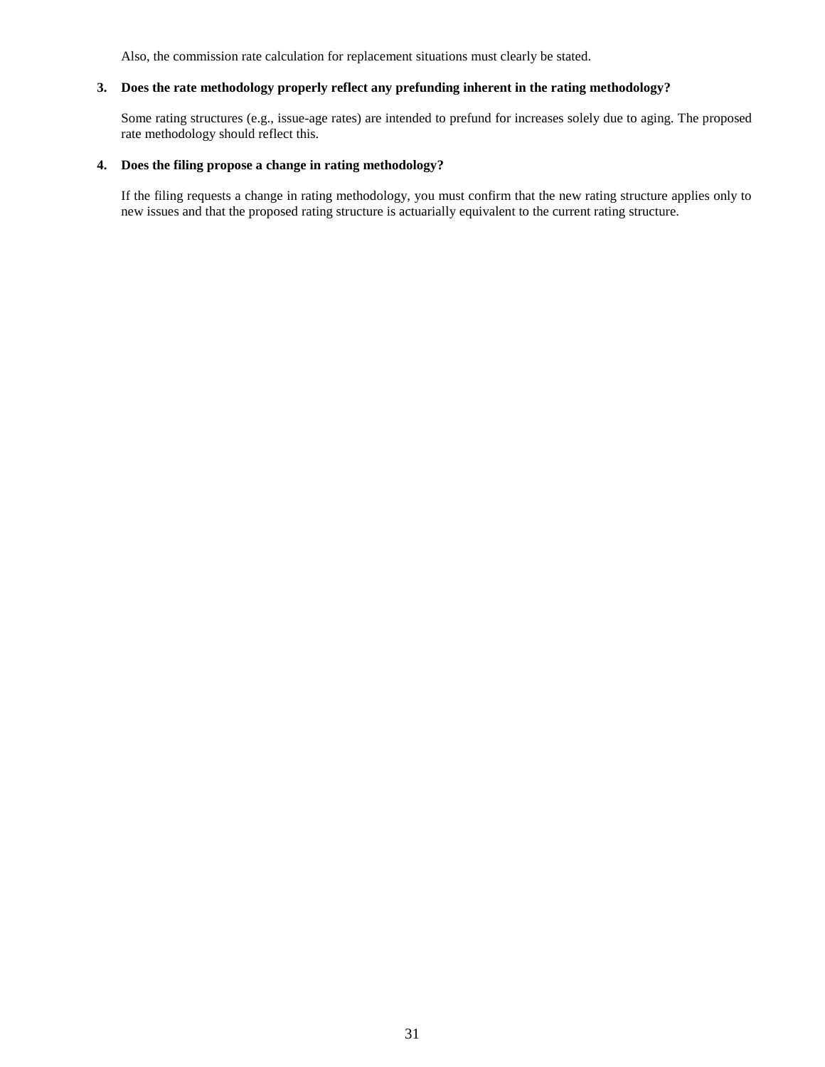Also, the commission rate calculation for replacement situations must clearly be stated.

**3. Does the rate methodology properly reflect any prefunding inherent in the rating methodology?**

Some rating structures (e.g., issue-age rates) are intended to prefund for increases solely due to aging. The proposed rate methodology should reflect this.

**4. Does the filing propose a change in rating methodology?**

If the filing requests a change in rating methodology, you must confirm that the new rating structure applies only to new issues and that the proposed rating structure is actuarially equivalent to the current rating structure.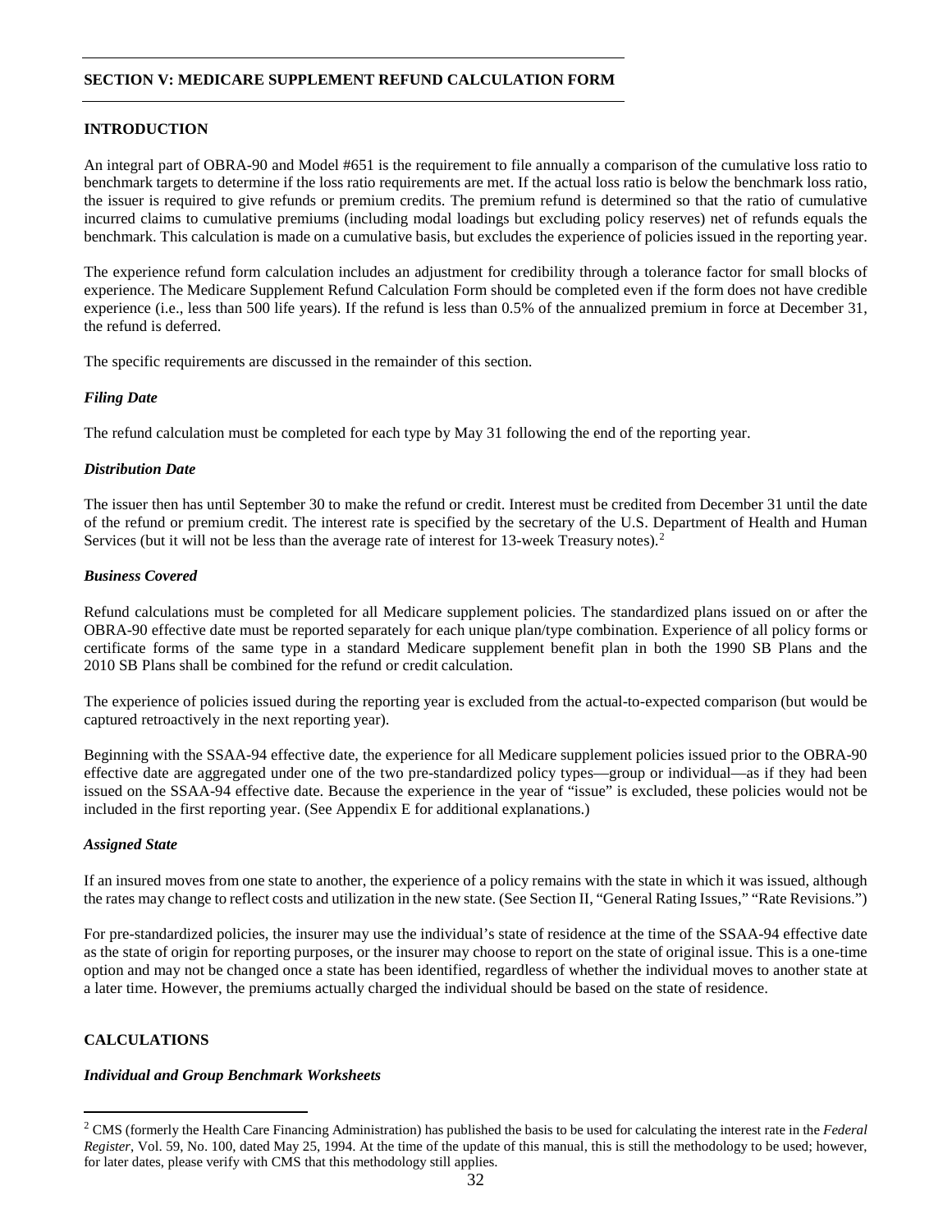## SECTION V: MEDICARE SUPPLEMENT REFUND CALCULATION FORM

### INTRODUCTION

An integral part of OBRA-90 and Model #651 is the requirement to file annually a comparison of the cumulative loss ratio to benchmark targets to determine if the loss ratio requirements are met. If the actual loss ratio is below the benchmark loss ratio, the issuer is required to give refunds or premium credits. The premium refund is determined so that the ratio of cumulative incurred claims to cumulative premiums (including modal loadings but excluding policy reserves) net of refunds equals the benchmark. This calculation is made on a cumulative basis, but excludes the experience of policies issued in the reporting year.

The experience refund form calculation includes an adjustment for credibility through a tolerance factor for small blocks of experience. The Medicare Supplement Refund Calculation Form should be completed even if the form does not have credible experience (i.e., less than 500 life years). If the refund is less than 0.5% of the annualized premium in force at December 31, the refund is deferred.

The specific requirements are discussed in the remainder of this section.

#### *Filing Date*

The refund calculation must be completed for each type by May 31 following the end of the reporting year.

#### *Distribution Date*

The issuer then has until September 30 to make the refund or credit. Interest must be credited from December 31 until the date of the refund or premium credit. The interest rate is specified by the secretary of the U.S. Department of Health and Human Services (but it will not be less than the average rate of interest for 13-week Treasury notes).[2]

#### *Business Covered*

Refund calculations must be completed for all Medicare supplement policies. The standardized plans issued on or after the OBRA-90 effective date must be reported separately for each unique plan/type combination. Experience of all policy forms or certificate forms of the same type in a standard Medicare supplement benefit plan in both the 1990 SB Plans and the 2010 SB Plans shall be combined for the refund or credit calculation.

The experience of policies issued during the reporting year is excluded from the actual-to-expected comparison (but would be captured retroactively in the next reporting year).

Beginning with the SSAA-94 effective date, the experience for all Medicare supplement policies issued prior to the OBRA-90 effective date are aggregated under one of the two pre-standardized policy types—group or individual—as if they had been issued on the SSAA-94 effective date. Because the experience in the year of "issue" is excluded, these policies would not be included in the first reporting year. (See Appendix E for additional explanations.)

#### *Assigned State*

If an insured moves from one state to another, the experience of a policy remains with the state in which it was issued, although the rates may change to reflect costs and utilization in the new state. (See Section II, "General Rating Issues," "Rate Revisions.")

For pre-standardized policies, the insurer may use the individual's state of residence at the time of the SSAA-94 effective date as the state of origin for reporting purposes, or the insurer may choose to report on the state of original issue. This is a one-time option and may not be changed once a state has been identified, regardless of whether the individual moves to another state at a later time. However, the premiums actually charged the individual should be based on the state of residence.

### CALCULATIONS

#### *Individual and Group Benchmark Worksheets*

---

[2] CMS (formerly the Health Care Financing Administration) has published the basis to be used for calculating the interest rate in the *Federal Register*, Vol. 59, No. 100, dated May 25, 1994. At the time of the update of this manual, this is still the methodology to be used; however, for later dates, please verify with CMS that this methodology still applies.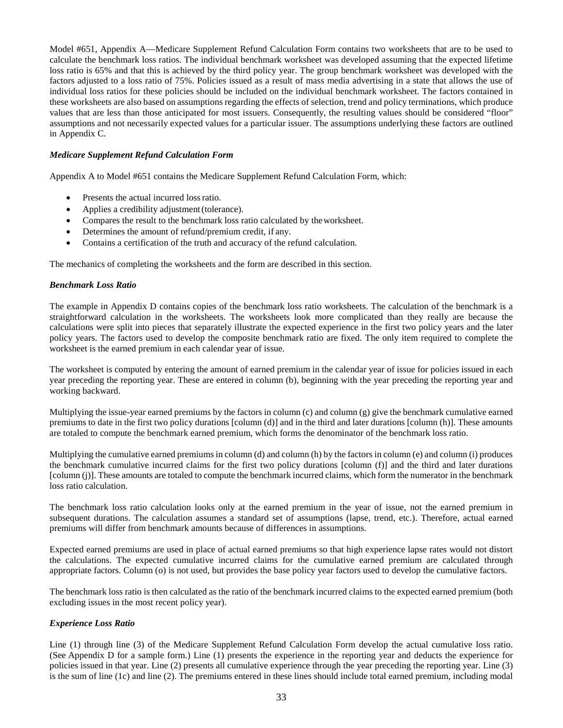Model #651, Appendix A—Medicare Supplement Refund Calculation Form contains two worksheets that are to be used to calculate the benchmark loss ratios. The individual benchmark worksheet was developed assuming that the expected lifetime loss ratio is 65% and that this is achieved by the third policy year. The group benchmark worksheet was developed with the factors adjusted to a loss ratio of 75%. Policies issued as a result of mass media advertising in a state that allows the use of individual loss ratios for these policies should be included on the individual benchmark worksheet. The factors contained in these worksheets are also based on assumptions regarding the effects of selection, trend and policy terminations, which produce values that are less than those anticipated for most issuers. Consequently, the resulting values should be considered "floor" assumptions and not necessarily expected values for a particular issuer. The assumptions underlying these factors are outlined in Appendix C.

### *Medicare Supplement Refund Calculation Form*

Appendix A to Model #651 contains the Medicare Supplement Refund Calculation Form, which:

- Presents the actual incurred loss ratio.
- Applies a credibility adjustment (tolerance).
- Compares the result to the benchmark loss ratio calculated by the worksheet.
- Determines the amount of refund/premium credit, if any.
- Contains a certification of the truth and accuracy of the refund calculation.

The mechanics of completing the worksheets and the form are described in this section.

### *Benchmark Loss Ratio*

The example in Appendix D contains copies of the benchmark loss ratio worksheets. The calculation of the benchmark is a straightforward calculation in the worksheets. The worksheets look more complicated than they really are because the calculations were split into pieces that separately illustrate the expected experience in the first two policy years and the later policy years. The factors used to develop the composite benchmark ratio are fixed. The only item required to complete the worksheet is the earned premium in each calendar year of issue.

The worksheet is computed by entering the amount of earned premium in the calendar year of issue for policies issued in each year preceding the reporting year. These are entered in column (b), beginning with the year preceding the reporting year and working backward.

Multiplying the issue-year earned premiums by the factors in column (c) and column (g) give the benchmark cumulative earned premiums to date in the first two policy durations [column (d)] and in the third and later durations [column (h)]. These amounts are totaled to compute the benchmark earned premium, which forms the denominator of the benchmark loss ratio.

Multiplying the cumulative earned premiums in column (d) and column (h) by the factors in column (e) and column (i) produces the benchmark cumulative incurred claims for the first two policy durations [column (f)] and the third and later durations [column (j)]. These amounts are totaled to compute the benchmark incurred claims, which form the numerator in the benchmark loss ratio calculation.

The benchmark loss ratio calculation looks only at the earned premium in the year of issue, not the earned premium in subsequent durations. The calculation assumes a standard set of assumptions (lapse, trend, etc.). Therefore, actual earned premiums will differ from benchmark amounts because of differences in assumptions.

Expected earned premiums are used in place of actual earned premiums so that high experience lapse rates would not distort the calculations. The expected cumulative incurred claims for the cumulative earned premium are calculated through appropriate factors. Column (o) is not used, but provides the base policy year factors used to develop the cumulative factors.

The benchmark loss ratio is then calculated as the ratio of the benchmark incurred claims to the expected earned premium (both excluding issues in the most recent policy year).

### *Experience Loss Ratio*

Line (1) through line (3) of the Medicare Supplement Refund Calculation Form develop the actual cumulative loss ratio. (See Appendix D for a sample form.) Line (1) presents the experience in the reporting year and deducts the experience for policies issued in that year. Line (2) presents all cumulative experience through the year preceding the reporting year. Line (3) is the sum of line (1c) and line (2). The premiums entered in these lines should include total earned premium, including modal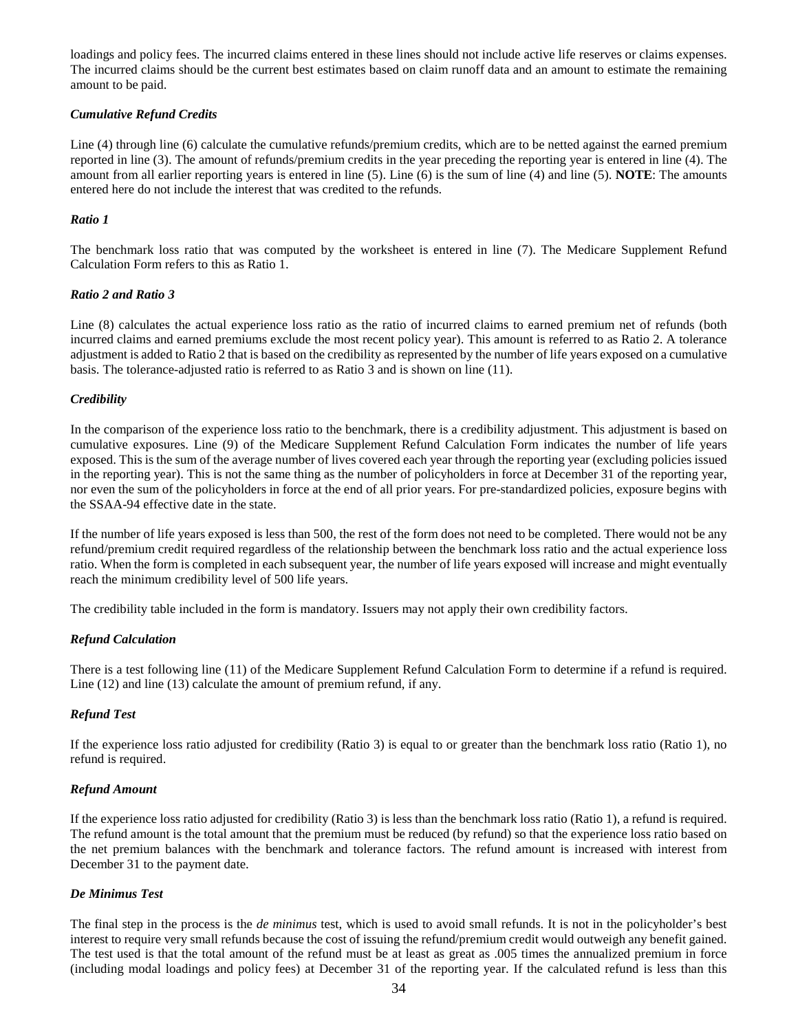loadings and policy fees. The incurred claims entered in these lines should not include active life reserves or claims expenses. The incurred claims should be the current best estimates based on claim runoff data and an amount to estimate the remaining amount to be paid.

### *Cumulative Refund Credits*

Line (4) through line (6) calculate the cumulative refunds/premium credits, which are to be netted against the earned premium reported in line (3). The amount of refunds/premium credits in the year preceding the reporting year is entered in line (4). The amount from all earlier reporting years is entered in line (5). Line (6) is the sum of line (4) and line (5). **NOTE**: The amounts entered here do not include the interest that was credited to the refunds.

### *Ratio 1*

The benchmark loss ratio that was computed by the worksheet is entered in line (7). The Medicare Supplement Refund Calculation Form refers to this as Ratio 1.

### *Ratio 2 and Ratio 3*

Line (8) calculates the actual experience loss ratio as the ratio of incurred claims to earned premium net of refunds (both incurred claims and earned premiums exclude the most recent policy year). This amount is referred to as Ratio 2. A tolerance adjustment is added to Ratio 2 that is based on the credibility as represented by the number of life years exposed on a cumulative basis. The tolerance-adjusted ratio is referred to as Ratio 3 and is shown on line (11).

### *Credibility*

In the comparison of the experience loss ratio to the benchmark, there is a credibility adjustment. This adjustment is based on cumulative exposures. Line (9) of the Medicare Supplement Refund Calculation Form indicates the number of life years exposed. This is the sum of the average number of lives covered each year through the reporting year (excluding policies issued in the reporting year). This is not the same thing as the number of policyholders in force at December 31 of the reporting year, nor even the sum of the policyholders in force at the end of all prior years. For pre-standardized policies, exposure begins with the SSAA-94 effective date in the state.

If the number of life years exposed is less than 500, the rest of the form does not need to be completed. There would not be any refund/premium credit required regardless of the relationship between the benchmark loss ratio and the actual experience loss ratio. When the form is completed in each subsequent year, the number of life years exposed will increase and might eventually reach the minimum credibility level of 500 life years.

The credibility table included in the form is mandatory. Issuers may not apply their own credibility factors.

### *Refund Calculation*

There is a test following line (11) of the Medicare Supplement Refund Calculation Form to determine if a refund is required. Line (12) and line (13) calculate the amount of premium refund, if any.

### *Refund Test*

If the experience loss ratio adjusted for credibility (Ratio 3) is equal to or greater than the benchmark loss ratio (Ratio 1), no refund is required.

### *Refund Amount*

If the experience loss ratio adjusted for credibility (Ratio 3) is less than the benchmark loss ratio (Ratio 1), a refund is required. The refund amount is the total amount that the premium must be reduced (by refund) so that the experience loss ratio based on the net premium balances with the benchmark and tolerance factors. The refund amount is increased with interest from December 31 to the payment date.

### *De Minimus Test*

The final step in the process is the *de minimus* test, which is used to avoid small refunds. It is not in the policyholder's best interest to require very small refunds because the cost of issuing the refund/premium credit would outweigh any benefit gained. The test used is that the total amount of the refund must be at least as great as .005 times the annualized premium in force (including modal loadings and policy fees) at December 31 of the reporting year. If the calculated refund is less than this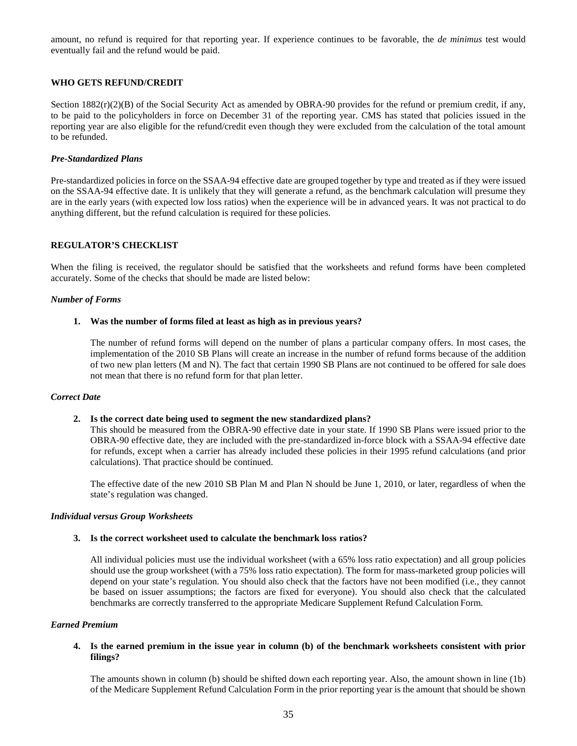amount, no refund is required for that reporting year. If experience continues to be favorable, the *de minimus* test would eventually fail and the refund would be paid.

**WHO GETS REFUND/CREDIT**

Section 1882(r)(2)(B) of the Social Security Act as amended by OBRA-90 provides for the refund or premium credit, if any, to be paid to the policyholders in force on December 31 of the reporting year. CMS has stated that policies issued in the reporting year are also eligible for the refund/credit even though they were excluded from the calculation of the total amount to be refunded.

***Pre-Standardized Plans***

Pre-standardized policies in force on the SSAA-94 effective date are grouped together by type and treated as if they were issued on the SSAA-94 effective date. It is unlikely that they will generate a refund, as the benchmark calculation will presume they are in the early years (with expected low loss ratios) when the experience will be in advanced years. It was not practical to do anything different, but the refund calculation is required for these policies.

**REGULATOR'S CHECKLIST**

When the filing is received, the regulator should be satisfied that the worksheets and refund forms have been completed accurately. Some of the checks that should be made are listed below:

***Number of Forms***

**1. Was the number of forms filed at least as high as in previous years?**

The number of refund forms will depend on the number of plans a particular company offers. In most cases, the implementation of the 2010 SB Plans will create an increase in the number of refund forms because of the addition of two new plan letters (M and N). The fact that certain 1990 SB Plans are not continued to be offered for sale does not mean that there is no refund form for that plan letter.

***Correct Date***

**2. Is the correct date being used to segment the new standardized plans?**

This should be measured from the OBRA-90 effective date in your state. If 1990 SB Plans were issued prior to the OBRA-90 effective date, they are included with the pre-standardized in-force block with a SSAA-94 effective date for refunds, except when a carrier has already included these policies in their 1995 refund calculations (and prior calculations). That practice should be continued.

The effective date of the new 2010 SB Plan M and Plan N should be June 1, 2010, or later, regardless of when the state's regulation was changed.

***Individual versus Group Worksheets***

**3. Is the correct worksheet used to calculate the benchmark loss ratios?**

All individual policies must use the individual worksheet (with a 65% loss ratio expectation) and all group policies should use the group worksheet (with a 75% loss ratio expectation). The form for mass-marketed group policies will depend on your state's regulation. You should also check that the factors have not been modified (i.e., they cannot be based on issuer assumptions; the factors are fixed for everyone). You should also check that the calculated benchmarks are correctly transferred to the appropriate Medicare Supplement Refund Calculation Form.

***Earned Premium***

**4. Is the earned premium in the issue year in column (b) of the benchmark worksheets consistent with prior filings?**

The amounts shown in column (b) should be shifted down each reporting year. Also, the amount shown in line (1b) of the Medicare Supplement Refund Calculation Form in the prior reporting year is the amount that should be shown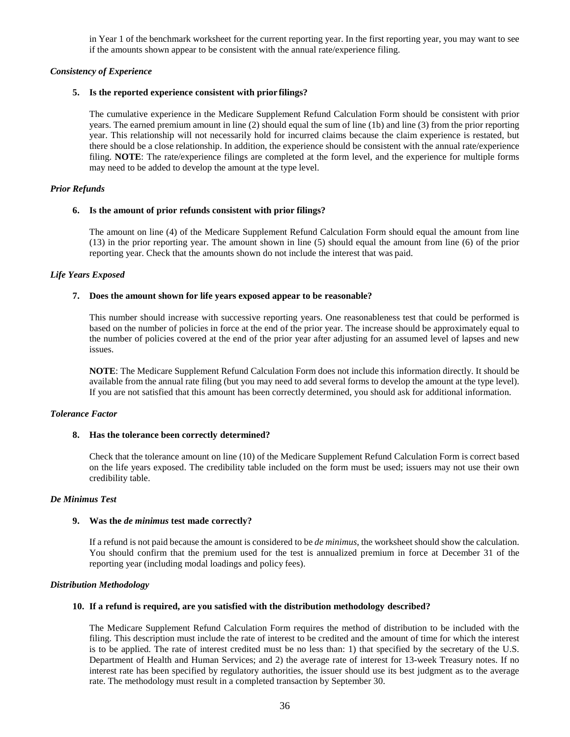in Year 1 of the benchmark worksheet for the current reporting year. In the first reporting year, you may want to see if the amounts shown appear to be consistent with the annual rate/experience filing.

***Consistency of Experience***

**5. Is the reported experience consistent with prior filings?**

The cumulative experience in the Medicare Supplement Refund Calculation Form should be consistent with prior years. The earned premium amount in line (2) should equal the sum of line (1b) and line (3) from the prior reporting year. This relationship will not necessarily hold for incurred claims because the claim experience is restated, but there should be a close relationship. In addition, the experience should be consistent with the annual rate/experience filing. **NOTE**: The rate/experience filings are completed at the form level, and the experience for multiple forms may need to be added to develop the amount at the type level.

***Prior Refunds***

**6. Is the amount of prior refunds consistent with prior filings?**

The amount on line (4) of the Medicare Supplement Refund Calculation Form should equal the amount from line (13) in the prior reporting year. The amount shown in line (5) should equal the amount from line (6) of the prior reporting year. Check that the amounts shown do not include the interest that was paid.

***Life Years Exposed***

**7. Does the amount shown for life years exposed appear to be reasonable?**

This number should increase with successive reporting years. One reasonableness test that could be performed is based on the number of policies in force at the end of the prior year. The increase should be approximately equal to the number of policies covered at the end of the prior year after adjusting for an assumed level of lapses and new issues.

**NOTE**: The Medicare Supplement Refund Calculation Form does not include this information directly. It should be available from the annual rate filing (but you may need to add several forms to develop the amount at the type level). If you are not satisfied that this amount has been correctly determined, you should ask for additional information.

***Tolerance Factor***

**8. Has the tolerance been correctly determined?**

Check that the tolerance amount on line (10) of the Medicare Supplement Refund Calculation Form is correct based on the life years exposed. The credibility table included on the form must be used; issuers may not use their own credibility table.

***De Minimus Test***

**9. Was the *de minimus* test made correctly?**

If a refund is not paid because the amount is considered to be *de minimus*, the worksheet should show the calculation. You should confirm that the premium used for the test is annualized premium in force at December 31 of the reporting year (including modal loadings and policy fees).

***Distribution Methodology***

**10. If a refund is required, are you satisfied with the distribution methodology described?**

The Medicare Supplement Refund Calculation Form requires the method of distribution to be included with the filing. This description must include the rate of interest to be credited and the amount of time for which the interest is to be applied. The rate of interest credited must be no less than: 1) that specified by the secretary of the U.S. Department of Health and Human Services; and 2) the average rate of interest for 13-week Treasury notes. If no interest rate has been specified by regulatory authorities, the issuer should use its best judgment as to the average rate. The methodology must result in a completed transaction by September 30.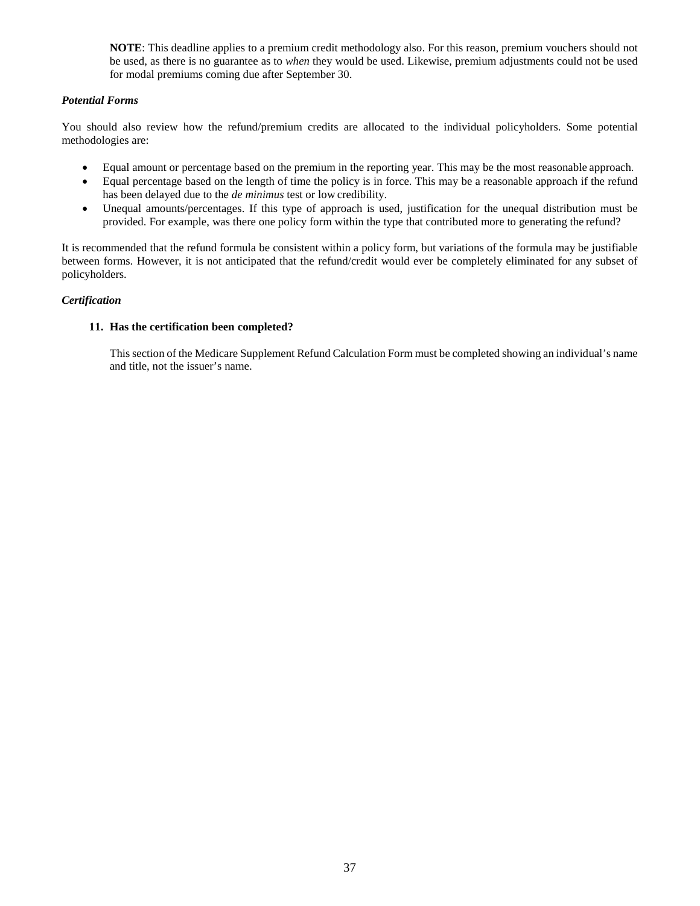**NOTE**: This deadline applies to a premium credit methodology also. For this reason, premium vouchers should not be used, as there is no guarantee as to *when* they would be used. Likewise, premium adjustments could not be used for modal premiums coming due after September 30.

### *Potential Forms*

You should also review how the refund/premium credits are allocated to the individual policyholders. Some potential methodologies are:

- Equal amount or percentage based on the premium in the reporting year. This may be the most reasonable approach.
- Equal percentage based on the length of time the policy is in force. This may be a reasonable approach if the refund has been delayed due to the *de minimus* test or low credibility.
- Unequal amounts/percentages. If this type of approach is used, justification for the unequal distribution must be provided. For example, was there one policy form within the type that contributed more to generating the refund?

It is recommended that the refund formula be consistent within a policy form, but variations of the formula may be justifiable between forms. However, it is not anticipated that the refund/credit would ever be completely eliminated for any subset of policyholders.

### *Certification*

**11. Has the certification been completed?**

This section of the Medicare Supplement Refund Calculation Form must be completed showing an individual's name and title, not the issuer's name.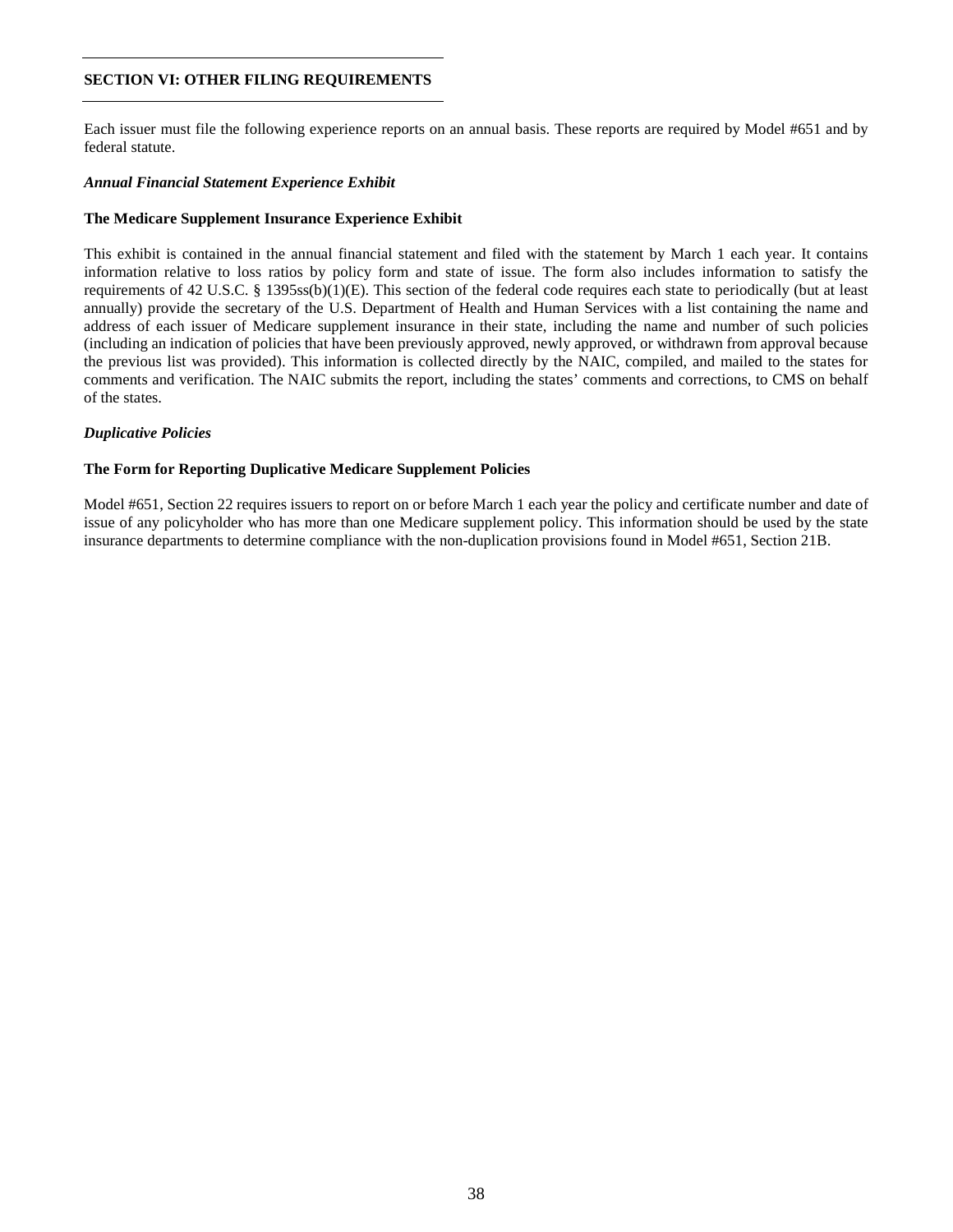## SECTION VI: OTHER FILING REQUIREMENTS

Each issuer must file the following experience reports on an annual basis. These reports are required by Model #651 and by federal statute.

***Annual Financial Statement Experience Exhibit***

**The Medicare Supplement Insurance Experience Exhibit**

This exhibit is contained in the annual financial statement and filed with the statement by March 1 each year. It contains information relative to loss ratios by policy form and state of issue. The form also includes information to satisfy the requirements of 42 U.S.C. § 1395ss(b)(1)(E). This section of the federal code requires each state to periodically (but at least annually) provide the secretary of the U.S. Department of Health and Human Services with a list containing the name and address of each issuer of Medicare supplement insurance in their state, including the name and number of such policies (including an indication of policies that have been previously approved, newly approved, or withdrawn from approval because the previous list was provided). This information is collected directly by the NAIC, compiled, and mailed to the states for comments and verification. The NAIC submits the report, including the states' comments and corrections, to CMS on behalf of the states.

***Duplicative Policies***

**The Form for Reporting Duplicative Medicare Supplement Policies**

Model #651, Section 22 requires issuers to report on or before March 1 each year the policy and certificate number and date of issue of any policyholder who has more than one Medicare supplement policy. This information should be used by the state insurance departments to determine compliance with the non-duplication provisions found in Model #651, Section 21B.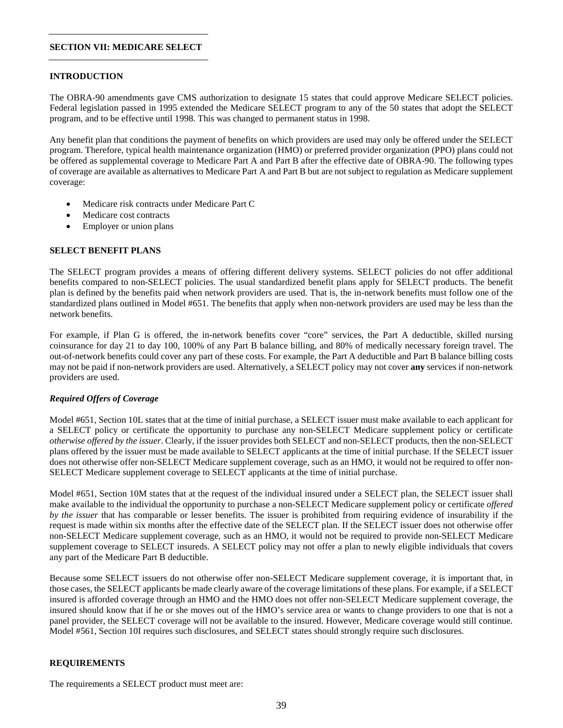## SECTION VII: MEDICARE SELECT

### INTRODUCTION

The OBRA-90 amendments gave CMS authorization to designate 15 states that could approve Medicare SELECT policies. Federal legislation passed in 1995 extended the Medicare SELECT program to any of the 50 states that adopt the SELECT program, and to be effective until 1998. This was changed to permanent status in 1998.

Any benefit plan that conditions the payment of benefits on which providers are used may only be offered under the SELECT program. Therefore, typical health maintenance organization (HMO) or preferred provider organization (PPO) plans could not be offered as supplemental coverage to Medicare Part A and Part B after the effective date of OBRA-90. The following types of coverage are available as alternatives to Medicare Part A and Part B but are not subject to regulation as Medicare supplement coverage:

- Medicare risk contracts under Medicare Part C
- Medicare cost contracts
- Employer or union plans

### SELECT BENEFIT PLANS

The SELECT program provides a means of offering different delivery systems. SELECT policies do not offer additional benefits compared to non-SELECT policies. The usual standardized benefit plans apply for SELECT products. The benefit plan is defined by the benefits paid when network providers are used. That is, the in-network benefits must follow one of the standardized plans outlined in Model #651. The benefits that apply when non-network providers are used may be less than the network benefits.

For example, if Plan G is offered, the in-network benefits cover "core" services, the Part A deductible, skilled nursing coinsurance for day 21 to day 100, 100% of any Part B balance billing, and 80% of medically necessary foreign travel. The out-of-network benefits could cover any part of these costs. For example, the Part A deductible and Part B balance billing costs may not be paid if non-network providers are used. Alternatively, a SELECT policy may not cover **any** services if non-network providers are used.

#### *Required Offers of Coverage*

Model #651, Section 10L states that at the time of initial purchase, a SELECT issuer must make available to each applicant for a SELECT policy or certificate the opportunity to purchase any non-SELECT Medicare supplement policy or certificate *otherwise offered by the issuer*. Clearly, if the issuer provides both SELECT and non-SELECT products, then the non-SELECT plans offered by the issuer must be made available to SELECT applicants at the time of initial purchase. If the SELECT issuer does not otherwise offer non-SELECT Medicare supplement coverage, such as an HMO, it would not be required to offer non-SELECT Medicare supplement coverage to SELECT applicants at the time of initial purchase.

Model #651, Section 10M states that at the request of the individual insured under a SELECT plan, the SELECT issuer shall make available to the individual the opportunity to purchase a non-SELECT Medicare supplement policy or certificate *offered by the issuer* that has comparable or lesser benefits. The issuer is prohibited from requiring evidence of insurability if the request is made within six months after the effective date of the SELECT plan. If the SELECT issuer does not otherwise offer non-SELECT Medicare supplement coverage, such as an HMO, it would not be required to provide non-SELECT Medicare supplement coverage to SELECT insureds. A SELECT policy may not offer a plan to newly eligible individuals that covers any part of the Medicare Part B deductible.

Because some SELECT issuers do not otherwise offer non-SELECT Medicare supplement coverage, it is important that, in those cases, the SELECT applicants be made clearly aware of the coverage limitations of these plans. For example, if a SELECT insured is afforded coverage through an HMO and the HMO does not offer non-SELECT Medicare supplement coverage, the insured should know that if he or she moves out of the HMO's service area or wants to change providers to one that is not a panel provider, the SELECT coverage will not be available to the insured. However, Medicare coverage would still continue. Model #561, Section 10I requires such disclosures, and SELECT states should strongly require such disclosures.

### REQUIREMENTS

The requirements a SELECT product must meet are: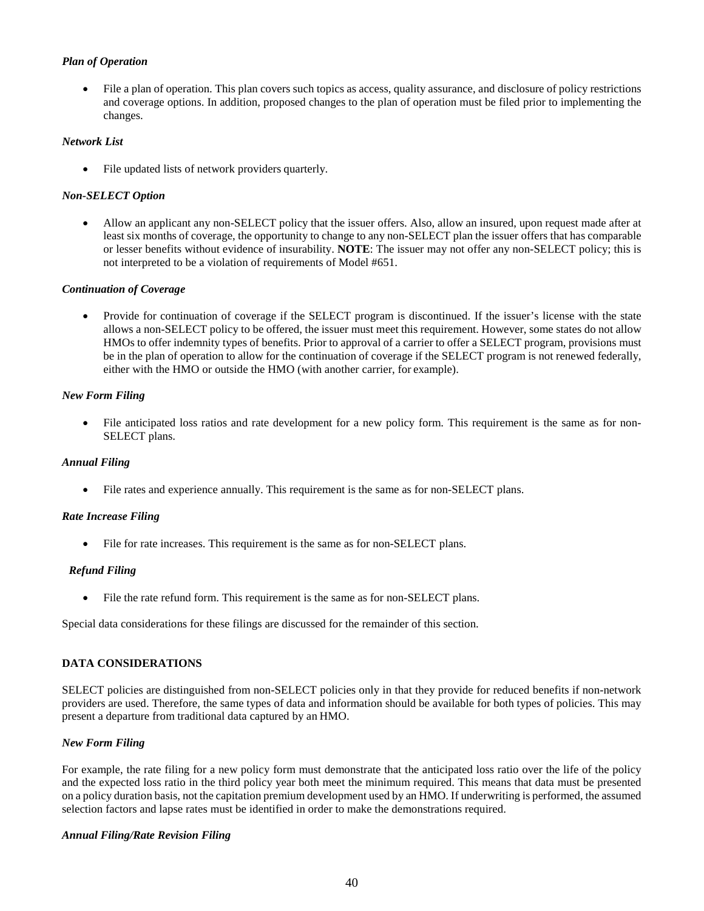*Plan of Operation*

- File a plan of operation. This plan covers such topics as access, quality assurance, and disclosure of policy restrictions and coverage options. In addition, proposed changes to the plan of operation must be filed prior to implementing the changes.

*Network List*

- File updated lists of network providers quarterly.

*Non-SELECT Option*

- Allow an applicant any non-SELECT policy that the issuer offers. Also, allow an insured, upon request made after at least six months of coverage, the opportunity to change to any non-SELECT plan the issuer offers that has comparable or lesser benefits without evidence of insurability. **NOTE**: The issuer may not offer any non-SELECT policy; this is not interpreted to be a violation of requirements of Model #651.

*Continuation of Coverage*

- Provide for continuation of coverage if the SELECT program is discontinued. If the issuer's license with the state allows a non-SELECT policy to be offered, the issuer must meet this requirement. However, some states do not allow HMOs to offer indemnity types of benefits. Prior to approval of a carrier to offer a SELECT program, provisions must be in the plan of operation to allow for the continuation of coverage if the SELECT program is not renewed federally, either with the HMO or outside the HMO (with another carrier, for example).

*New Form Filing*

- File anticipated loss ratios and rate development for a new policy form. This requirement is the same as for non-SELECT plans.

*Annual Filing*

- File rates and experience annually. This requirement is the same as for non-SELECT plans.

*Rate Increase Filing*

- File for rate increases. This requirement is the same as for non-SELECT plans.

*Refund Filing*

- File the rate refund form. This requirement is the same as for non-SELECT plans.

Special data considerations for these filings are discussed for the remainder of this section.

**DATA CONSIDERATIONS**

SELECT policies are distinguished from non-SELECT policies only in that they provide for reduced benefits if non-network providers are used. Therefore, the same types of data and information should be available for both types of policies. This may present a departure from traditional data captured by an HMO.

*New Form Filing*

For example, the rate filing for a new policy form must demonstrate that the anticipated loss ratio over the life of the policy and the expected loss ratio in the third policy year both meet the minimum required. This means that data must be presented on a policy duration basis, not the capitation premium development used by an HMO. If underwriting is performed, the assumed selection factors and lapse rates must be identified in order to make the demonstrations required.

*Annual Filing/Rate Revision Filing*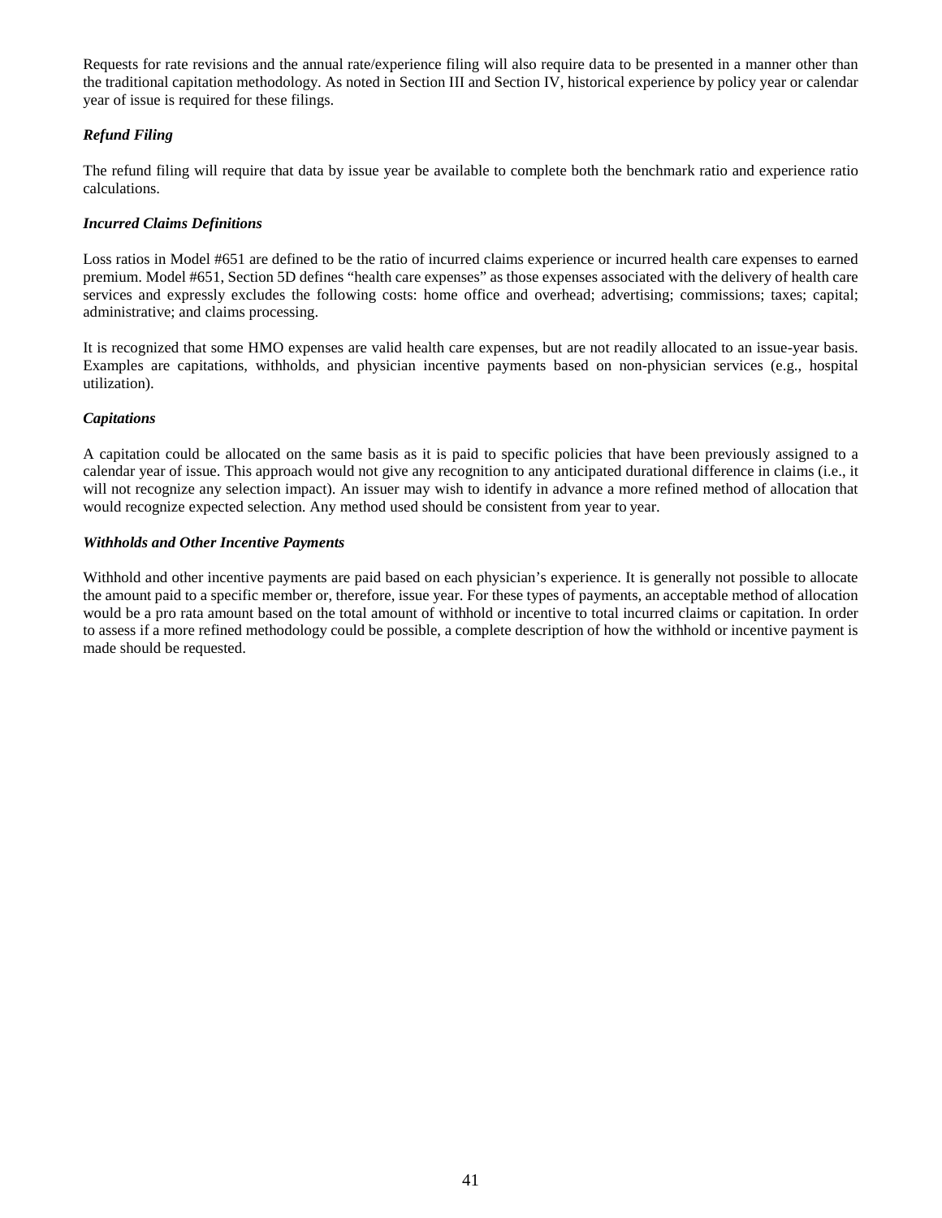Requests for rate revisions and the annual rate/experience filing will also require data to be presented in a manner other than the traditional capitation methodology. As noted in Section III and Section IV, historical experience by policy year or calendar year of issue is required for these filings.

***Refund Filing***

The refund filing will require that data by issue year be available to complete both the benchmark ratio and experience ratio calculations.

***Incurred Claims Definitions***

Loss ratios in Model #651 are defined to be the ratio of incurred claims experience or incurred health care expenses to earned premium. Model #651, Section 5D defines "health care expenses" as those expenses associated with the delivery of health care services and expressly excludes the following costs: home office and overhead; advertising; commissions; taxes; capital; administrative; and claims processing.

It is recognized that some HMO expenses are valid health care expenses, but are not readily allocated to an issue-year basis. Examples are capitations, withholds, and physician incentive payments based on non-physician services (e.g., hospital utilization).

***Capitations***

A capitation could be allocated on the same basis as it is paid to specific policies that have been previously assigned to a calendar year of issue. This approach would not give any recognition to any anticipated durational difference in claims (i.e., it will not recognize any selection impact). An issuer may wish to identify in advance a more refined method of allocation that would recognize expected selection. Any method used should be consistent from year to year.

***Withholds and Other Incentive Payments***

Withhold and other incentive payments are paid based on each physician's experience. It is generally not possible to allocate the amount paid to a specific member or, therefore, issue year. For these types of payments, an acceptable method of allocation would be a pro rata amount based on the total amount of withhold or incentive to total incurred claims or capitation. In order to assess if a more refined methodology could be possible, a complete description of how the withhold or incentive payment is made should be requested.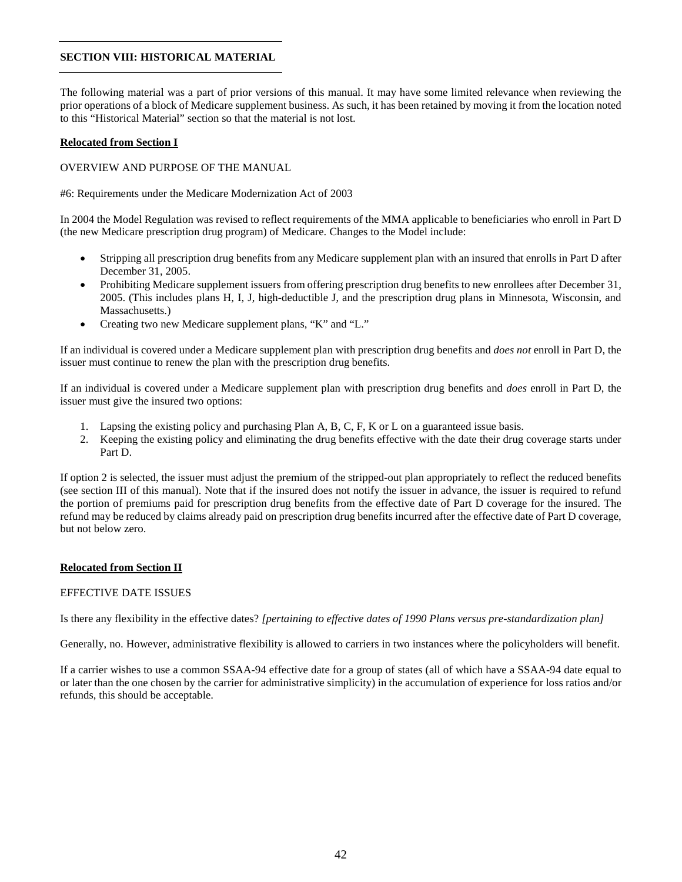## SECTION VIII: HISTORICAL MATERIAL

The following material was a part of prior versions of this manual. It may have some limited relevance when reviewing the prior operations of a block of Medicare supplement business. As such, it has been retained by moving it from the location noted to this "Historical Material" section so that the material is not lost.

**Relocated from Section I**

OVERVIEW AND PURPOSE OF THE MANUAL

#6: Requirements under the Medicare Modernization Act of 2003

In 2004 the Model Regulation was revised to reflect requirements of the MMA applicable to beneficiaries who enroll in Part D (the new Medicare prescription drug program) of Medicare. Changes to the Model include:

- Stripping all prescription drug benefits from any Medicare supplement plan with an insured that enrolls in Part D after December 31, 2005.
- Prohibiting Medicare supplement issuers from offering prescription drug benefits to new enrollees after December 31, 2005. (This includes plans H, I, J, high-deductible J, and the prescription drug plans in Minnesota, Wisconsin, and Massachusetts.)
- Creating two new Medicare supplement plans, "K" and "L."

If an individual is covered under a Medicare supplement plan with prescription drug benefits and *does not* enroll in Part D, the issuer must continue to renew the plan with the prescription drug benefits.

If an individual is covered under a Medicare supplement plan with prescription drug benefits and *does* enroll in Part D, the issuer must give the insured two options:

1. Lapsing the existing policy and purchasing Plan A, B, C, F, K or L on a guaranteed issue basis.
2. Keeping the existing policy and eliminating the drug benefits effective with the date their drug coverage starts under Part D.

If option 2 is selected, the issuer must adjust the premium of the stripped-out plan appropriately to reflect the reduced benefits (see section III of this manual). Note that if the insured does not notify the issuer in advance, the issuer is required to refund the portion of premiums paid for prescription drug benefits from the effective date of Part D coverage for the insured. The refund may be reduced by claims already paid on prescription drug benefits incurred after the effective date of Part D coverage, but not below zero.

**Relocated from Section II**

EFFECTIVE DATE ISSUES

Is there any flexibility in the effective dates? *[pertaining to effective dates of 1990 Plans versus pre-standardization plan]*

Generally, no. However, administrative flexibility is allowed to carriers in two instances where the policyholders will benefit.

If a carrier wishes to use a common SSAA-94 effective date for a group of states (all of which have a SSAA-94 date equal to or later than the one chosen by the carrier for administrative simplicity) in the accumulation of experience for loss ratios and/or refunds, this should be acceptable.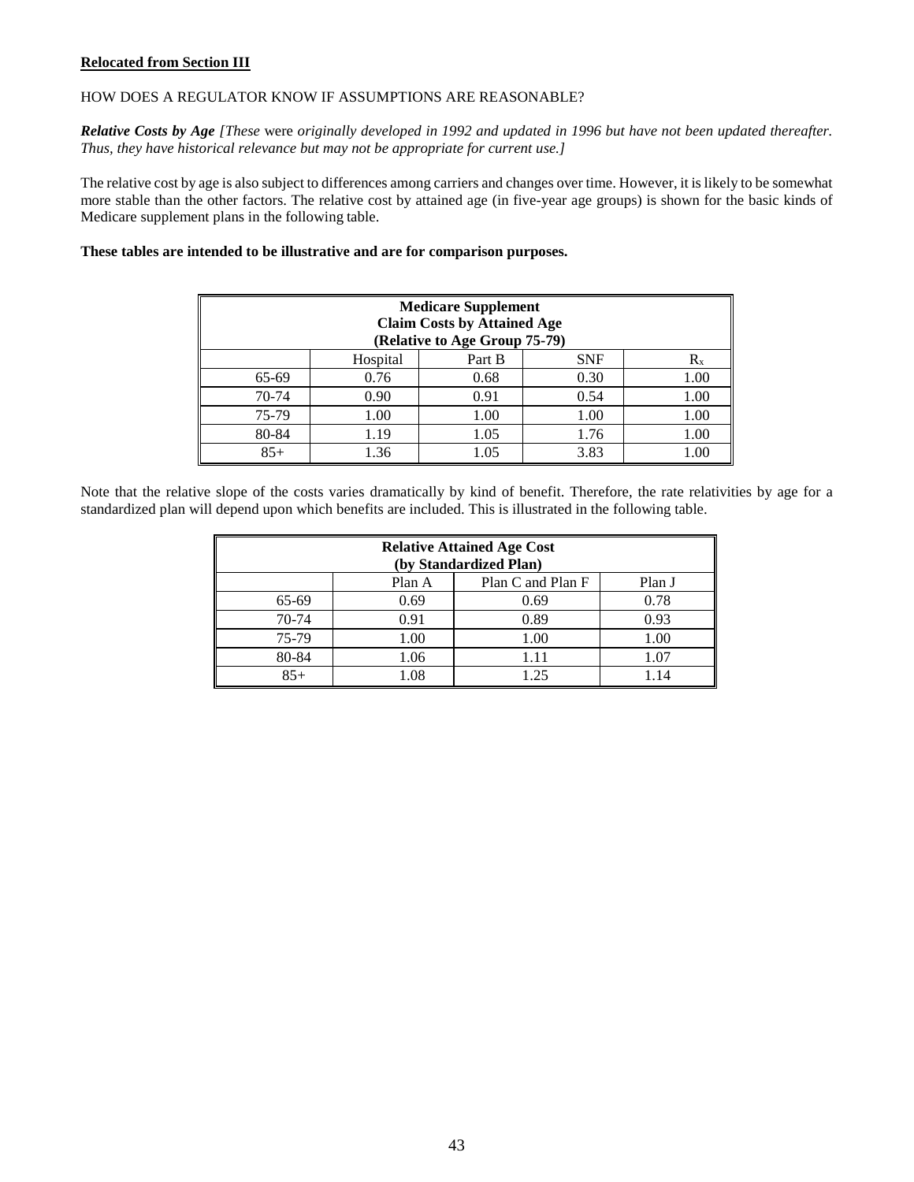**Relocated from Section III**

HOW DOES A REGULATOR KNOW IF ASSUMPTIONS ARE REASONABLE?

***Relative Costs by Age*** *[These* were *originally developed in 1992 and updated in 1996 but have not been updated thereafter. Thus, they have historical relevance but may not be appropriate for current use.]*

The relative cost by age is also subject to differences among carriers and changes over time. However, it is likely to be somewhat more stable than the other factors. The relative cost by attained age (in five-year age groups) is shown for the basic kinds of Medicare supplement plans in the following table.

**These tables are intended to be illustrative and are for comparison purposes.**

| **Medicare Supplement Claim Costs by Attained Age (Relative to Age Group 75-79)** | | | | |
|---|---|---|---|---|
| | Hospital | Part B | SNF | $R_x$ |
| 65-69 | 0.76 | 0.68 | 0.30 | 1.00 |
| 70-74 | 0.90 | 0.91 | 0.54 | 1.00 |
| 75-79 | 1.00 | 1.00 | 1.00 | 1.00 |
| 80-84 | 1.19 | 1.05 | 1.76 | 1.00 |
| 85+ | 1.36 | 1.05 | 3.83 | 1.00 |

Note that the relative slope of the costs varies dramatically by kind of benefit. Therefore, the rate relativities by age for a standardized plan will depend upon which benefits are included. This is illustrated in the following table.

| **Relative Attained Age Cost (by Standardized Plan)** | | | |
|---|---|---|---|
| | Plan A | Plan C and Plan F | Plan J |
| 65-69 | 0.69 | 0.69 | 0.78 |
| 70-74 | 0.91 | 0.89 | 0.93 |
| 75-79 | 1.00 | 1.00 | 1.00 |
| 80-84 | 1.06 | 1.11 | 1.07 |
| 85+ | 1.08 | 1.25 | 1.14 |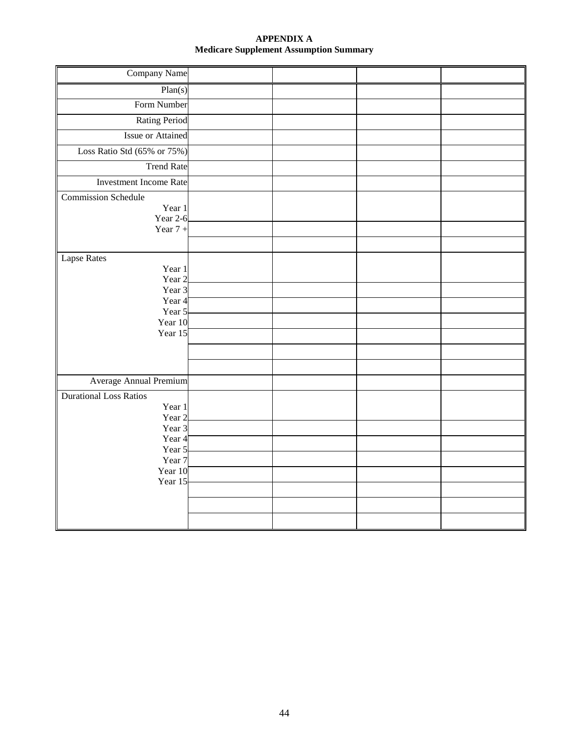**APPENDIX A**
**Medicare Supplement Assumption Summary**

| Company Name | | | | |
|---|---|---|---|---|
| Plan(s) | | | | |
| Form Number | | | | |
| Rating Period | | | | |
| Issue or Attained | | | | |
| Loss Ratio Std (65% or 75%) | | | | |
| Trend Rate | | | | |
| Investment Income Rate | | | | |
| Commission Schedule<br>Year 1<br>Year 2-6<br>Year 7 + | | | | |
| | | | | |
| | | | | |
| Lapse Rates<br>Year 1<br>Year 2<br>Year 3<br>Year 4<br>Year 5<br>Year 10<br>Year 15 | | | | |
| | | | | |
| | | | | |
| | | | | |
| | | | | |
| | | | | |
| | | | | |
| Average Annual Premium | | | | |
| Durational Loss Ratios<br>Year 1<br>Year 2<br>Year 3<br>Year 4<br>Year 5<br>Year 7<br>Year 10<br>Year 15 | | | | |
| | | | | |
| | | | | |
| | | | | |
| | | | | |
| | | | | |
| | | | | |
| | | | | |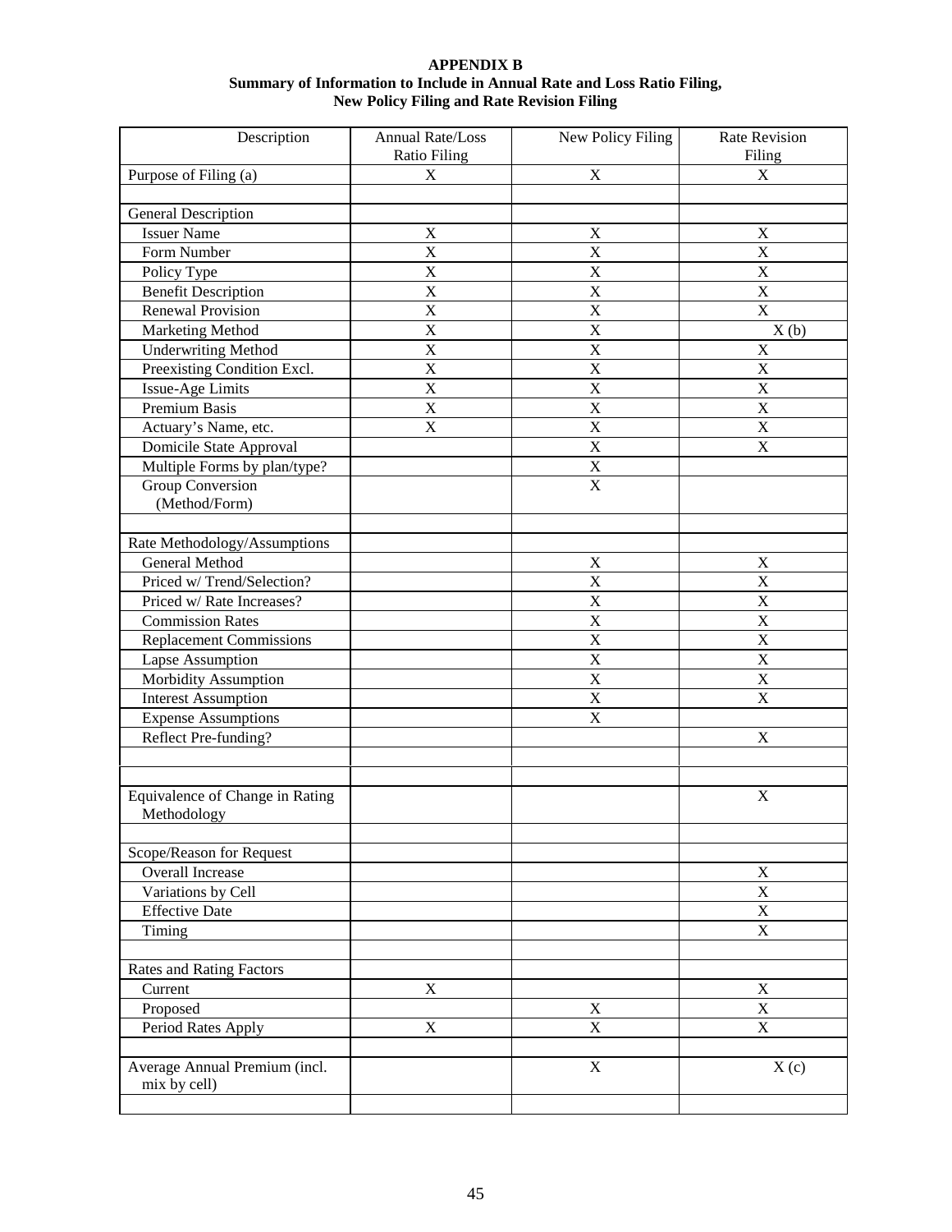**APPENDIX B**
**Summary of Information to Include in Annual Rate and Loss Ratio Filing, New Policy Filing and Rate Revision Filing**

| Description | Annual Rate/Loss Ratio Filing | New Policy Filing | Rate Revision Filing |
|---|---|---|---|
| Purpose of Filing (a) | X | X | X |
| | | | |
| General Description | | | |
| Issuer Name | X | X | X |
| Form Number | X | X | X |
| Policy Type | X | X | X |
| Benefit Description | X | X | X |
| Renewal Provision | X | X | X |
| Marketing Method | X | X | X (b) |
| Underwriting Method | X | X | X |
| Preexisting Condition Excl. | X | X | X |
| Issue-Age Limits | X | X | X |
| Premium Basis | X | X | X |
| Actuary's Name, etc. | X | X | X |
| Domicile State Approval | | X | X |
| Multiple Forms by plan/type? | | X | |
| Group Conversion (Method/Form) | | X | |
| | | | |
| Rate Methodology/Assumptions | | | |
| General Method | | X | X |
| Priced w/ Trend/Selection? | | X | X |
| Priced w/ Rate Increases? | | X | X |
| Commission Rates | | X | X |
| Replacement Commissions | | X | X |
| Lapse Assumption | | X | X |
| Morbidity Assumption | | X | X |
| Interest Assumption | | X | X |
| Expense Assumptions | | X | |
| Reflect Pre-funding? | | | X |
| | | | |
| | | | |
| Equivalence of Change in Rating Methodology | | | X |
| | | | |
| Scope/Reason for Request | | | |
| Overall Increase | | | X |
| Variations by Cell | | | X |
| Effective Date | | | X |
| Timing | | | X |
| | | | |
| Rates and Rating Factors | | | |
| Current | X | | X |
| Proposed | | X | X |
| Period Rates Apply | X | X | X |
| | | | |
| Average Annual Premium (incl. mix by cell) | | X | X (c) |
| | | | |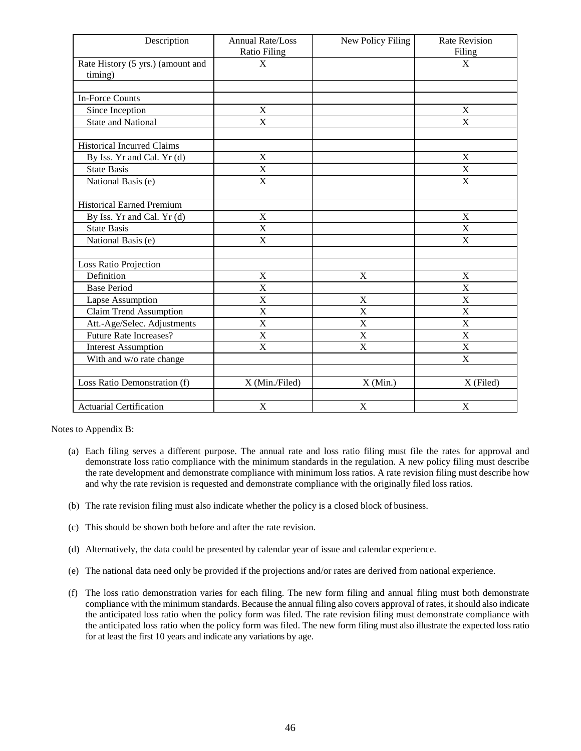| Description | Annual Rate/Loss Ratio Filing | New Policy Filing | Rate Revision Filing |
|---|---|---|---|
| Rate History (5 yrs.) (amount and timing) | X | | X |
| | | | |
| In-Force Counts | | | |
| Since Inception | X | | X |
| State and National | X | | X |
| | | | |
| Historical Incurred Claims | | | |
| By Iss. Yr and Cal. Yr (d) | X | | X |
| State Basis | X | | X |
| National Basis (e) | X | | X |
| | | | |
| Historical Earned Premium | | | |
| By Iss. Yr and Cal. Yr (d) | X | | X |
| State Basis | X | | X |
| National Basis (e) | X | | X |
| | | | |
| Loss Ratio Projection | | | |
| Definition | X | X | X |
| Base Period | X | | X |
| Lapse Assumption | X | X | X |
| Claim Trend Assumption | X | X | X |
| Att.-Age/Selec. Adjustments | X | X | X |
| Future Rate Increases? | X | X | X |
| Interest Assumption | X | X | X |
| With and w/o rate change | | | X |
| | | | |
| Loss Ratio Demonstration (f) | X (Min./Filed) | X (Min.) | X (Filed) |
| | | | |
| Actuarial Certification | X | X | X |

Notes to Appendix B:

(a) Each filing serves a different purpose. The annual rate and loss ratio filing must file the rates for approval and demonstrate loss ratio compliance with the minimum standards in the regulation. A new policy filing must describe the rate development and demonstrate compliance with minimum loss ratios. A rate revision filing must describe how and why the rate revision is requested and demonstrate compliance with the originally filed loss ratios.

(b) The rate revision filing must also indicate whether the policy is a closed block of business.

(c) This should be shown both before and after the rate revision.

(d) Alternatively, the data could be presented by calendar year of issue and calendar experience.

(e) The national data need only be provided if the projections and/or rates are derived from national experience.

(f) The loss ratio demonstration varies for each filing. The new form filing and annual filing must both demonstrate compliance with the minimum standards. Because the annual filing also covers approval of rates, it should also indicate the anticipated loss ratio when the policy form was filed. The rate revision filing must demonstrate compliance with the anticipated loss ratio when the policy form was filed. The new form filing must also illustrate the expected loss ratio for at least the first 10 years and indicate any variations by age.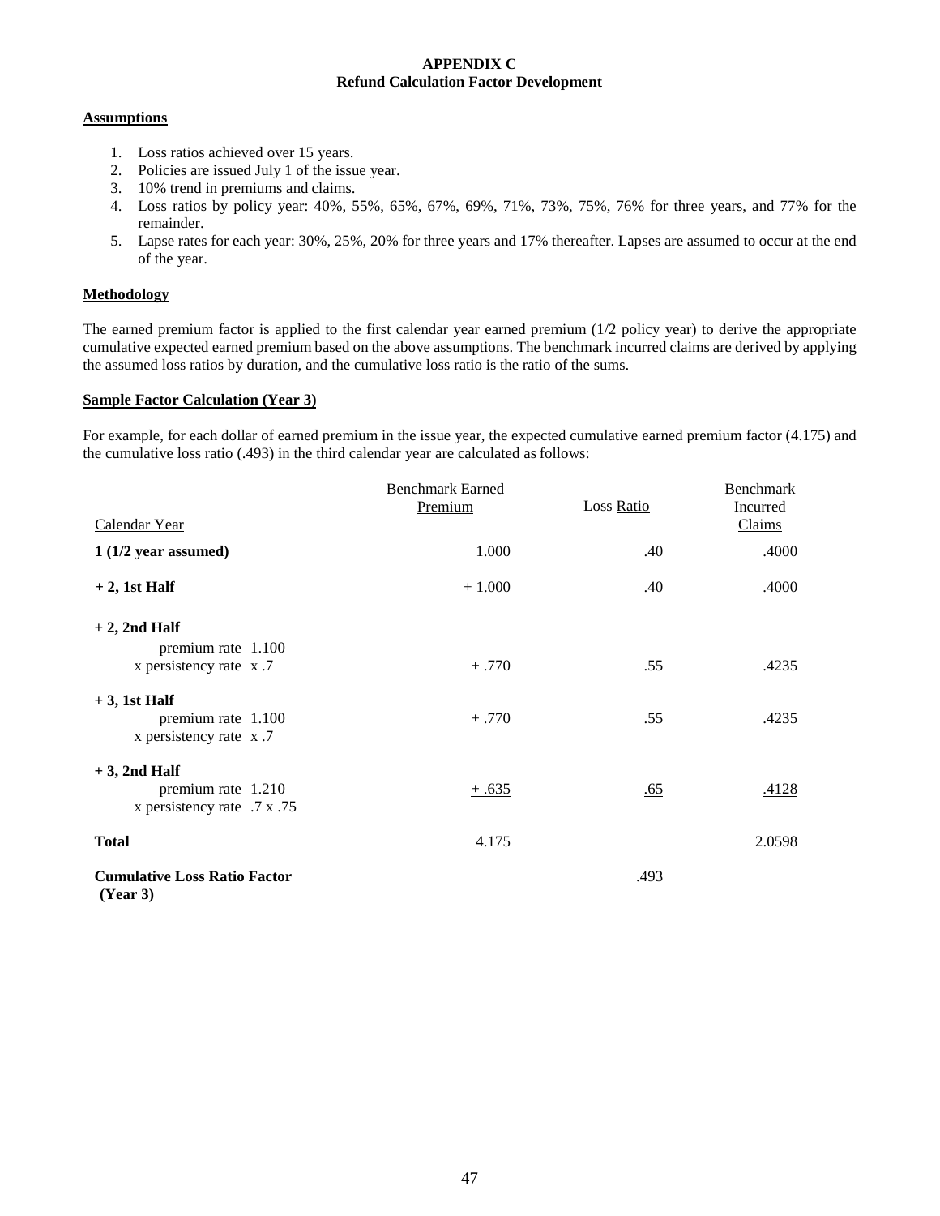**APPENDIX C**
**Refund Calculation Factor Development**

**Assumptions**

1. Loss ratios achieved over 15 years.
2. Policies are issued July 1 of the issue year.
3. 10% trend in premiums and claims.
4. Loss ratios by policy year: 40%, 55%, 65%, 67%, 69%, 71%, 73%, 75%, 76% for three years, and 77% for the remainder.
5. Lapse rates for each year: 30%, 25%, 20% for three years and 17% thereafter. Lapses are assumed to occur at the end of the year.

**Methodology**

The earned premium factor is applied to the first calendar year earned premium (1/2 policy year) to derive the appropriate cumulative expected earned premium based on the above assumptions. The benchmark incurred claims are derived by applying the assumed loss ratios by duration, and the cumulative loss ratio is the ratio of the sums.

**Sample Factor Calculation (Year 3)**

For example, for each dollar of earned premium in the issue year, the expected cumulative earned premium factor (4.175) and the cumulative loss ratio (.493) in the third calendar year are calculated as follows:

| Calendar Year | Benchmark Earned Premium | Loss Ratio | Benchmark Incurred Claims |
|---|---|---|---|
| **1 (1/2 year assumed)** | 1.000 | .40 | .4000 |
| **+ 2, 1st Half** | + 1.000 | .40 | .4000 |
| **+ 2, 2nd Half**<br>premium rate 1.100<br>x persistency rate x .7 | + .770 | .55 | .4235 |
| **+ 3, 1st Half**<br>premium rate 1.100<br>x persistency rate x .7 | + .770 | .55 | .4235 |
| **+ 3, 2nd Half**<br>premium rate 1.210<br>x persistency rate .7 x .75 | + .635 | .65 | .4128 |
| **Total** | 4.175 | | 2.0598 |
| **Cumulative Loss Ratio Factor (Year 3)** | | .493 | |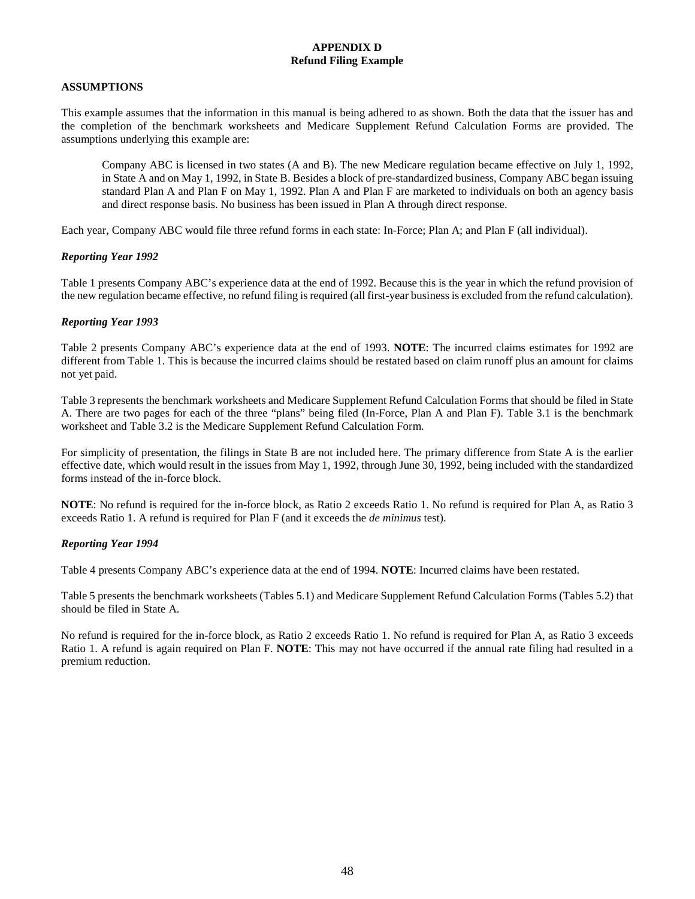# APPENDIX D
## Refund Filing Example

### ASSUMPTIONS

This example assumes that the information in this manual is being adhered to as shown. Both the data that the issuer has and the completion of the benchmark worksheets and Medicare Supplement Refund Calculation Forms are provided. The assumptions underlying this example are:

> Company ABC is licensed in two states (A and B). The new Medicare regulation became effective on July 1, 1992, in State A and on May 1, 1992, in State B. Besides a block of pre-standardized business, Company ABC began issuing standard Plan A and Plan F on May 1, 1992. Plan A and Plan F are marketed to individuals on both an agency basis and direct response basis. No business has been issued in Plan A through direct response.

Each year, Company ABC would file three refund forms in each state: In-Force; Plan A; and Plan F (all individual).

### *Reporting Year 1992*

Table 1 presents Company ABC's experience data at the end of 1992. Because this is the year in which the refund provision of the new regulation became effective, no refund filing is required (all first-year business is excluded from the refund calculation).

### *Reporting Year 1993*

Table 2 presents Company ABC's experience data at the end of 1993. **NOTE**: The incurred claims estimates for 1992 are different from Table 1. This is because the incurred claims should be restated based on claim runoff plus an amount for claims not yet paid.

Table 3 represents the benchmark worksheets and Medicare Supplement Refund Calculation Forms that should be filed in State A. There are two pages for each of the three "plans" being filed (In-Force, Plan A and Plan F). Table 3.1 is the benchmark worksheet and Table 3.2 is the Medicare Supplement Refund Calculation Form.

For simplicity of presentation, the filings in State B are not included here. The primary difference from State A is the earlier effective date, which would result in the issues from May 1, 1992, through June 30, 1992, being included with the standardized forms instead of the in-force block.

**NOTE**: No refund is required for the in-force block, as Ratio 2 exceeds Ratio 1. No refund is required for Plan A, as Ratio 3 exceeds Ratio 1. A refund is required for Plan F (and it exceeds the *de minimus* test).

### *Reporting Year 1994*

Table 4 presents Company ABC's experience data at the end of 1994. **NOTE**: Incurred claims have been restated.

Table 5 presents the benchmark worksheets (Tables 5.1) and Medicare Supplement Refund Calculation Forms (Tables 5.2) that should be filed in State A.

No refund is required for the in-force block, as Ratio 2 exceeds Ratio 1. No refund is required for Plan A, as Ratio 3 exceeds Ratio 1. A refund is again required on Plan F. **NOTE**: This may not have occurred if the annual rate filing had resulted in a premium reduction.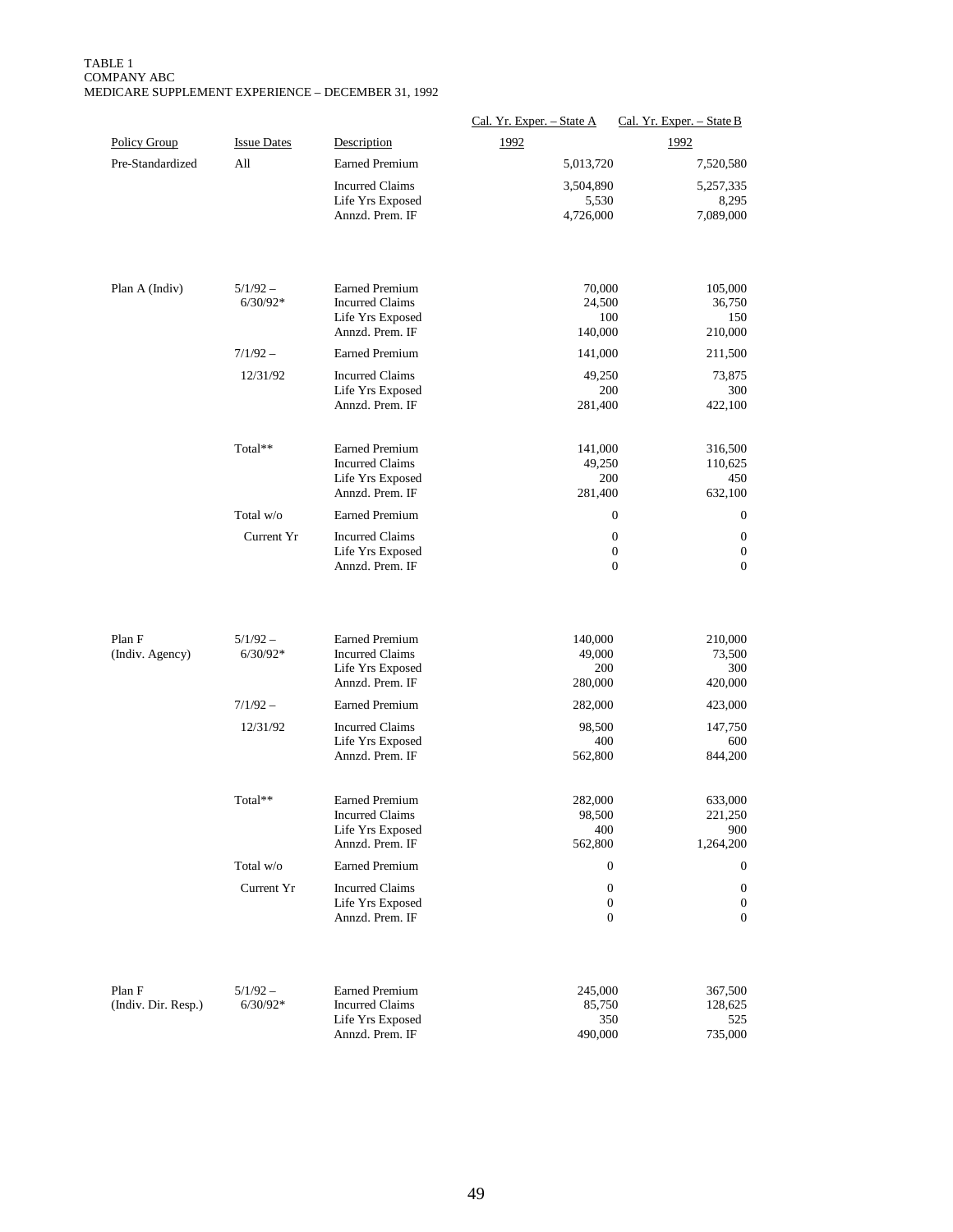TABLE 1
COMPANY ABC
MEDICARE SUPPLEMENT EXPERIENCE – DECEMBER 31, 1992

| Policy Group | Issue Dates | Description | Cal. Yr. Exper. – State A 1992 | Cal. Yr. Exper. – State B 1992 |
|---|---|---|---|---|
| Pre-Standardized | All | Earned Premium | 5,013,720 | 7,520,580 |
| | | Incurred Claims | 3,504,890 | 5,257,335 |
| | | Life Yrs Exposed | 5,530 | 8,295 |
| | | Annzd. Prem. IF | 4,726,000 | 7,089,000 |
| Plan A (Indiv) | 5/1/92 – 6/30/92* | Earned Premium | 70,000 | 105,000 |
| | | Incurred Claims | 24,500 | 36,750 |
| | | Life Yrs Exposed | 100 | 150 |
| | | Annzd. Prem. IF | 140,000 | 210,000 |
| | 7/1/92 – 12/31/92 | Earned Premium | 141,000 | 211,500 |
| | | Incurred Claims | 49,250 | 73,875 |
| | | Life Yrs Exposed | 200 | 300 |
| | | Annzd. Prem. IF | 281,400 | 422,100 |
| | Total** | Earned Premium | 141,000 | 316,500 |
| | | Incurred Claims | 49,250 | 110,625 |
| | | Life Yrs Exposed | 200 | 450 |
| | | Annzd. Prem. IF | 281,400 | 632,100 |
| | Total w/o Current Yr | Earned Premium | 0 | 0 |
| | | Incurred Claims | 0 | 0 |
| | | Life Yrs Exposed | 0 | 0 |
| | | Annzd. Prem. IF | 0 | 0 |
| Plan F (Indiv. Agency) | 5/1/92 – 6/30/92* | Earned Premium | 140,000 | 210,000 |
| | | Incurred Claims | 49,000 | 73,500 |
| | | Life Yrs Exposed | 200 | 300 |
| | | Annzd. Prem. IF | 280,000 | 420,000 |
| | 7/1/92 – 12/31/92 | Earned Premium | 282,000 | 423,000 |
| | | Incurred Claims | 98,500 | 147,750 |
| | | Life Yrs Exposed | 400 | 600 |
| | | Annzd. Prem. IF | 562,800 | 844,200 |
| | Total** | Earned Premium | 282,000 | 633,000 |
| | | Incurred Claims | 98,500 | 221,250 |
| | | Life Yrs Exposed | 400 | 900 |
| | | Annzd. Prem. IF | 562,800 | 1,264,200 |
| | Total w/o Current Yr | Earned Premium | 0 | 0 |
| | | Incurred Claims | 0 | 0 |
| | | Life Yrs Exposed | 0 | 0 |
| | | Annzd. Prem. IF | 0 | 0 |
| Plan F (Indiv. Dir. Resp.) | 5/1/92 – 6/30/92* | Earned Premium | 245,000 | 367,500 |
| | | Incurred Claims | 85,750 | 128,625 |
| | | Life Yrs Exposed | 350 | 525 |
| | | Annzd. Prem. IF | 490,000 | 735,000 |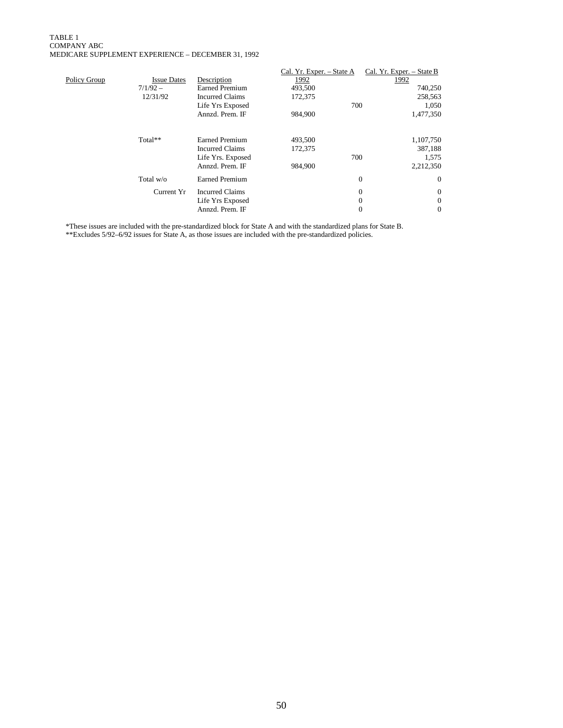TABLE 1
COMPANY ABC
MEDICARE SUPPLEMENT EXPERIENCE – DECEMBER 31, 1992

| Policy Group | Issue Dates | Description | Cal. Yr. Exper. – State A 1992 | Cal. Yr. Exper. – State B 1992 |
|---|---|---|---|---|
| | 7/1/92 – 12/31/92 | Earned Premium | 493,500 | 740,250 |
| | | Incurred Claims | 172,375 | 258,563 |
| | | Life Yrs Exposed | 700 | 1,050 |
| | | Annzd. Prem. IF | 984,900 | 1,477,350 |
| | Total** | Earned Premium | 493,500 | 1,107,750 |
| | | Incurred Claims | 172,375 | 387,188 |
| | | Life Yrs. Exposed | 700 | 1,575 |
| | | Annzd. Prem. IF | 984,900 | 2,212,350 |
| | Total w/o Current Yr | Earned Premium | 0 | 0 |
| | | Incurred Claims | 0 | 0 |
| | | Life Yrs Exposed | 0 | 0 |
| | | Annzd. Prem. IF | 0 | 0 |

*These issues are included with the pre-standardized block for State A and with the standardized plans for State B.
**Excludes 5/92–6/92 issues for State A, as those issues are included with the pre-standardized policies.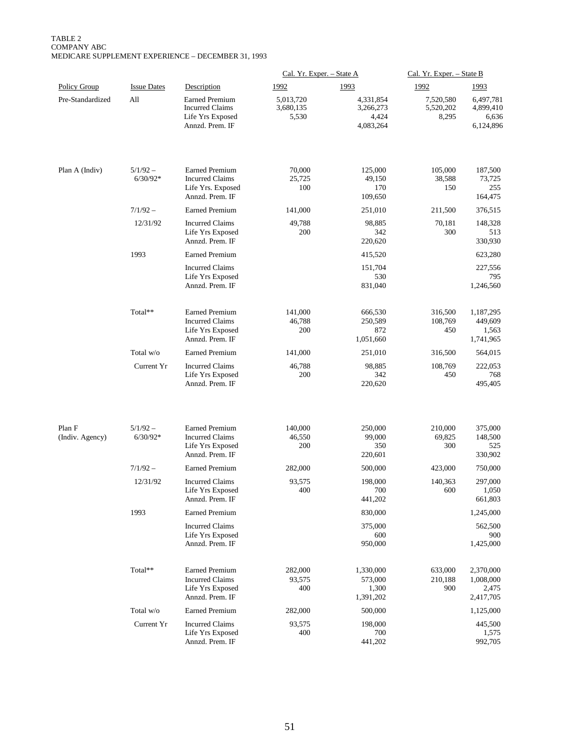TABLE 2
COMPANY ABC
MEDICARE SUPPLEMENT EXPERIENCE – DECEMBER 31, 1993

| | | | Cal. Yr. Exper. – State A | | Cal. Yr. Exper. – State B | |
|---|---|---|---|---|---|---|
| Policy Group | Issue Dates | Description | 1992 | 1993 | 1992 | 1993 |
| Pre-Standardized | All | Earned Premium | 5,013,720 | 4,331,854 | 7,520,580 | 6,497,781 |
| | | Incurred Claims | 3,680,135 | 3,266,273 | 5,520,202 | 4,899,410 |
| | | Life Yrs Exposed | 5,530 | 4,424 | 8,295 | 6,636 |
| | | Annzd. Prem. IF | | 4,083,264 | | 6,124,896 |
| Plan A (Indiv) | 5/1/92 – 6/30/92* | Earned Premium | 70,000 | 125,000 | 105,000 | 187,500 |
| | | Incurred Claims | 25,725 | 49,150 | 38,588 | 73,725 |
| | | Life Yrs. Exposed | 100 | 170 | 150 | 255 |
| | | Annzd. Prem. IF | | 109,650 | | 164,475 |
| | 7/1/92 – 12/31/92 | Earned Premium | 141,000 | 251,010 | 211,500 | 376,515 |
| | | Incurred Claims | 49,788 | 98,885 | 70,181 | 148,328 |
| | | Life Yrs Exposed | 200 | 342 | 300 | 513 |
| | | Annzd. Prem. IF | | 220,620 | | 330,930 |
| | 1993 | Earned Premium | | 415,520 | | 623,280 |
| | | Incurred Claims | | 151,704 | | 227,556 |
| | | Life Yrs Exposed | | 530 | | 795 |
| | | Annzd. Prem. IF | | 831,040 | | 1,246,560 |
| | Total** | Earned Premium | 141,000 | 666,530 | 316,500 | 1,187,295 |
| | | Incurred Claims | 46,788 | 250,589 | 108,769 | 449,609 |
| | | Life Yrs Exposed | 200 | 872 | 450 | 1,563 |
| | | Annzd. Prem. IF | | 1,051,660 | | 1,741,965 |
| | Total w/o Current Yr | Earned Premium | 141,000 | 251,010 | 316,500 | 564,015 |
| | | Incurred Claims | 46,788 | 98,885 | 108,769 | 222,053 |
| | | Life Yrs Exposed | 200 | 342 | 450 | 768 |
| | | Annzd. Prem. IF | | 220,620 | | 495,405 |
| Plan F (Indiv. Agency) | 5/1/92 – 6/30/92* | Earned Premium | 140,000 | 250,000 | 210,000 | 375,000 |
| | | Incurred Claims | 46,550 | 99,000 | 69,825 | 148,500 |
| | | Life Yrs Exposed | 200 | 350 | 300 | 525 |
| | | Annzd. Prem. IF | | 220,601 | | 330,902 |
| | 7/1/92 – 12/31/92 | Earned Premium | 282,000 | 500,000 | 423,000 | 750,000 |
| | | Incurred Claims | 93,575 | 198,000 | 140,363 | 297,000 |
| | | Life Yrs Exposed | 400 | 700 | 600 | 1,050 |
| | | Annzd. Prem. IF | | 441,202 | | 661,803 |
| | 1993 | Earned Premium | | 830,000 | | 1,245,000 |
| | | Incurred Claims | | 375,000 | | 562,500 |
| | | Life Yrs Exposed | | 600 | | 900 |
| | | Annzd. Prem. IF | | 950,000 | | 1,425,000 |
| | Total** | Earned Premium | 282,000 | 1,330,000 | 633,000 | 2,370,000 |
| | | Incurred Claims | 93,575 | 573,000 | 210,188 | 1,008,000 |
| | | Life Yrs Exposed | 400 | 1,300 | 900 | 2,475 |
| | | Annzd. Prem. IF | | 1,391,202 | | 2,417,705 |
| | Total w/o Current Yr | Earned Premium | 282,000 | 500,000 | | 1,125,000 |
| | | Incurred Claims | 93,575 | 198,000 | | 445,500 |
| | | Life Yrs Exposed | 400 | 700 | | 1,575 |
| | | Annzd. Prem. IF | | 441,202 | | 992,705 |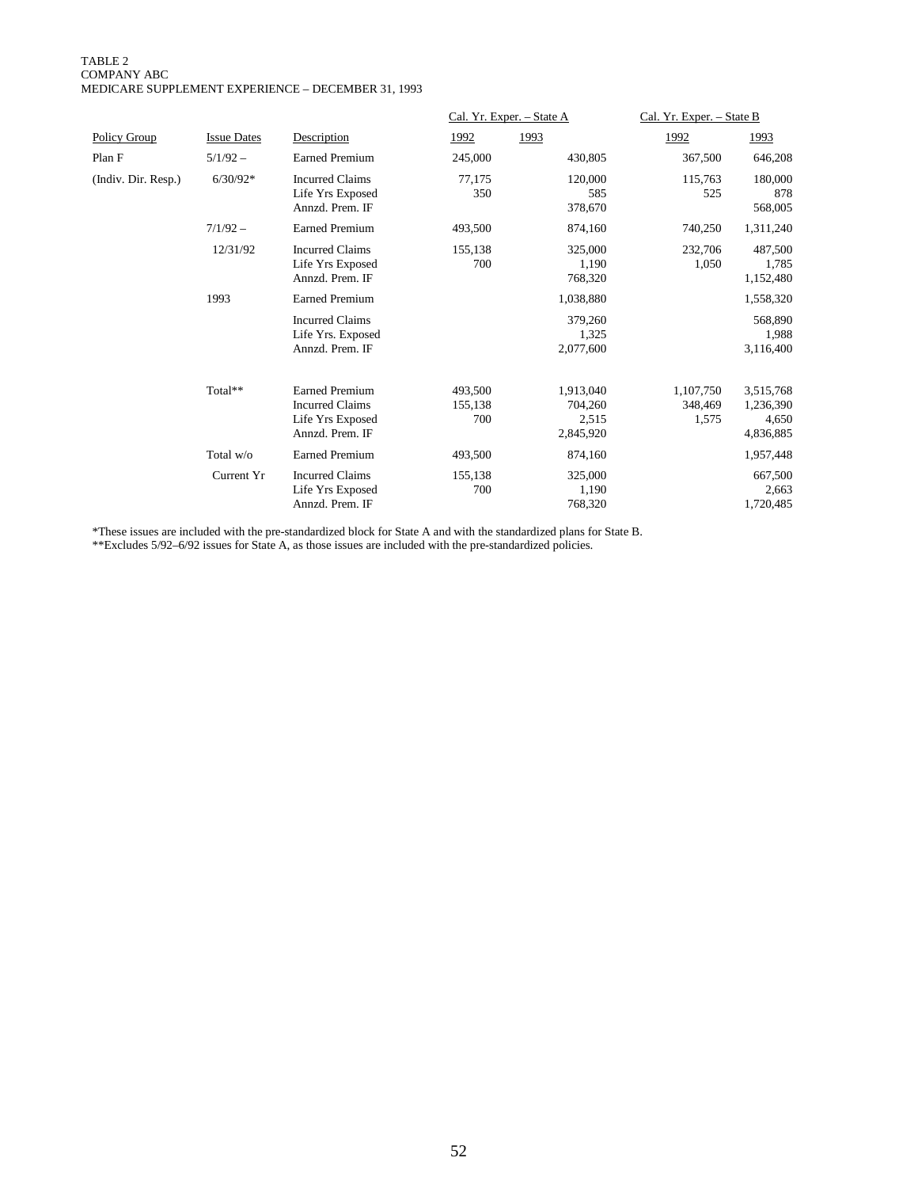TABLE 2
COMPANY ABC
MEDICARE SUPPLEMENT EXPERIENCE – DECEMBER 31, 1993

| Policy Group | Issue Dates | Description | Cal. Yr. Exper. – State A 1992 | 1993 | Cal. Yr. Exper. – State B 1992 | 1993 |
|---|---|---|---|---|---|---|
| Plan F | 5/1/92 – | Earned Premium | 245,000 | 430,805 | 367,500 | 646,208 |
| (Indiv. Dir. Resp.) | 6/30/92* | Incurred Claims | 77,175 | 120,000 | 115,763 | 180,000 |
| | | Life Yrs Exposed | 350 | 585 | 525 | 878 |
| | | Annzd. Prem. IF | | 378,670 | | 568,005 |
| | 7/1/92 – | Earned Premium | 493,500 | 874,160 | 740,250 | 1,311,240 |
| | 12/31/92 | Incurred Claims | 155,138 | 325,000 | 232,706 | 487,500 |
| | | Life Yrs Exposed | 700 | 1,190 | 1,050 | 1,785 |
| | | Annzd. Prem. IF | | 768,320 | | 1,152,480 |
| | 1993 | Earned Premium | | 1,038,880 | | 1,558,320 |
| | | Incurred Claims | | 379,260 | | 568,890 |
| | | Life Yrs. Exposed | | 1,325 | | 1,988 |
| | | Annzd. Prem. IF | | 2,077,600 | | 3,116,400 |
| | Total** | Earned Premium | 493,500 | 1,913,040 | 1,107,750 | 3,515,768 |
| | | Incurred Claims | 155,138 | 704,260 | 348,469 | 1,236,390 |
| | | Life Yrs Exposed | 700 | 2,515 | 1,575 | 4,650 |
| | | Annzd. Prem. IF | | 2,845,920 | | 4,836,885 |
| | Total w/o | Earned Premium | 493,500 | 874,160 | | 1,957,448 |
| | Current Yr | Incurred Claims | 155,138 | 325,000 | | 667,500 |
| | | Life Yrs Exposed | 700 | 1,190 | | 2,663 |
| | | Annzd. Prem. IF | | 768,320 | | 1,720,485 |

*These issues are included with the pre-standardized block for State A and with the standardized plans for State B.
**Excludes 5/92–6/92 issues for State A, as those issues are included with the pre-standardized policies.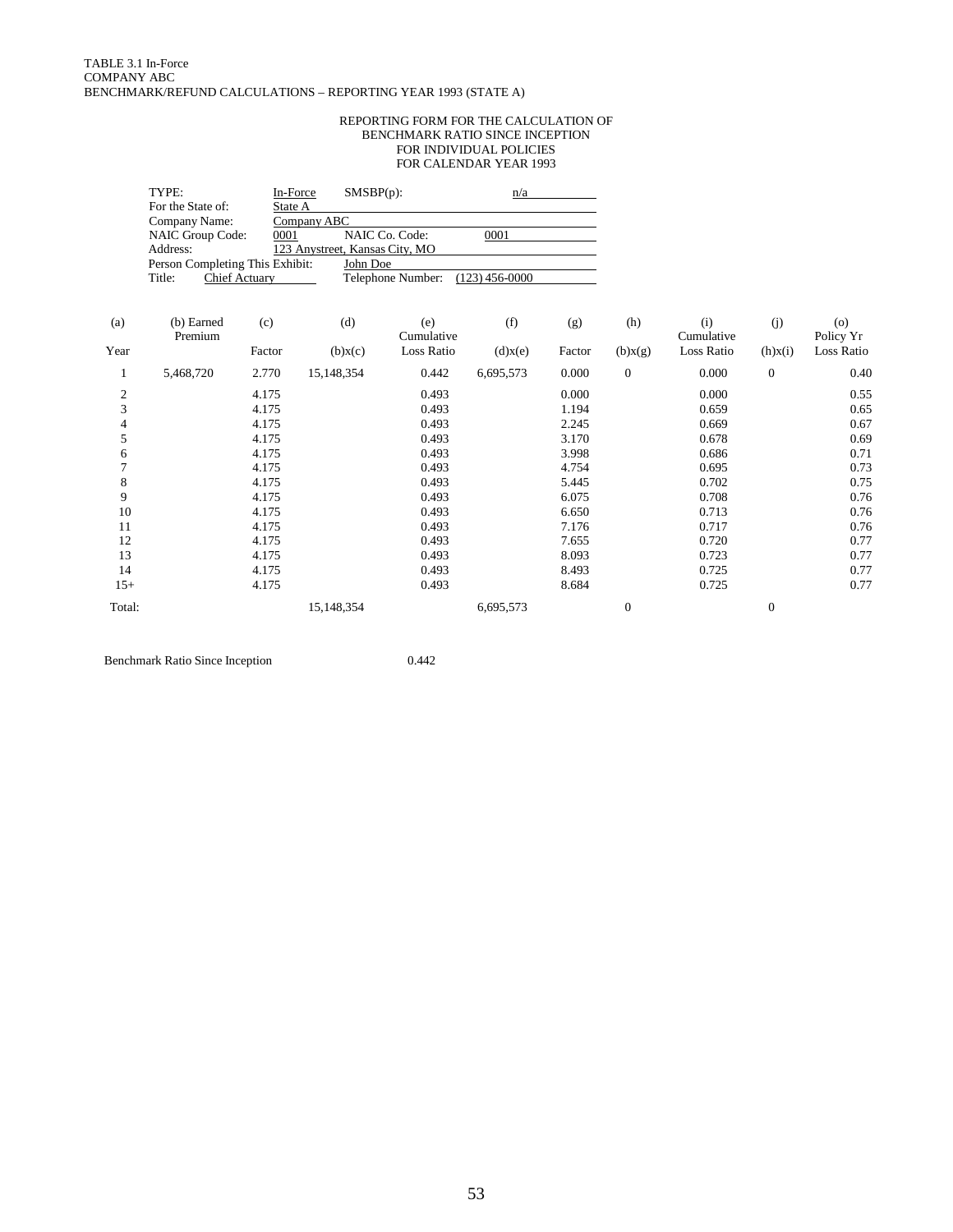TABLE 3.1 In-Force
COMPANY ABC
BENCHMARK/REFUND CALCULATIONS – REPORTING YEAR 1993 (STATE A)

REPORTING FORM FOR THE CALCULATION OF
BENCHMARK RATIO SINCE INCEPTION
FOR INDIVIDUAL POLICIES
FOR CALENDAR YEAR 1993

TYPE: In-Force SMSBP(p): n/a
For the State of: State A
Company Name: Company ABC
NAIC Group Code: 0001 NAIC Co. Code: 0001
Address: 123 Anystreet, Kansas City, MO
Person Completing This Exhibit: John Doe
Title: Chief Actuary Telephone Number: (123) 456-0000

| (a) Year | (b) Earned Premium | (c) Factor | (d) (b)x(c) | (e) Cumulative Loss Ratio | (f) (d)x(e) | (g) Factor | (h) (b)x(g) | (i) Cumulative Loss Ratio | (j) (h)x(i) | (o) Policy Yr Loss Ratio |
|---|---|---|---|---|---|---|---|---|---|---|
| 1 | 5,468,720 | 2.770 | 15,148,354 | 0.442 | 6,695,573 | 0.000 | 0 | 0.000 | 0 | 0.40 |
| 2 | | 4.175 | | 0.493 | | 0.000 | | 0.000 | | 0.55 |
| 3 | | 4.175 | | 0.493 | | 1.194 | | 0.659 | | 0.65 |
| 4 | | 4.175 | | 0.493 | | 2.245 | | 0.669 | | 0.67 |
| 5 | | 4.175 | | 0.493 | | 3.170 | | 0.678 | | 0.69 |
| 6 | | 4.175 | | 0.493 | | 3.998 | | 0.686 | | 0.71 |
| 7 | | 4.175 | | 0.493 | | 4.754 | | 0.695 | | 0.73 |
| 8 | | 4.175 | | 0.493 | | 5.445 | | 0.702 | | 0.75 |
| 9 | | 4.175 | | 0.493 | | 6.075 | | 0.708 | | 0.76 |
| 10 | | 4.175 | | 0.493 | | 6.650 | | 0.713 | | 0.76 |
| 11 | | 4.175 | | 0.493 | | 7.176 | | 0.717 | | 0.76 |
| 12 | | 4.175 | | 0.493 | | 7.655 | | 0.720 | | 0.77 |
| 13 | | 4.175 | | 0.493 | | 8.093 | | 0.723 | | 0.77 |
| 14 | | 4.175 | | 0.493 | | 8.493 | | 0.725 | | 0.77 |
| 15+ | | 4.175 | | 0.493 | | 8.684 | | 0.725 | | 0.77 |
| Total: | | | 15,148,354 | | 6,695,573 | | 0 | | 0 | |

Benchmark Ratio Since Inception 0.442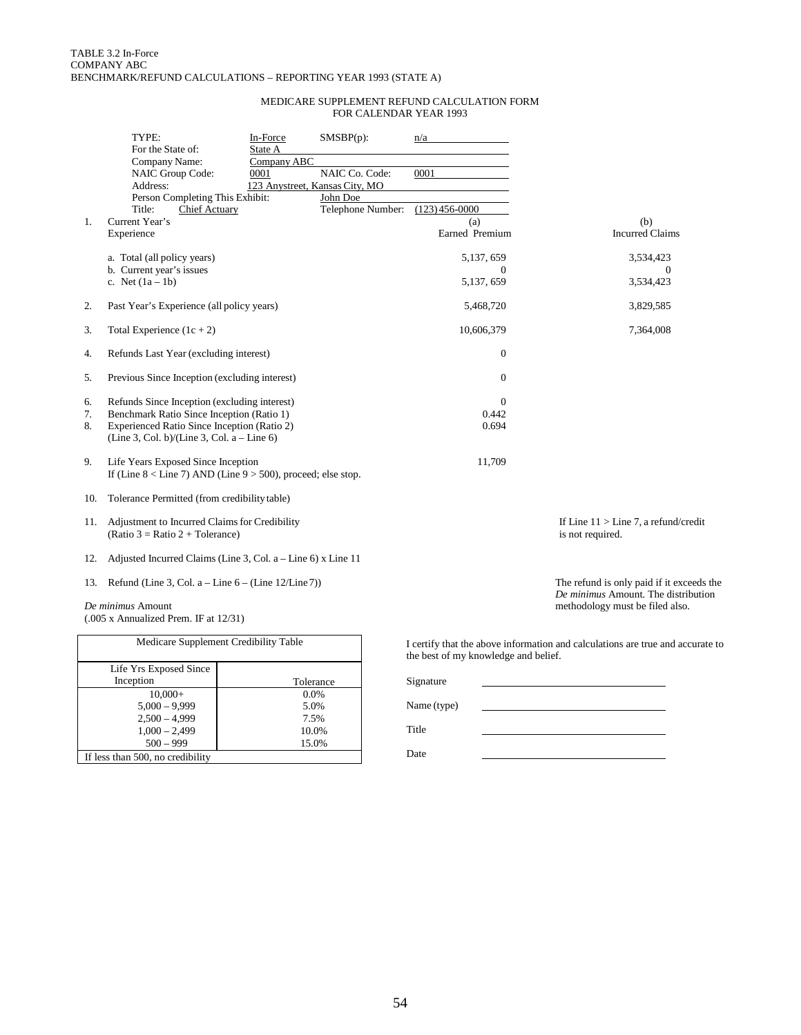TABLE 3.2 In-Force
COMPANY ABC
BENCHMARK/REFUND CALCULATIONS – REPORTING YEAR 1993 (STATE A)

MEDICARE SUPPLEMENT REFUND CALCULATION FORM
FOR CALENDAR YEAR 1993

| | | | |
|---|---|---|---|
| TYPE: | In-Force | SMSBP(p): | n/a |
| For the State of: | State A | | |
| Company Name: | Company ABC | | |
| NAIC Group Code: | 0001 | NAIC Co. Code: | 0001 |
| Address: | 123 Anystreet, Kansas City, MO | | |
| Person Completing This Exhibit: | | John Doe | |
| Title: | Chief Actuary | Telephone Number: | (123) 456-0000 |

| | | (a) Earned Premium | (b) Incurred Claims |
|---|---|---|---|
| 1. | Current Year's Experience | | |
| | a. Total (all policy years) | 5,137, 659 | 3,534,423 |
| | b. Current year's issues | 0 | 0 |
| | c. Net (1a – 1b) | 5,137, 659 | 3,534,423 |
| 2. | Past Year's Experience (all policy years) | 5,468,720 | 3,829,585 |
| 3. | Total Experience (1c + 2) | 10,606,379 | 7,364,008 |
| 4. | Refunds Last Year (excluding interest) | 0 | |
| 5. | Previous Since Inception (excluding interest) | 0 | |
| 6. | Refunds Since Inception (excluding interest) | 0 | |
| 7. | Benchmark Ratio Since Inception (Ratio 1) | 0.442 | |
| 8. | Experienced Ratio Since Inception (Ratio 2)<br>(Line 3, Col. b)/(Line 3, Col. a – Line 6) | 0.694 | |
| 9. | Life Years Exposed Since Inception<br>If (Line 8 < Line 7) AND (Line 9 > 500), proceed; else stop. | 11,709 | |
| 10. | Tolerance Permitted (from credibility table) | | |
| 11. | Adjustment to Incurred Claims for Credibility<br>(Ratio 3 = Ratio 2 + Tolerance) | | If Line 11 > Line 7, a refund/credit is not required. |
| 12. | Adjusted Incurred Claims (Line 3, Col. a – Line 6) x Line 11 | | |
| 13. | Refund (Line 3, Col. a – Line 6 – (Line 12/Line 7)) | | The refund is only paid if it exceeds the *De minimus* Amount. The distribution methodology must be filed also. |

*De minimus* Amount
(.005 x Annualized Prem. IF at 12/31)

| Medicare Supplement Credibility Table | |
|---|---|
| Life Yrs Exposed Since Inception | Tolerance |
| 10,000+ | 0.0% |
| 5,000 – 9,999 | 5.0% |
| 2,500 – 4,999 | 7.5% |
| 1,000 – 2,499 | 10.0% |
| 500 – 999 | 15.0% |
| If less than 500, no credibility | |

I certify that the above information and calculations are true and accurate to the best of my knowledge and belief.

Signature ______________________

Name (type) ______________________

Title ______________________

Date ______________________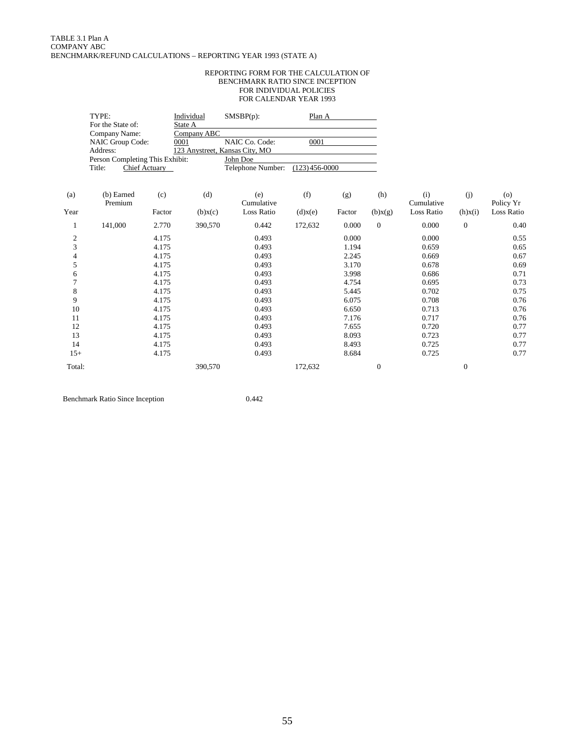TABLE 3.1 Plan A
COMPANY ABC
BENCHMARK/REFUND CALCULATIONS – REPORTING YEAR 1993 (STATE A)

REPORTING FORM FOR THE CALCULATION OF
BENCHMARK RATIO SINCE INCEPTION
FOR INDIVIDUAL POLICIES
FOR CALENDAR YEAR 1993

| | | | |
|---|---|---|---|
| TYPE: | Individual | SMSBP(p): | Plan A |
| For the State of: | State A | | |
| Company Name: | Company ABC | | |
| NAIC Group Code: | 0001 | NAIC Co. Code: | 0001 |
| Address: | 123 Anystreet, Kansas City, MO | | |
| Person Completing This Exhibit: | | John Doe | |
| Title: Chief Actuary | | Telephone Number: | (123) 456-0000 |

| (a) Year | (b) Earned Premium | (c) Factor | (d) (b)x(c) | (e) Cumulative Loss Ratio | (f) (d)x(e) | (g) Factor | (h) (b)x(g) | (i) Cumulative Loss Ratio | (j) (h)x(i) | (o) Policy Yr Loss Ratio |
|---|---|---|---|---|---|---|---|---|---|---|
| 1 | 141,000 | 2.770 | 390,570 | 0.442 | 172,632 | 0.000 | 0 | 0.000 | 0 | 0.40 |
| 2 | | 4.175 | | 0.493 | | 0.000 | | 0.000 | | 0.55 |
| 3 | | 4.175 | | 0.493 | | 1.194 | | 0.659 | | 0.65 |
| 4 | | 4.175 | | 0.493 | | 2.245 | | 0.669 | | 0.67 |
| 5 | | 4.175 | | 0.493 | | 3.170 | | 0.678 | | 0.69 |
| 6 | | 4.175 | | 0.493 | | 3.998 | | 0.686 | | 0.71 |
| 7 | | 4.175 | | 0.493 | | 4.754 | | 0.695 | | 0.73 |
| 8 | | 4.175 | | 0.493 | | 5.445 | | 0.702 | | 0.75 |
| 9 | | 4.175 | | 0.493 | | 6.075 | | 0.708 | | 0.76 |
| 10 | | 4.175 | | 0.493 | | 6.650 | | 0.713 | | 0.76 |
| 11 | | 4.175 | | 0.493 | | 7.176 | | 0.717 | | 0.76 |
| 12 | | 4.175 | | 0.493 | | 7.655 | | 0.720 | | 0.77 |
| 13 | | 4.175 | | 0.493 | | 8.093 | | 0.723 | | 0.77 |
| 14 | | 4.175 | | 0.493 | | 8.493 | | 0.725 | | 0.77 |
| 15+ | | 4.175 | | 0.493 | | 8.684 | | 0.725 | | 0.77 |
| Total: | | | 390,570 | | 172,632 | | 0 | | 0 | |

Benchmark Ratio Since Inception 0.442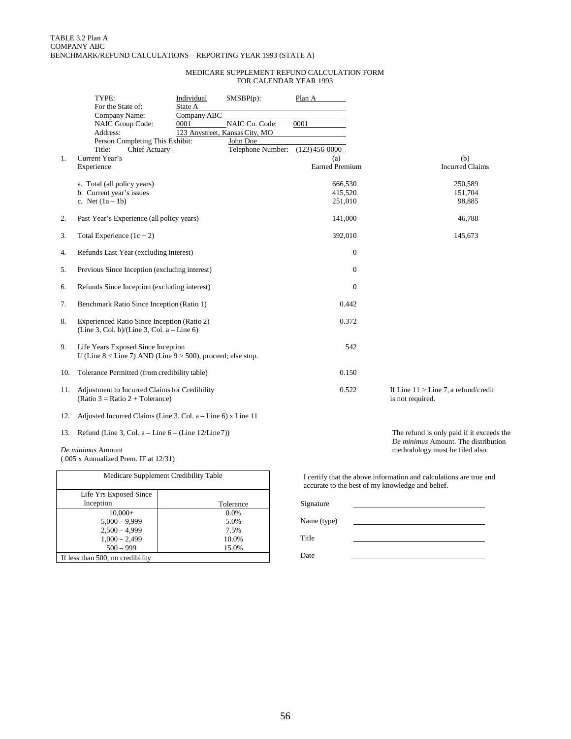TABLE 3.2 Plan A
COMPANY ABC
BENCHMARK/REFUND CALCULATIONS – REPORTING YEAR 1993 (STATE A)

MEDICARE SUPPLEMENT REFUND CALCULATION FORM
FOR CALENDAR YEAR 1993

TYPE: Individual SMSBP(p): Plan A
For the State of: State A
Company Name: Company ABC
NAIC Group Code: 0001 NAIC Co. Code: 0001
Address: 123 Anystreet, Kansas City, MO
Person Completing This Exhibit: John Doe
Title: Chief Actuary Telephone Number: (123) 456-0000

| | | (a) Earned Premium | (b) Incurred Claims |
|---|---|---|---|
| 1. | Current Year's Experience | | |
| | a. Total (all policy years) | 666,530 | 250,589 |
| | b. Current year's issues | 415,520 | 151,704 |
| | c. Net (1a – 1b) | 251,010 | 98,885 |
| 2. | Past Year's Experience (all policy years) | 141,000 | 46,788 |
| 3. | Total Experience (1c + 2) | 392,010 | 145,673 |
| 4. | Refunds Last Year (excluding interest) | 0 | |
| 5. | Previous Since Inception (excluding interest) | 0 | |
| 6. | Refunds Since Inception (excluding interest) | 0 | |
| 7. | Benchmark Ratio Since Inception (Ratio 1) | 0.442 | |
| 8. | Experienced Ratio Since Inception (Ratio 2) (Line 3, Col. b)/(Line 3, Col. a – Line 6) | 0.372 | |
| 9. | Life Years Exposed Since Inception If (Line 8 < Line 7) AND (Line 9 > 500), proceed; else stop. | 542 | |
| 10. | Tolerance Permitted (from credibility table) | 0.150 | |
| 11. | Adjustment to Incurred Claims for Credibility (Ratio 3 = Ratio 2 + Tolerance) | 0.522 | If Line 11 > Line 7, a refund/credit is not required. |
| 12. | Adjusted Incurred Claims (Line 3, Col. a – Line 6) x Line 11 | | |
| 13. | Refund (Line 3, Col. a – Line 6 – (Line 12/Line 7)) | | The refund is only paid if it exceeds the *De minimus* Amount. The distribution methodology must be filed also. |

*De minimus* Amount
(.005 x Annualized Prem. IF at 12/31)

| Medicare Supplement Credibility Table | |
|---|---|
| Life Yrs Exposed Since Inception | Tolerance |
| 10,000+ | 0.0% |
| 5,000 – 9,999 | 5.0% |
| 2,500 – 4,999 | 7.5% |
| 1,000 – 2,499 | 10.0% |
| 500 – 999 | 15.0% |
| If less than 500, no credibility | |

I certify that the above information and calculations are true and accurate to the best of my knowledge and belief.

Signature ______________________

Name (type) ______________________

Title ______________________

Date ______________________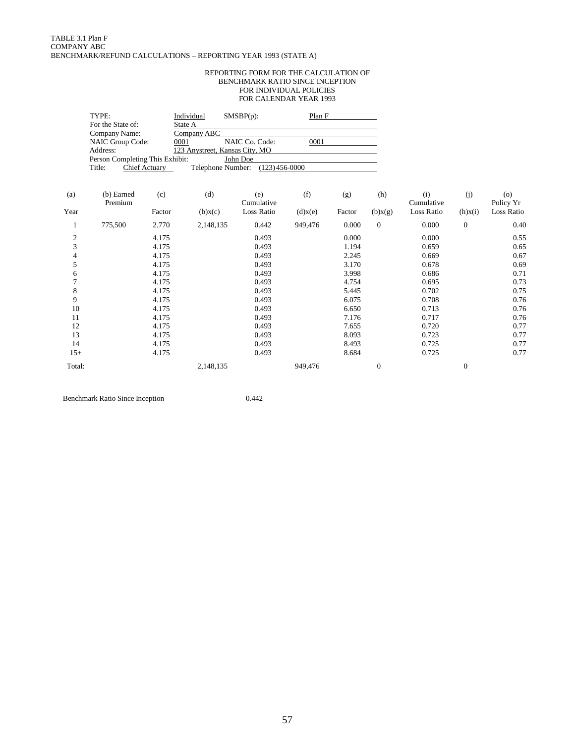TABLE 3.1 Plan F
COMPANY ABC
BENCHMARK/REFUND CALCULATIONS – REPORTING YEAR 1993 (STATE A)

REPORTING FORM FOR THE CALCULATION OF
BENCHMARK RATIO SINCE INCEPTION
FOR INDIVIDUAL POLICIES
FOR CALENDAR YEAR 1993

| | | | |
|---|---|---|---|
| TYPE: | Individual | SMSBP(p): | Plan F |
| For the State of: | State A | | |
| Company Name: | Company ABC | | |
| NAIC Group Code: | 0001 | NAIC Co. Code: | 0001 |
| Address: | 123 Anystreet, Kansas City, MO | | |
| Person Completing This Exhibit: | John Doe | | |
| Title: Chief Actuary | Telephone Number: | (123) 456-0000 | |

| (a)<br>Year | (b) Earned Premium | (c)<br>Factor | (d)<br>(b)x(c) | (e)<br>Cumulative Loss Ratio | (f)<br>(d)x(e) | (g)<br>Factor | (h)<br>(b)x(g) | (i)<br>Cumulative Loss Ratio | (j)<br>(h)x(i) | (o)<br>Policy Yr Loss Ratio |
|---|---|---|---|---|---|---|---|---|---|---|
| 1 | 775,500 | 2.770 | 2,148,135 | 0.442 | 949,476 | 0.000 | 0 | 0.000 | 0 | 0.40 |
| 2 | | 4.175 | | 0.493 | | 0.000 | | 0.000 | | 0.55 |
| 3 | | 4.175 | | 0.493 | | 1.194 | | 0.659 | | 0.65 |
| 4 | | 4.175 | | 0.493 | | 2.245 | | 0.669 | | 0.67 |
| 5 | | 4.175 | | 0.493 | | 3.170 | | 0.678 | | 0.69 |
| 6 | | 4.175 | | 0.493 | | 3.998 | | 0.686 | | 0.71 |
| 7 | | 4.175 | | 0.493 | | 4.754 | | 0.695 | | 0.73 |
| 8 | | 4.175 | | 0.493 | | 5.445 | | 0.702 | | 0.75 |
| 9 | | 4.175 | | 0.493 | | 6.075 | | 0.708 | | 0.76 |
| 10 | | 4.175 | | 0.493 | | 6.650 | | 0.713 | | 0.76 |
| 11 | | 4.175 | | 0.493 | | 7.176 | | 0.717 | | 0.76 |
| 12 | | 4.175 | | 0.493 | | 7.655 | | 0.720 | | 0.77 |
| 13 | | 4.175 | | 0.493 | | 8.093 | | 0.723 | | 0.77 |
| 14 | | 4.175 | | 0.493 | | 8.493 | | 0.725 | | 0.77 |
| 15+ | | 4.175 | | 0.493 | | 8.684 | | 0.725 | | 0.77 |
| Total: | | | 2,148,135 | | 949,476 | | 0 | | 0 | |

Benchmark Ratio Since Inception 0.442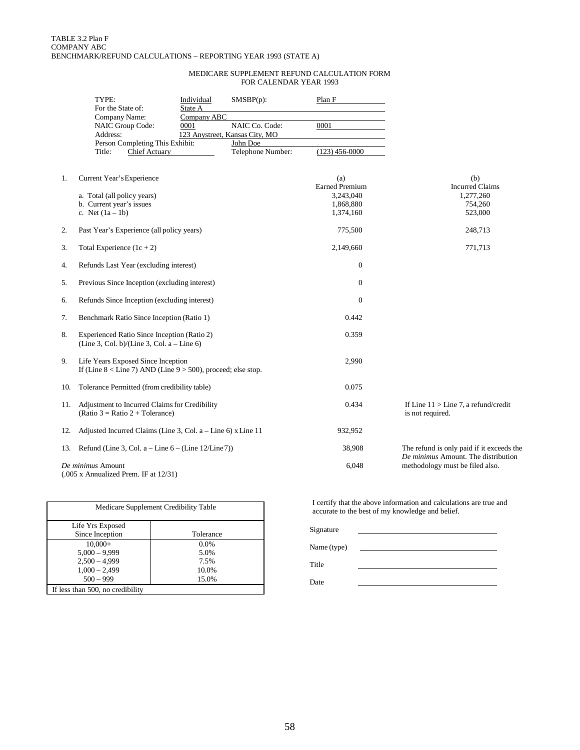TABLE 3.2 Plan F
COMPANY ABC
BENCHMARK/REFUND CALCULATIONS – REPORTING YEAR 1993 (STATE A)

MEDICARE SUPPLEMENT REFUND CALCULATION FORM
FOR CALENDAR YEAR 1993

| | | | |
|---|---|---|---|
| TYPE: | Individual | SMSBP(p): | Plan F |
| For the State of: | State A | | |
| Company Name: | Company ABC | | |
| NAIC Group Code: | 0001 | NAIC Co. Code: | 0001 |
| Address: | 123 Anystreet, Kansas City, MO | | |
| Person Completing This Exhibit: | | John Doe | |
| Title: Chief Actuary | | Telephone Number: | (123) 456-0000 |

| | | (a) Earned Premium | (b) Incurred Claims |
|---|---|---|---|
| 1. | Current Year's Experience | | |
| | a. Total (all policy years) | 3,243,040 | 1,277,260 |
| | b. Current year's issues | 1,868,880 | 754,260 |
| | c. Net (1a – 1b) | 1,374,160 | 523,000 |
| 2. | Past Year's Experience (all policy years) | 775,500 | 248,713 |
| 3. | Total Experience (1c + 2) | 2,149,660 | 771,713 |
| 4. | Refunds Last Year (excluding interest) | 0 | |
| 5. | Previous Since Inception (excluding interest) | 0 | |
| 6. | Refunds Since Inception (excluding interest) | 0 | |
| 7. | Benchmark Ratio Since Inception (Ratio 1) | 0.442 | |
| 8. | Experienced Ratio Since Inception (Ratio 2) (Line 3, Col. b)/(Line 3, Col. a – Line 6) | 0.359 | |
| 9. | Life Years Exposed Since Inception. If (Line 8 < Line 7) AND (Line 9 > 500), proceed; else stop. | 2,990 | |
| 10. | Tolerance Permitted (from credibility table) | 0.075 | |
| 11. | Adjustment to Incurred Claims for Credibility (Ratio 3 = Ratio 2 + Tolerance) | 0.434 | If Line 11 > Line 7, a refund/credit is not required. |
| 12. | Adjusted Incurred Claims (Line 3, Col. a – Line 6) x Line 11 | 932,952 | |
| 13. | Refund (Line 3, Col. a – Line 6 – (Line 12/Line 7)) | 38,908 | The refund is only paid if it exceeds the *De minimus* Amount. The distribution methodology must be filed also. |
| | *De minimus* Amount (.005 x Annualized Prem. IF at 12/31) | 6,048 | |

| Medicare Supplement Credibility Table | |
|---|---|
| Life Yrs Exposed Since Inception | Tolerance |
| 10,000+ | 0.0% |
| 5,000 – 9,999 | 5.0% |
| 2,500 – 4,999 | 7.5% |
| 1,000 – 2,499 | 10.0% |
| 500 – 999 | 15.0% |
| If less than 500, no credibility | |

I certify that the above information and calculations are true and accurate to the best of my knowledge and belief.

Signature \_\_\_\_\_\_\_\_\_\_\_\_\_\_\_\_\_\_\_\_

Name (type) \_\_\_\_\_\_\_\_\_\_\_\_\_\_\_\_\_\_\_\_

Title \_\_\_\_\_\_\_\_\_\_\_\_\_\_\_\_\_\_\_\_

Date \_\_\_\_\_\_\_\_\_\_\_\_\_\_\_\_\_\_\_\_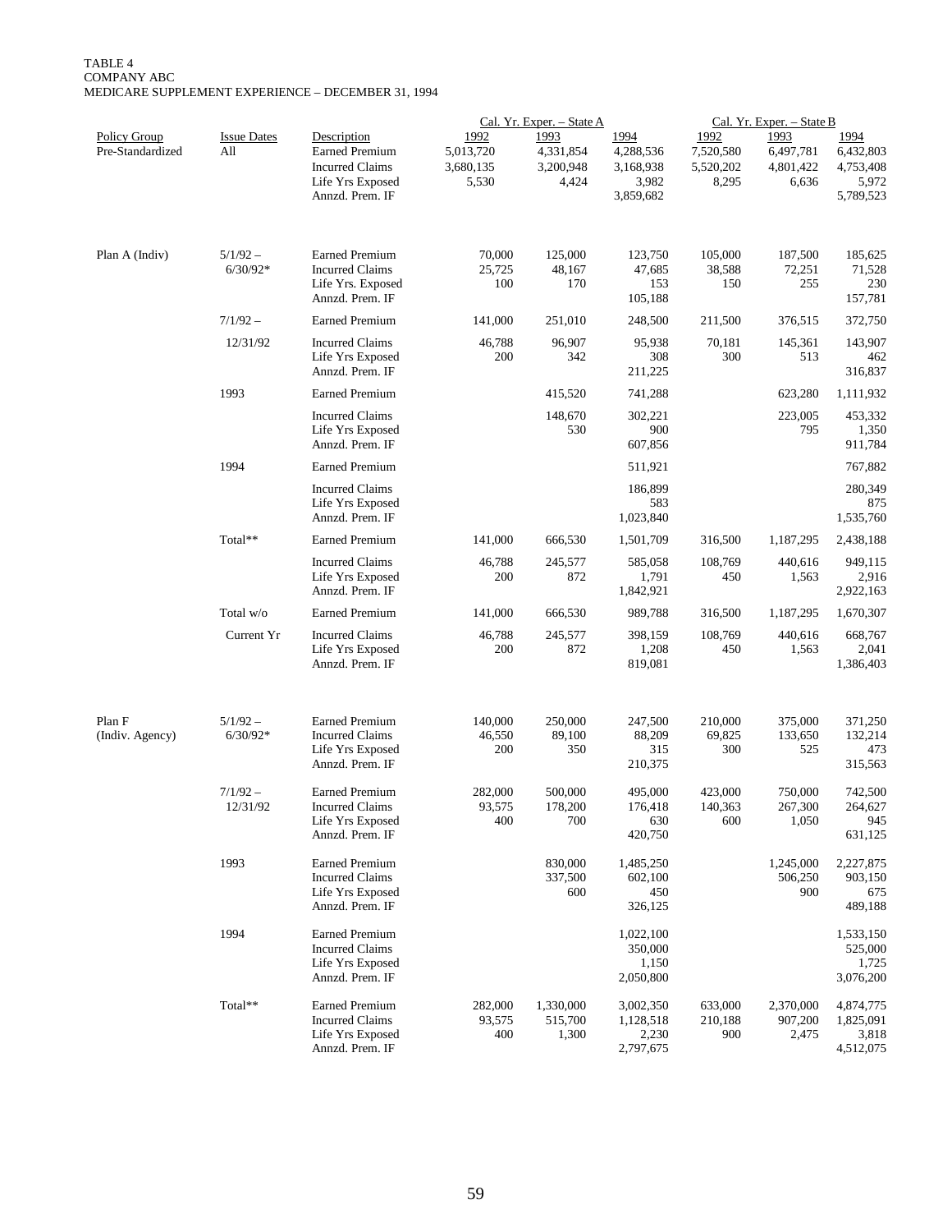TABLE 4
COMPANY ABC
MEDICARE SUPPLEMENT EXPERIENCE – DECEMBER 31, 1994

| Policy Group | Issue Dates | Description | Cal. Yr. Exper. – State A 1992 | 1993 | 1994 | Cal. Yr. Exper. – State B 1992 | 1993 | 1994 |
|---|---|---|---|---|---|---|---|---|
| Pre-Standardized | All | Earned Premium | 5,013,720 | 4,331,854 | 4,288,536 | 7,520,580 | 6,497,781 | 6,432,803 |
| | | Incurred Claims | 3,680,135 | 3,200,948 | 3,168,938 | 5,520,202 | 4,801,422 | 4,753,408 |
| | | Life Yrs Exposed | 5,530 | 4,424 | 3,982 | 8,295 | 6,636 | 5,972 |
| | | Annzd. Prem. IF | | | 3,859,682 | | | 5,789,523 |
| Plan A (Indiv) | 5/1/92 – 6/30/92* | Earned Premium | 70,000 | 125,000 | 123,750 | 105,000 | 187,500 | 185,625 |
| | | Incurred Claims | 25,725 | 48,167 | 47,685 | 38,588 | 72,251 | 71,528 |
| | | Life Yrs. Exposed | 100 | 170 | 153 | 150 | 255 | 230 |
| | | Annzd. Prem. IF | | | 105,188 | | | 157,781 |
| | 7/1/92 – 12/31/92 | Earned Premium | 141,000 | 251,010 | 248,500 | 211,500 | 376,515 | 372,750 |
| | | Incurred Claims | 46,788 | 96,907 | 95,938 | 70,181 | 145,361 | 143,907 |
| | | Life Yrs Exposed | 200 | 342 | 308 | 300 | 513 | 462 |
| | | Annzd. Prem. IF | | | 211,225 | | | 316,837 |
| | 1993 | Earned Premium | | 415,520 | 741,288 | | 623,280 | 1,111,932 |
| | | Incurred Claims | | 148,670 | 302,221 | | 223,005 | 453,332 |
| | | Life Yrs Exposed | | 530 | 900 | | 795 | 1,350 |
| | | Annzd. Prem. IF | | | 607,856 | | | 911,784 |
| | 1994 | Earned Premium | | | 511,921 | | | 767,882 |
| | | Incurred Claims | | | 186,899 | | | 280,349 |
| | | Life Yrs Exposed | | | 583 | | | 875 |
| | | Annzd. Prem. IF | | | 1,023,840 | | | 1,535,760 |
| | Total** | Earned Premium | 141,000 | 666,530 | 1,501,709 | 316,500 | 1,187,295 | 2,438,188 |
| | | Incurred Claims | 46,788 | 245,577 | 585,058 | 108,769 | 440,616 | 949,115 |
| | | Life Yrs Exposed | 200 | 872 | 1,791 | 450 | 1,563 | 2,916 |
| | | Annzd. Prem. IF | | | 1,842,921 | | | 2,922,163 |
| | Total w/o Current Yr | Earned Premium | 141,000 | 666,530 | 989,788 | 316,500 | 1,187,295 | 1,670,307 |
| | | Incurred Claims | 46,788 | 245,577 | 398,159 | 108,769 | 440,616 | 668,767 |
| | | Life Yrs Exposed | 200 | 872 | 1,208 | 450 | 1,563 | 2,041 |
| | | Annzd. Prem. IF | | | 819,081 | | | 1,386,403 |
| Plan F (Indiv. Agency) | 5/1/92 – 6/30/92* | Earned Premium | 140,000 | 250,000 | 247,500 | 210,000 | 375,000 | 371,250 |
| | | Incurred Claims | 46,550 | 89,100 | 88,209 | 69,825 | 133,650 | 132,214 |
| | | Life Yrs Exposed | 200 | 350 | 315 | 300 | 525 | 473 |
| | | Annzd. Prem. IF | | | 210,375 | | | 315,563 |
| | 7/1/92 – 12/31/92 | Earned Premium | 282,000 | 500,000 | 495,000 | 423,000 | 750,000 | 742,500 |
| | | Incurred Claims | 93,575 | 178,200 | 176,418 | 140,363 | 267,300 | 264,627 |
| | | Life Yrs Exposed | 400 | 700 | 630 | 600 | 1,050 | 945 |
| | | Annzd. Prem. IF | | | 420,750 | | | 631,125 |
| | 1993 | Earned Premium | | 830,000 | 1,485,250 | | 1,245,000 | 2,227,875 |
| | | Incurred Claims | | 337,500 | 602,100 | | 506,250 | 903,150 |
| | | Life Yrs Exposed | | 600 | 450 | | 900 | 675 |
| | | Annzd. Prem. IF | | | 326,125 | | | 489,188 |
| | 1994 | Earned Premium | | | 1,022,100 | | | 1,533,150 |
| | | Incurred Claims | | | 350,000 | | | 525,000 |
| | | Life Yrs Exposed | | | 1,150 | | | 1,725 |
| | | Annzd. Prem. IF | | | 2,050,800 | | | 3,076,200 |
| | Total** | Earned Premium | 282,000 | 1,330,000 | 3,002,350 | 633,000 | 2,370,000 | 4,874,775 |
| | | Incurred Claims | 93,575 | 515,700 | 1,128,518 | 210,188 | 907,200 | 1,825,091 |
| | | Life Yrs Exposed | 400 | 1,300 | 2,230 | 900 | 2,475 | 3,818 |
| | | Annzd. Prem. IF | | | 2,797,675 | | | 4,512,075 |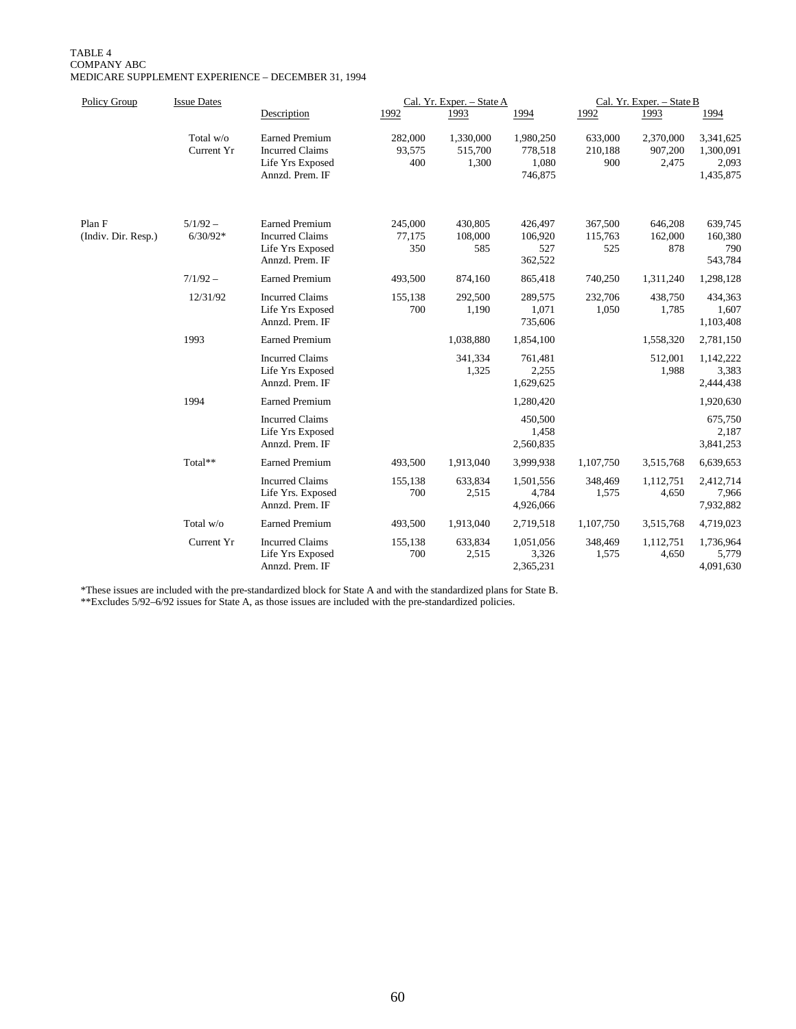TABLE 4
COMPANY ABC
MEDICARE SUPPLEMENT EXPERIENCE – DECEMBER 31, 1994

| Policy Group | Issue Dates | Description | Cal. Yr. Exper. – State A 1992 | 1993 | 1994 | Cal. Yr. Exper. – State B 1992 | 1993 | 1994 |
|---|---|---|---|---|---|---|---|---|
| | Total w/o Current Yr | Earned Premium | 282,000 | 1,330,000 | 1,980,250 | 633,000 | 2,370,000 | 3,341,625 |
| | | Incurred Claims | 93,575 | 515,700 | 778,518 | 210,188 | 907,200 | 1,300,091 |
| | | Life Yrs Exposed | 400 | 1,300 | 1,080 | 900 | 2,475 | 2,093 |
| | | Annzd. Prem. IF | | | 746,875 | | | 1,435,875 |
| Plan F (Indiv. Dir. Resp.) | 5/1/92 – 6/30/92* | Earned Premium | 245,000 | 430,805 | 426,497 | 367,500 | 646,208 | 639,745 |
| | | Incurred Claims | 77,175 | 108,000 | 106,920 | 115,763 | 162,000 | 160,380 |
| | | Life Yrs Exposed | 350 | 585 | 527 | 525 | 878 | 790 |
| | | Annzd. Prem. IF | | | 362,522 | | | 543,784 |
| | 7/1/92 – 12/31/92 | Earned Premium | 493,500 | 874,160 | 865,418 | 740,250 | 1,311,240 | 1,298,128 |
| | | Incurred Claims | 155,138 | 292,500 | 289,575 | 232,706 | 438,750 | 434,363 |
| | | Life Yrs Exposed | 700 | 1,190 | 1,071 | 1,050 | 1,785 | 1,607 |
| | | Annzd. Prem. IF | | | 735,606 | | | 1,103,408 |
| | 1993 | Earned Premium | | 1,038,880 | 1,854,100 | | 1,558,320 | 2,781,150 |
| | | Incurred Claims | | 341,334 | 761,481 | | 512,001 | 1,142,222 |
| | | Life Yrs Exposed | | 1,325 | 2,255 | | 1,988 | 3,383 |
| | | Annzd. Prem. IF | | | 1,629,625 | | | 2,444,438 |
| | 1994 | Earned Premium | | | 1,280,420 | | | 1,920,630 |
| | | Incurred Claims | | | 450,500 | | | 675,750 |
| | | Life Yrs Exposed | | | 1,458 | | | 2,187 |
| | | Annzd. Prem. IF | | | 2,560,835 | | | 3,841,253 |
| | Total** | Earned Premium | 493,500 | 1,913,040 | 3,999,938 | 1,107,750 | 3,515,768 | 6,639,653 |
| | | Incurred Claims | 155,138 | 633,834 | 1,501,556 | 348,469 | 1,112,751 | 2,412,714 |
| | | Life Yrs. Exposed | 700 | 2,515 | 4,784 | 1,575 | 4,650 | 7,966 |
| | | Annzd. Prem. IF | | | 4,926,066 | | | 7,932,882 |
| | Total w/o Current Yr | Earned Premium | 493,500 | 1,913,040 | 2,719,518 | 1,107,750 | 3,515,768 | 4,719,023 |
| | | Incurred Claims | 155,138 | 633,834 | 1,051,056 | 348,469 | 1,112,751 | 1,736,964 |
| | | Life Yrs Exposed | 700 | 2,515 | 3,326 | 1,575 | 4,650 | 5,779 |
| | | Annzd. Prem. IF | | | 2,365,231 | | | 4,091,630 |

*These issues are included with the pre-standardized block for State A and with the standardized plans for State B.
**Excludes 5/92–6/92 issues for State A, as those issues are included with the pre-standardized policies.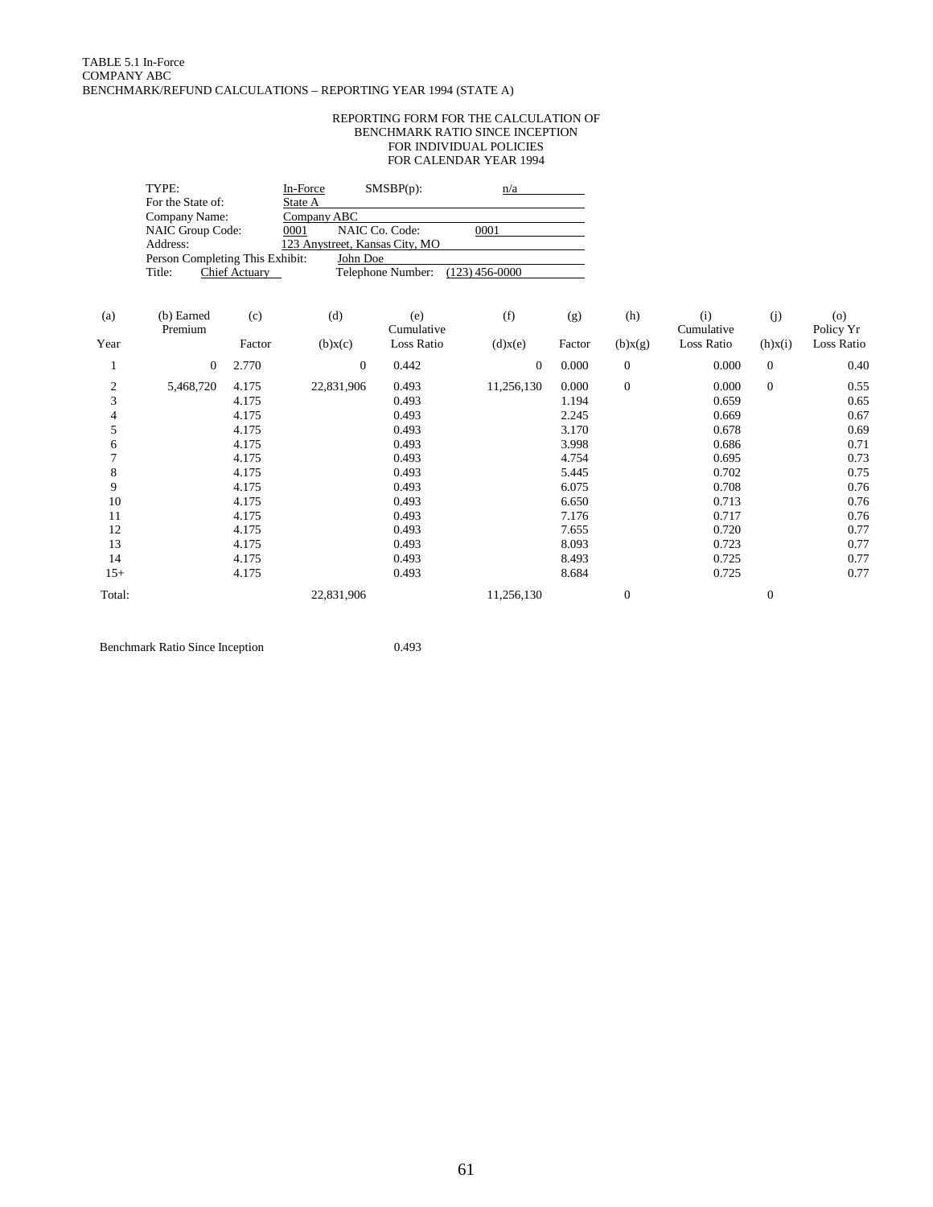TABLE 5.1 In-Force
COMPANY ABC
BENCHMARK/REFUND CALCULATIONS – REPORTING YEAR 1994 (STATE A)

REPORTING FORM FOR THE CALCULATION OF
BENCHMARK RATIO SINCE INCEPTION
FOR INDIVIDUAL POLICIES
FOR CALENDAR YEAR 1994

TYPE: In-Force SMSBP(p): n/a
For the State of: State A
Company Name: Company ABC
NAIC Group Code: 0001 NAIC Co. Code: 0001
Address: 123 Anystreet, Kansas City, MO
Person Completing This Exhibit: John Doe
Title: Chief Actuary Telephone Number: (123) 456-0000

| (a) Year | (b) Earned Premium | (c) Factor | (d) (b)x(c) | (e) Cumulative Loss Ratio | (f) (d)x(e) | (g) Factor | (h) (b)x(g) | (i) Cumulative Loss Ratio | (j) (h)x(i) | (o) Policy Yr Loss Ratio |
|---|---|---|---|---|---|---|---|---|---|---|
| 1 | 0 | 2.770 | 0 | 0.442 | 0 | 0.000 | 0 | 0.000 | 0 | 0.40 |
| 2 | 5,468,720 | 4.175 | 22,831,906 | 0.493 | 11,256,130 | 0.000 | 0 | 0.000 | 0 | 0.55 |
| 3 | | 4.175 | | 0.493 | | 1.194 | | 0.659 | | 0.65 |
| 4 | | 4.175 | | 0.493 | | 2.245 | | 0.669 | | 0.67 |
| 5 | | 4.175 | | 0.493 | | 3.170 | | 0.678 | | 0.69 |
| 6 | | 4.175 | | 0.493 | | 3.998 | | 0.686 | | 0.71 |
| 7 | | 4.175 | | 0.493 | | 4.754 | | 0.695 | | 0.73 |
| 8 | | 4.175 | | 0.493 | | 5.445 | | 0.702 | | 0.75 |
| 9 | | 4.175 | | 0.493 | | 6.075 | | 0.708 | | 0.76 |
| 10 | | 4.175 | | 0.493 | | 6.650 | | 0.713 | | 0.76 |
| 11 | | 4.175 | | 0.493 | | 7.176 | | 0.717 | | 0.76 |
| 12 | | 4.175 | | 0.493 | | 7.655 | | 0.720 | | 0.77 |
| 13 | | 4.175 | | 0.493 | | 8.093 | | 0.723 | | 0.77 |
| 14 | | 4.175 | | 0.493 | | 8.493 | | 0.725 | | 0.77 |
| 15+ | | 4.175 | | 0.493 | | 8.684 | | 0.725 | | 0.77 |
| Total: | | | 22,831,906 | | 11,256,130 | | 0 | | 0 | |

Benchmark Ratio Since Inception 0.493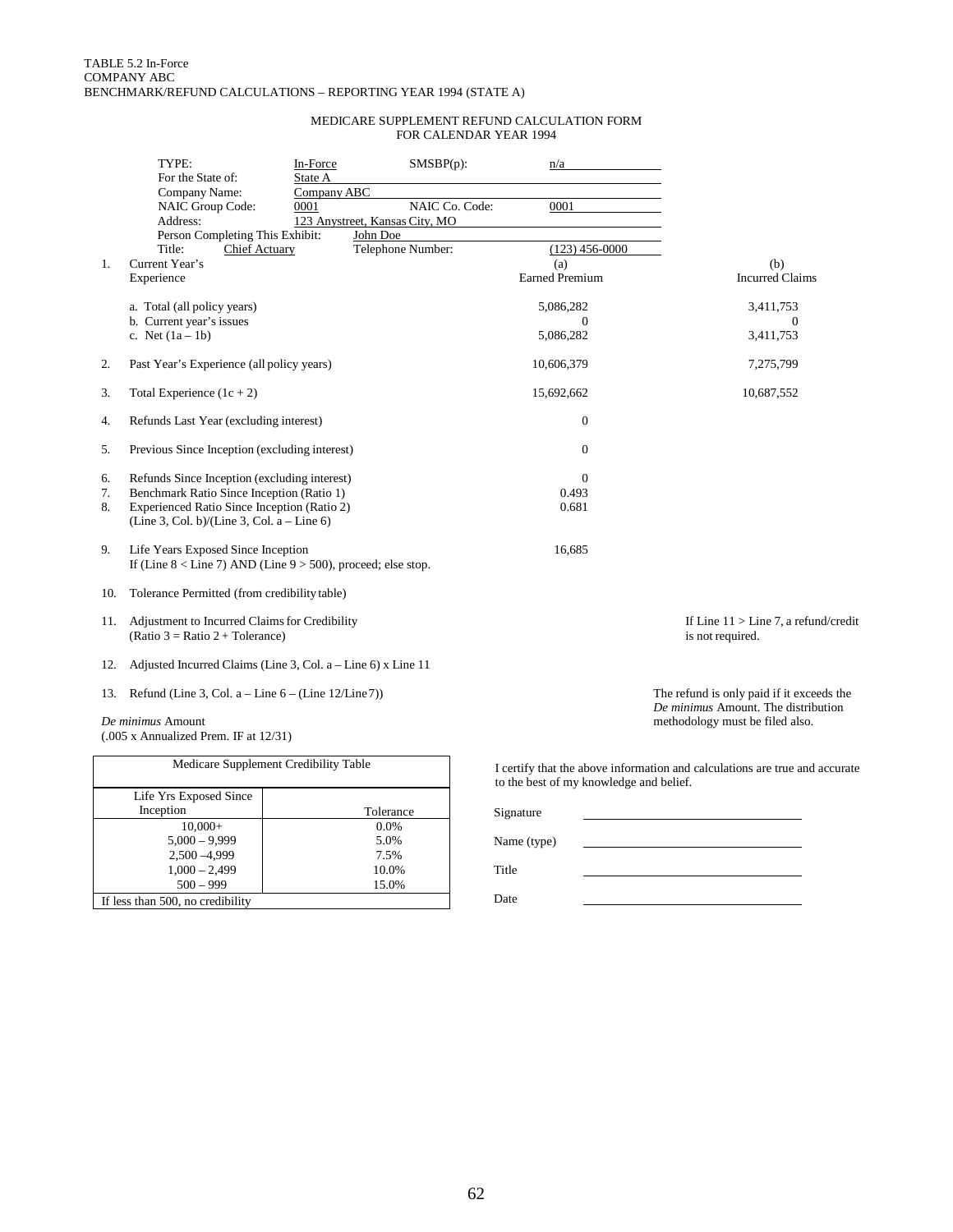TABLE 5.2 In-Force
COMPANY ABC
BENCHMARK/REFUND CALCULATIONS – REPORTING YEAR 1994 (STATE A)

## MEDICARE SUPPLEMENT REFUND CALCULATION FORM FOR CALENDAR YEAR 1994

TYPE: In-Force SMSBP(p): n/a
For the State of: State A
Company Name: Company ABC
NAIC Group Code: 0001 NAIC Co. Code: 0001
Address: 123 Anystreet, Kansas City, MO
Person Completing This Exhibit: John Doe
Title: Chief Actuary Telephone Number: (123) 456-0000

| | | (a) Earned Premium | (b) Incurred Claims |
|---|---|---|---|
| 1. | Current Year's Experience | | |
| | a. Total (all policy years) | 5,086,282 | 3,411,753 |
| | b. Current year's issues | 0 | 0 |
| | c. Net (1a – 1b) | 5,086,282 | 3,411,753 |
| 2. | Past Year's Experience (all policy years) | 10,606,379 | 7,275,799 |
| 3. | Total Experience (1c + 2) | 15,692,662 | 10,687,552 |
| 4. | Refunds Last Year (excluding interest) | 0 | |
| 5. | Previous Since Inception (excluding interest) | 0 | |
| 6. | Refunds Since Inception (excluding interest) | 0 | |
| 7. | Benchmark Ratio Since Inception (Ratio 1) | 0.493 | |
| 8. | Experienced Ratio Since Inception (Ratio 2)<br>(Line 3, Col. b)/(Line 3, Col. a – Line 6) | 0.681 | |
| 9. | Life Years Exposed Since Inception<br>If (Line 8 < Line 7) AND (Line 9 > 500), proceed; else stop. | 16,685 | |
| 10. | Tolerance Permitted (from credibility table) | | |
| 11. | Adjustment to Incurred Claims for Credibility<br>(Ratio 3 = Ratio 2 + Tolerance) | | If Line 11 > Line 7, a refund/credit is not required. |
| 12. | Adjusted Incurred Claims (Line 3, Col. a – Line 6) x Line 11 | | |
| 13. | Refund (Line 3, Col. a – Line 6 – (Line 12/Line 7)) | | The refund is only paid if it exceeds the *De minimus* Amount. The distribution methodology must be filed also. |

*De minimus* Amount
(.005 x Annualized Prem. IF at 12/31)

| Medicare Supplement Credibility Table | |
|---|---|
| Life Yrs Exposed Since Inception | Tolerance |
| 10,000+ | 0.0% |
| 5,000 – 9,999 | 5.0% |
| 2,500 –4,999 | 7.5% |
| 1,000 – 2,499 | 10.0% |
| 500 – 999 | 15.0% |
| If less than 500, no credibility | |

I certify that the above information and calculations are true and accurate to the best of my knowledge and belief.

Signature \_\_\_\_\_\_\_\_\_\_\_\_\_\_\_\_\_\_\_\_

Name (type) \_\_\_\_\_\_\_\_\_\_\_\_\_\_\_\_\_\_\_\_

Title \_\_\_\_\_\_\_\_\_\_\_\_\_\_\_\_\_\_\_\_

Date \_\_\_\_\_\_\_\_\_\_\_\_\_\_\_\_\_\_\_\_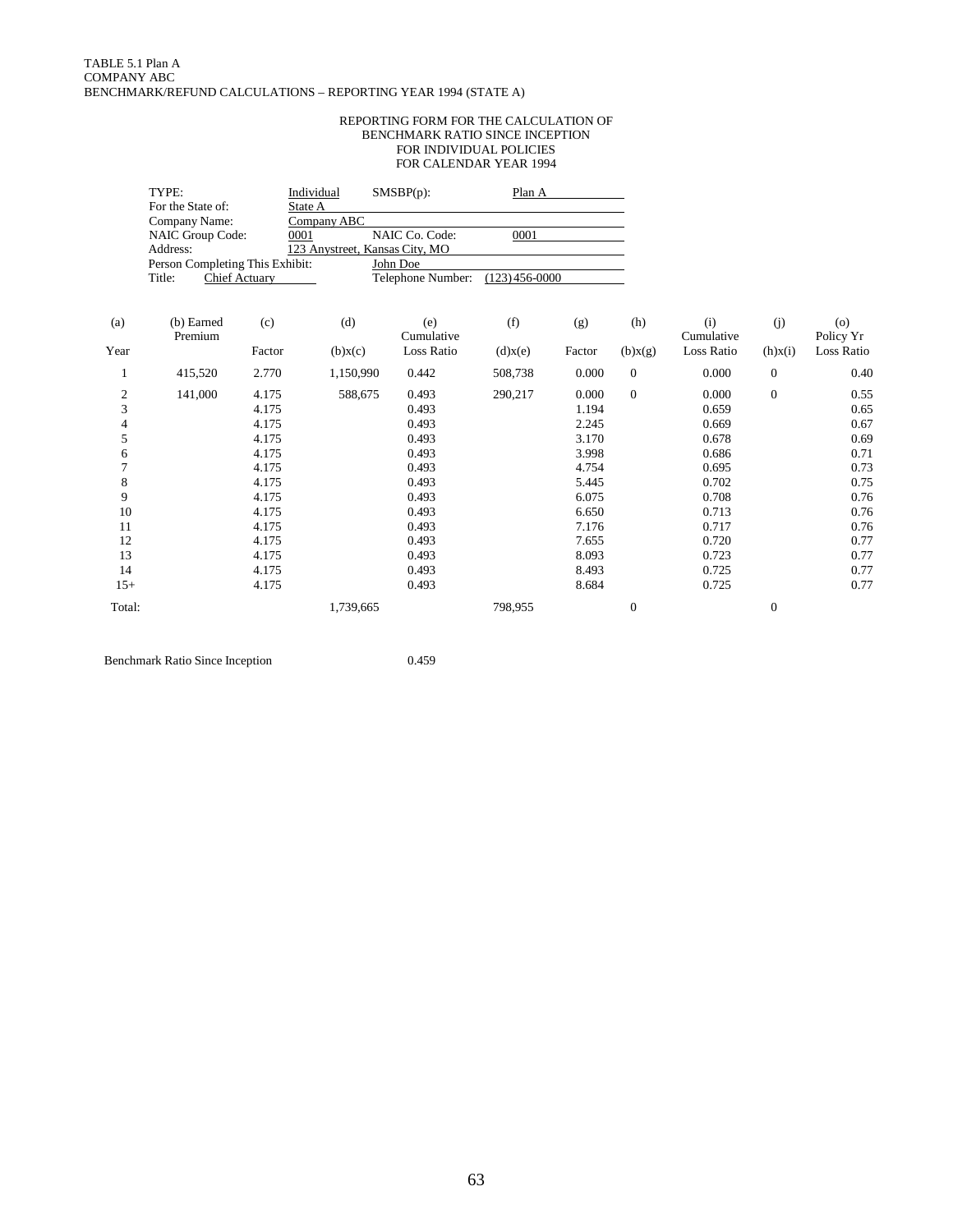TABLE 5.1 Plan A
COMPANY ABC
BENCHMARK/REFUND CALCULATIONS – REPORTING YEAR 1994 (STATE A)

REPORTING FORM FOR THE CALCULATION OF
BENCHMARK RATIO SINCE INCEPTION
FOR INDIVIDUAL POLICIES
FOR CALENDAR YEAR 1994

| | | | |
|---|---|---|---|
| TYPE: | Individual | SMSBP(p): | Plan A |
| For the State of: | State A | | |
| Company Name: | Company ABC | | |
| NAIC Group Code: | 0001 | NAIC Co. Code: | 0001 |
| Address: | 123 Anystreet, Kansas City, MO | | |
| Person Completing This Exhibit: | | John Doe | |
| Title: Chief Actuary | | Telephone Number: | (123) 456-0000 |

| (a) Year | (b) Earned Premium | (c) Factor | (d) (b)x(c) | (e) Cumulative Loss Ratio | (f) (d)x(e) | (g) Factor | (h) (b)x(g) | (i) Cumulative Loss Ratio | (j) (h)x(i) | (o) Policy Yr Loss Ratio |
|---|---|---|---|---|---|---|---|---|---|---|
| 1 | 415,520 | 2.770 | 1,150,990 | 0.442 | 508,738 | 0.000 | 0 | 0.000 | 0 | 0.40 |
| 2 | 141,000 | 4.175 | 588,675 | 0.493 | 290,217 | 0.000 | 0 | 0.000 | 0 | 0.55 |
| 3 | | 4.175 | | 0.493 | | 1.194 | | 0.659 | | 0.65 |
| 4 | | 4.175 | | 0.493 | | 2.245 | | 0.669 | | 0.67 |
| 5 | | 4.175 | | 0.493 | | 3.170 | | 0.678 | | 0.69 |
| 6 | | 4.175 | | 0.493 | | 3.998 | | 0.686 | | 0.71 |
| 7 | | 4.175 | | 0.493 | | 4.754 | | 0.695 | | 0.73 |
| 8 | | 4.175 | | 0.493 | | 5.445 | | 0.702 | | 0.75 |
| 9 | | 4.175 | | 0.493 | | 6.075 | | 0.708 | | 0.76 |
| 10 | | 4.175 | | 0.493 | | 6.650 | | 0.713 | | 0.76 |
| 11 | | 4.175 | | 0.493 | | 7.176 | | 0.717 | | 0.76 |
| 12 | | 4.175 | | 0.493 | | 7.655 | | 0.720 | | 0.77 |
| 13 | | 4.175 | | 0.493 | | 8.093 | | 0.723 | | 0.77 |
| 14 | | 4.175 | | 0.493 | | 8.493 | | 0.725 | | 0.77 |
| 15+ | | 4.175 | | 0.493 | | 8.684 | | 0.725 | | 0.77 |
| Total: | | | 1,739,665 | | 798,955 | | 0 | | 0 | |

Benchmark Ratio Since Inception 0.459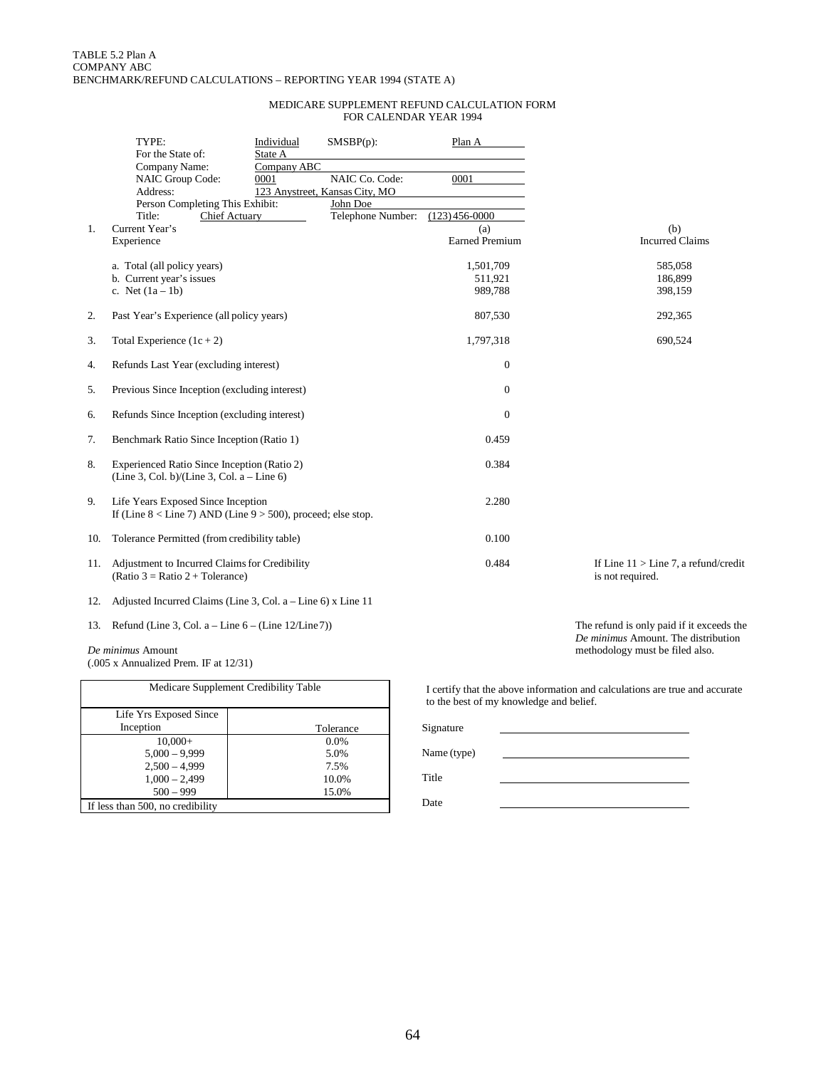TABLE 5.2 Plan A
COMPANY ABC
BENCHMARK/REFUND CALCULATIONS – REPORTING YEAR 1994 (STATE A)

MEDICARE SUPPLEMENT REFUND CALCULATION FORM
FOR CALENDAR YEAR 1994

TYPE: Individual SMSBP(p): Plan A
For the State of: State A
Company Name: Company ABC
NAIC Group Code: 0001 NAIC Co. Code: 0001
Address: 123 Anystreet, Kansas City, MO
Person Completing This Exhibit: John Doe
Title: Chief Actuary Telephone Number: (123) 456-0000

| | | (a) Earned Premium | (b) Incurred Claims |
|---|---|---|---|
| 1. | Current Year's Experience | | |
| | a. Total (all policy years) | 1,501,709 | 585,058 |
| | b. Current year's issues | 511,921 | 186,899 |
| | c. Net (1a – 1b) | 989,788 | 398,159 |
| 2. | Past Year's Experience (all policy years) | 807,530 | 292,365 |
| 3. | Total Experience (1c + 2) | 1,797,318 | 690,524 |
| 4. | Refunds Last Year (excluding interest) | 0 | |
| 5. | Previous Since Inception (excluding interest) | 0 | |
| 6. | Refunds Since Inception (excluding interest) | 0 | |
| 7. | Benchmark Ratio Since Inception (Ratio 1) | 0.459 | |
| 8. | Experienced Ratio Since Inception (Ratio 2)<br>(Line 3, Col. b)/(Line 3, Col. a – Line 6) | 0.384 | |
| 9. | Life Years Exposed Since Inception<br>If (Line 8 < Line 7) AND (Line 9 > 500), proceed; else stop. | 2.280 | |
| 10. | Tolerance Permitted (from credibility table) | 0.100 | |
| 11. | Adjustment to Incurred Claims for Credibility<br>(Ratio 3 = Ratio 2 + Tolerance) | 0.484 | If Line 11 > Line 7, a refund/credit is not required. |
| 12. | Adjusted Incurred Claims (Line 3, Col. a – Line 6) x Line 11 | | |
| 13. | Refund (Line 3, Col. a – Line 6 – (Line 12/Line 7)) | | The refund is only paid if it exceeds the *De minimus* Amount. The distribution methodology must be filed also. |

*De minimus* Amount
(.005 x Annualized Prem. IF at 12/31)

| Medicare Supplement Credibility Table | |
|---|---|
| Life Yrs Exposed Since Inception | Tolerance |
| 10,000+ | 0.0% |
| 5,000 – 9,999 | 5.0% |
| 2,500 – 4,999 | 7.5% |
| 1,000 – 2,499 | 10.0% |
| 500 – 999 | 15.0% |
| If less than 500, no credibility | |

I certify that the above information and calculations are true and accurate to the best of my knowledge and belief.

Signature ______________________

Name (type) ______________________

Title ______________________

Date ______________________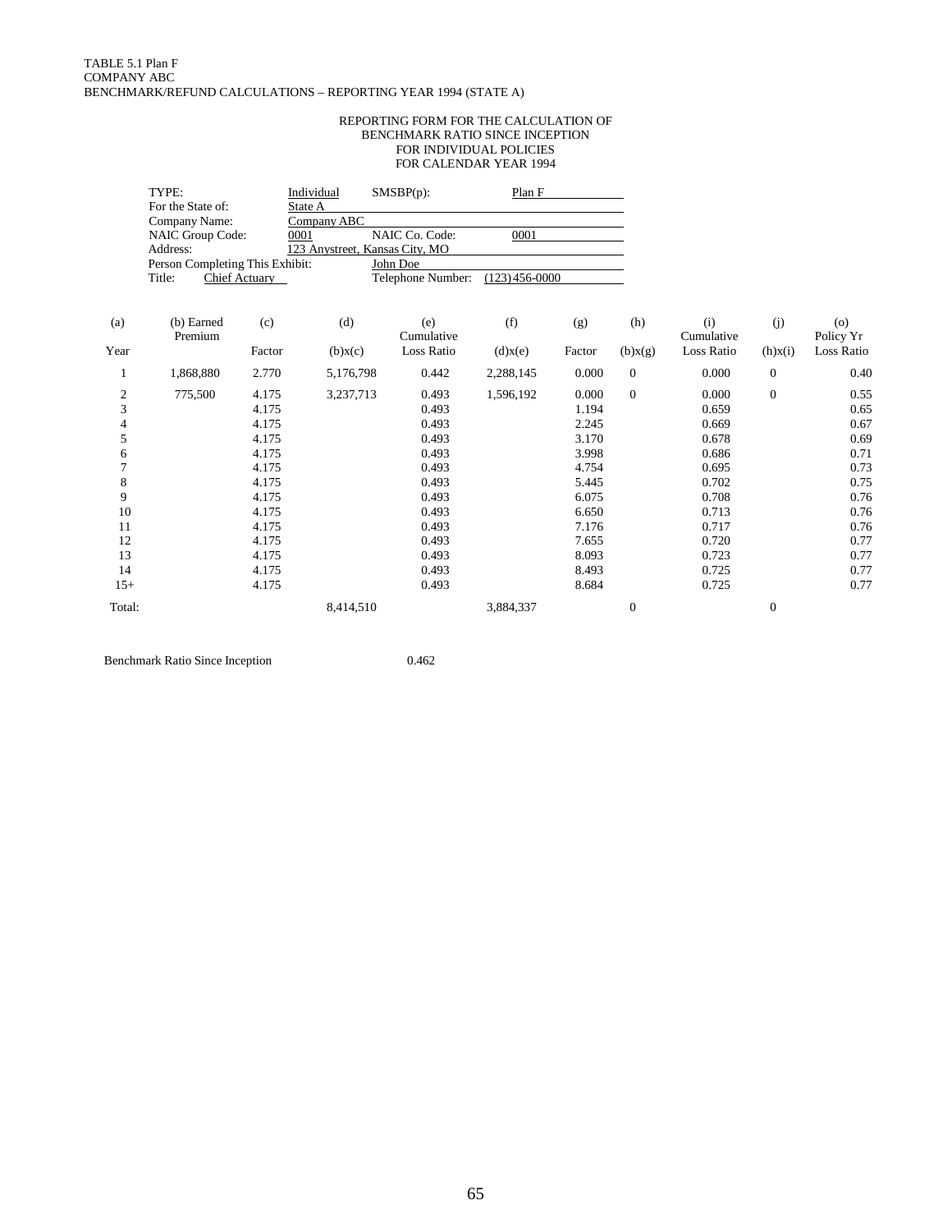TABLE 5.1 Plan F
COMPANY ABC
BENCHMARK/REFUND CALCULATIONS – REPORTING YEAR 1994 (STATE A)

REPORTING FORM FOR THE CALCULATION OF
BENCHMARK RATIO SINCE INCEPTION
FOR INDIVIDUAL POLICIES
FOR CALENDAR YEAR 1994

| | | | |
|---|---|---|---|
| TYPE: | Individual | SMSBP(p): | Plan F |
| For the State of: | State A | | |
| Company Name: | Company ABC | | |
| NAIC Group Code: | 0001 | NAIC Co. Code: | 0001 |
| Address: | 123 Anystreet, Kansas City, MO | | |
| Person Completing This Exhibit: | | John Doe | |
| Title: | Chief Actuary | Telephone Number: | (123) 456-0000 |

| (a)<br>Year | (b) Earned Premium | (c)<br>Factor | (d)<br>(b)x(c) | (e)<br>Cumulative Loss Ratio | (f)<br>(d)x(e) | (g)<br>Factor | (h)<br>(b)x(g) | (i)<br>Cumulative Loss Ratio | (j)<br>(h)x(i) | (o)<br>Policy Yr Loss Ratio |
|---|---|---|---|---|---|---|---|---|---|---|
| 1 | 1,868,880 | 2.770 | 5,176,798 | 0.442 | 2,288,145 | 0.000 | 0 | 0.000 | 0 | 0.40 |
| 2 | 775,500 | 4.175 | 3,237,713 | 0.493 | 1,596,192 | 0.000 | 0 | 0.000 | 0 | 0.55 |
| 3 | | 4.175 | | 0.493 | | 1.194 | | 0.659 | | 0.65 |
| 4 | | 4.175 | | 0.493 | | 2.245 | | 0.669 | | 0.67 |
| 5 | | 4.175 | | 0.493 | | 3.170 | | 0.678 | | 0.69 |
| 6 | | 4.175 | | 0.493 | | 3.998 | | 0.686 | | 0.71 |
| 7 | | 4.175 | | 0.493 | | 4.754 | | 0.695 | | 0.73 |
| 8 | | 4.175 | | 0.493 | | 5.445 | | 0.702 | | 0.75 |
| 9 | | 4.175 | | 0.493 | | 6.075 | | 0.708 | | 0.76 |
| 10 | | 4.175 | | 0.493 | | 6.650 | | 0.713 | | 0.76 |
| 11 | | 4.175 | | 0.493 | | 7.176 | | 0.717 | | 0.76 |
| 12 | | 4.175 | | 0.493 | | 7.655 | | 0.720 | | 0.77 |
| 13 | | 4.175 | | 0.493 | | 8.093 | | 0.723 | | 0.77 |
| 14 | | 4.175 | | 0.493 | | 8.493 | | 0.725 | | 0.77 |
| 15+ | | 4.175 | | 0.493 | | 8.684 | | 0.725 | | 0.77 |
| Total: | | | 8,414,510 | | 3,884,337 | | 0 | | 0 | |

Benchmark Ratio Since Inception 0.462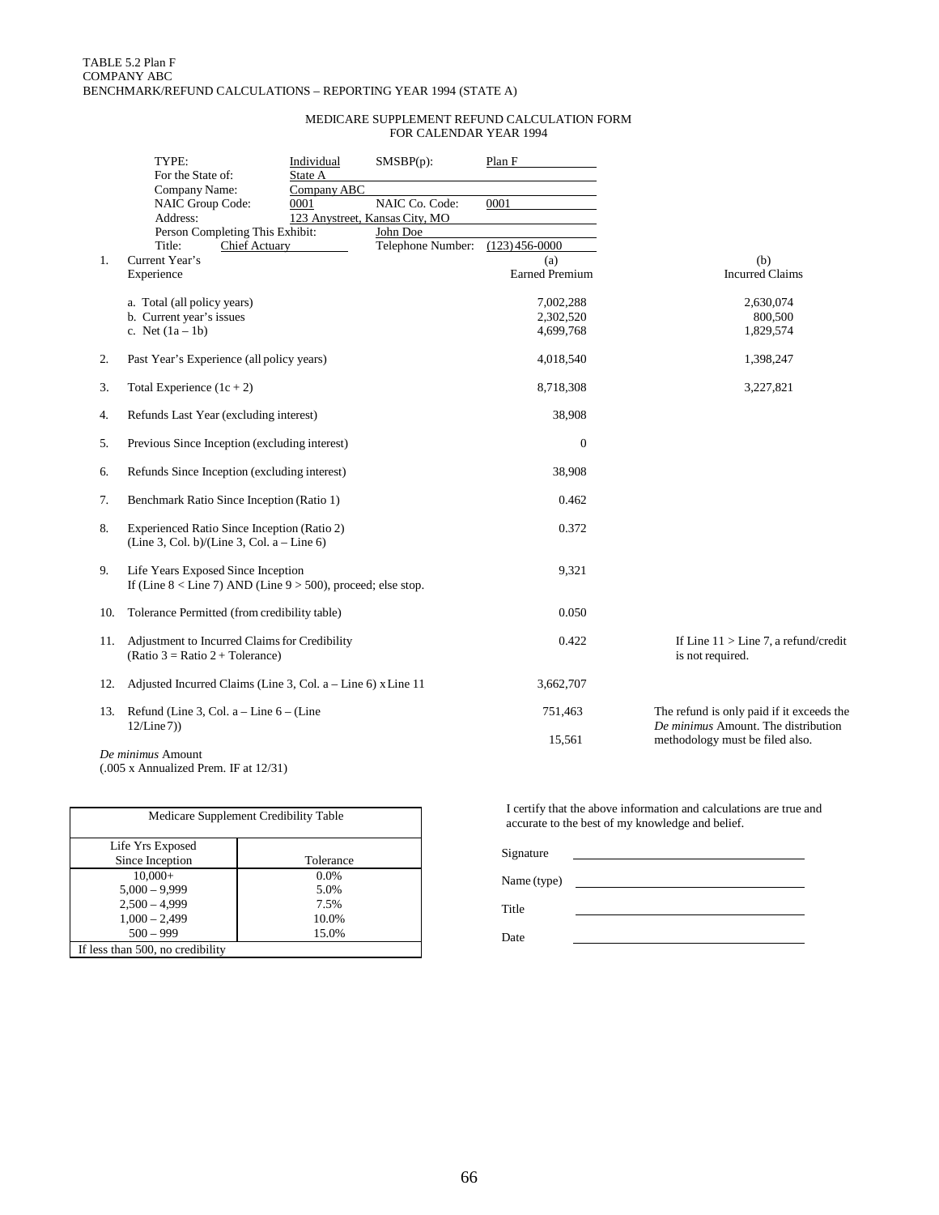TABLE 5.2 Plan F
COMPANY ABC
BENCHMARK/REFUND CALCULATIONS – REPORTING YEAR 1994 (STATE A)

MEDICARE SUPPLEMENT REFUND CALCULATION FORM
FOR CALENDAR YEAR 1994

TYPE: Individual SMSBP(p): Plan F
For the State of: State A
Company Name: Company ABC
NAIC Group Code: 0001 NAIC Co. Code: 0001
Address: 123 Anystreet, Kansas City, MO
Person Completing This Exhibit: John Doe
Title: Chief Actuary Telephone Number: (123) 456-0000

| | | (a) Earned Premium | (b) Incurred Claims |
|---|---|---|---|
| 1. | Current Year's Experience | | |
| | a. Total (all policy years) | 7,002,288 | 2,630,074 |
| | b. Current year's issues | 2,302,520 | 800,500 |
| | c. Net (1a – 1b) | 4,699,768 | 1,829,574 |
| 2. | Past Year's Experience (all policy years) | 4,018,540 | 1,398,247 |
| 3. | Total Experience (1c + 2) | 8,718,308 | 3,227,821 |
| 4. | Refunds Last Year (excluding interest) | 38,908 | |
| 5. | Previous Since Inception (excluding interest) | 0 | |
| 6. | Refunds Since Inception (excluding interest) | 38,908 | |
| 7. | Benchmark Ratio Since Inception (Ratio 1) | 0.462 | |
| 8. | Experienced Ratio Since Inception (Ratio 2)<br>(Line 3, Col. b)/(Line 3, Col. a – Line 6) | 0.372 | |
| 9. | Life Years Exposed Since Inception<br>If (Line 8 < Line 7) AND (Line 9 > 500), proceed; else stop. | 9,321 | |
| 10. | Tolerance Permitted (from credibility table) | 0.050 | |
| 11. | Adjustment to Incurred Claims for Credibility<br>(Ratio 3 = Ratio 2 + Tolerance) | 0.422 | If Line 11 > Line 7, a refund/credit is not required. |
| 12. | Adjusted Incurred Claims (Line 3, Col. a – Line 6) x Line 11 | 3,662,707 | |
| 13. | Refund (Line 3, Col. a – Line 6 – (Line 12/Line 7)) | 751,463 | The refund is only paid if it exceeds the *De minimus* Amount. The distribution methodology must be filed also. |
| | *De minimus* Amount<br>(.005 x Annualized Prem. IF at 12/31) | 15,561 | |

| Medicare Supplement Credibility Table | |
|---|---|
| Life Yrs Exposed Since Inception | Tolerance |
| 10,000+ | 0.0% |
| 5,000 – 9,999 | 5.0% |
| 2,500 – 4,999 | 7.5% |
| 1,000 – 2,499 | 10.0% |
| 500 – 999 | 15.0% |
| If less than 500, no credibility | |

I certify that the above information and calculations are true and accurate to the best of my knowledge and belief.

Signature ______________________

Name (type) ______________________

Title ______________________

Date ______________________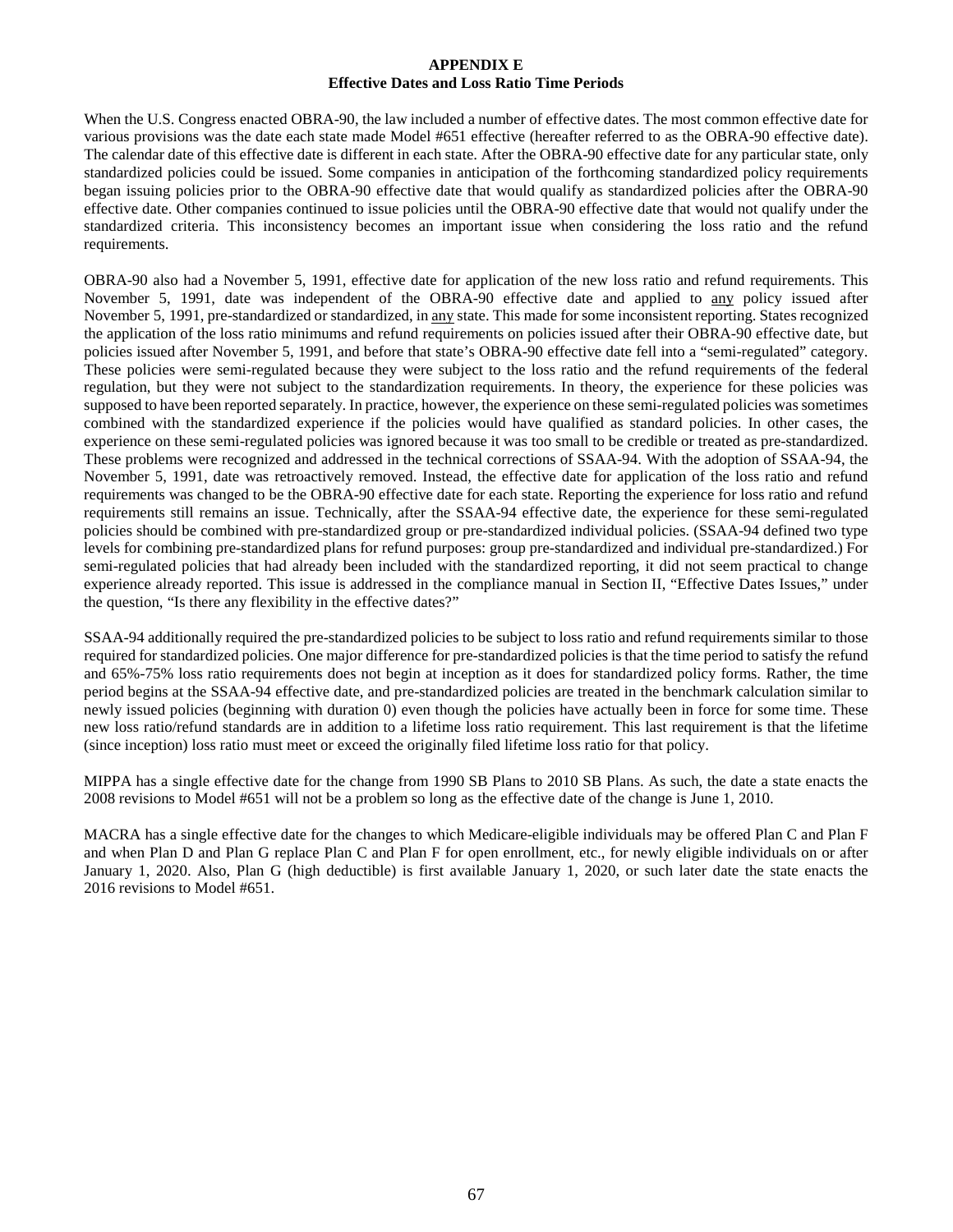**APPENDIX E**
**Effective Dates and Loss Ratio Time Periods**

When the U.S. Congress enacted OBRA-90, the law included a number of effective dates. The most common effective date for various provisions was the date each state made Model #651 effective (hereafter referred to as the OBRA-90 effective date). The calendar date of this effective date is different in each state. After the OBRA-90 effective date for any particular state, only standardized policies could be issued. Some companies in anticipation of the forthcoming standardized policy requirements began issuing policies prior to the OBRA-90 effective date that would qualify as standardized policies after the OBRA-90 effective date. Other companies continued to issue policies until the OBRA-90 effective date that would not qualify under the standardized criteria. This inconsistency becomes an important issue when considering the loss ratio and the refund requirements.

OBRA-90 also had a November 5, 1991, effective date for application of the new loss ratio and refund requirements. This November 5, 1991, date was independent of the OBRA-90 effective date and applied to any policy issued after November 5, 1991, pre-standardized or standardized, in any state. This made for some inconsistent reporting. States recognized the application of the loss ratio minimums and refund requirements on policies issued after their OBRA-90 effective date, but policies issued after November 5, 1991, and before that state's OBRA-90 effective date fell into a "semi-regulated" category. These policies were semi-regulated because they were subject to the loss ratio and the refund requirements of the federal regulation, but they were not subject to the standardization requirements. In theory, the experience for these policies was supposed to have been reported separately. In practice, however, the experience on these semi-regulated policies was sometimes combined with the standardized experience if the policies would have qualified as standard policies. In other cases, the experience on these semi-regulated policies was ignored because it was too small to be credible or treated as pre-standardized. These problems were recognized and addressed in the technical corrections of SSAA-94. With the adoption of SSAA-94, the November 5, 1991, date was retroactively removed. Instead, the effective date for application of the loss ratio and refund requirements was changed to be the OBRA-90 effective date for each state. Reporting the experience for loss ratio and refund requirements still remains an issue. Technically, after the SSAA-94 effective date, the experience for these semi-regulated policies should be combined with pre-standardized group or pre-standardized individual policies. (SSAA-94 defined two type levels for combining pre-standardized plans for refund purposes: group pre-standardized and individual pre-standardized.) For semi-regulated policies that had already been included with the standardized reporting, it did not seem practical to change experience already reported. This issue is addressed in the compliance manual in Section II, "Effective Dates Issues," under the question, "Is there any flexibility in the effective dates?"

SSAA-94 additionally required the pre-standardized policies to be subject to loss ratio and refund requirements similar to those required for standardized policies. One major difference for pre-standardized policies is that the time period to satisfy the refund and 65%-75% loss ratio requirements does not begin at inception as it does for standardized policy forms. Rather, the time period begins at the SSAA-94 effective date, and pre-standardized policies are treated in the benchmark calculation similar to newly issued policies (beginning with duration 0) even though the policies have actually been in force for some time. These new loss ratio/refund standards are in addition to a lifetime loss ratio requirement. This last requirement is that the lifetime (since inception) loss ratio must meet or exceed the originally filed lifetime loss ratio for that policy.

MIPPA has a single effective date for the change from 1990 SB Plans to 2010 SB Plans. As such, the date a state enacts the 2008 revisions to Model #651 will not be a problem so long as the effective date of the change is June 1, 2010.

MACRA has a single effective date for the changes to which Medicare-eligible individuals may be offered Plan C and Plan F and when Plan D and Plan G replace Plan C and Plan F for open enrollment, etc., for newly eligible individuals on or after January 1, 2020. Also, Plan G (high deductible) is first available January 1, 2020, or such later date the state enacts the 2016 revisions to Model #651.